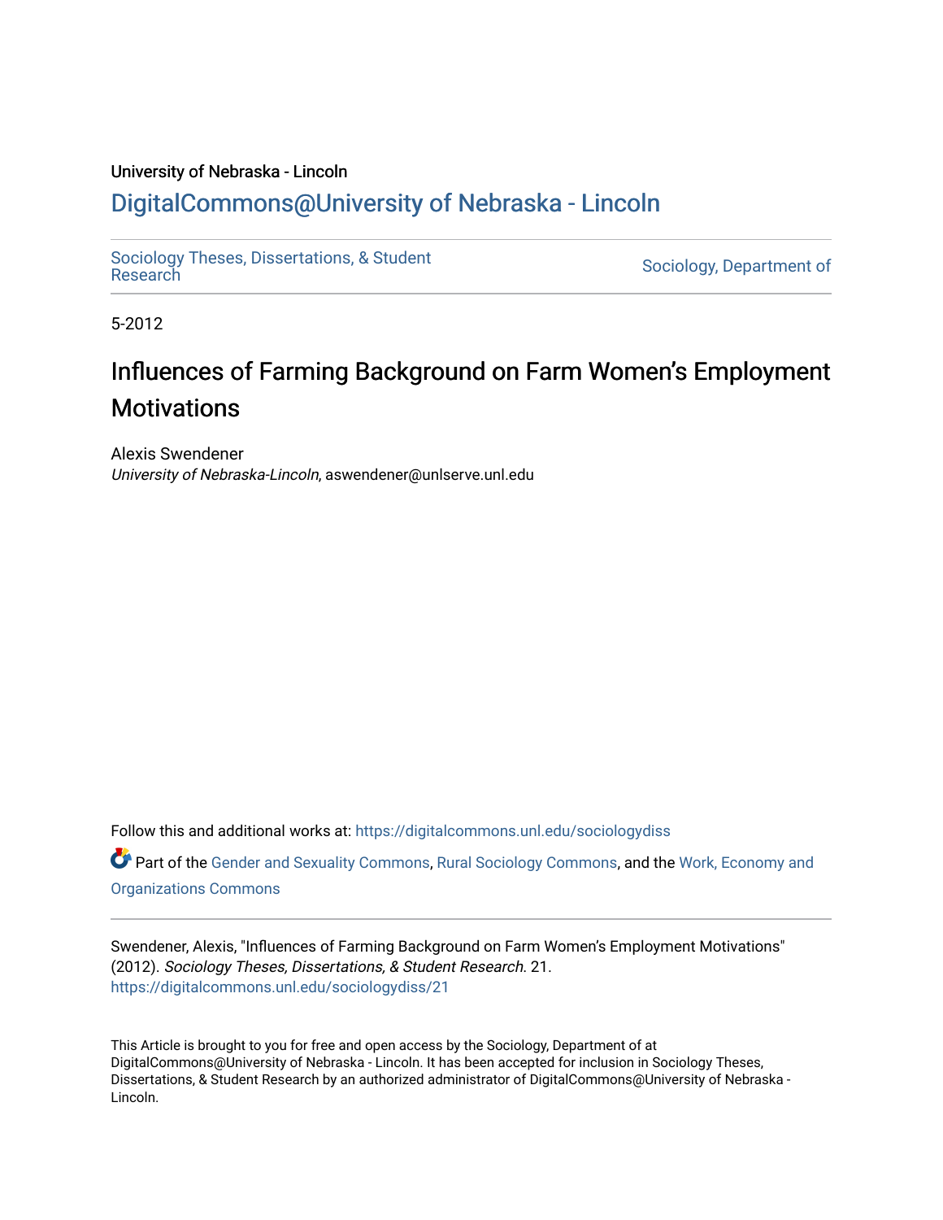University of Nebraska - Lincoln

# DigitalCommons@University of Nebraska - Lincoln

Sociology Theses, Dissertations, & Student Research

Sociology, Department of

5-2012

# Influences of Farming Background on Farm Women's Employment Motivations

Alexis Swendener
*University of Nebraska-Lincoln*, aswendener@unlserve.unl.edu

Follow this and additional works at: https://digitalcommons.unl.edu/sociologydiss

Part of the Gender and Sexuality Commons, Rural Sociology Commons, and the Work, Economy and Organizations Commons

Swendener, Alexis, "Influences of Farming Background on Farm Women's Employment Motivations" (2012). *Sociology Theses, Dissertations, & Student Research*. 21.
https://digitalcommons.unl.edu/sociologydiss/21

This Article is brought to you for free and open access by the Sociology, Department of at DigitalCommons@University of Nebraska - Lincoln. It has been accepted for inclusion in Sociology Theses, Dissertations, & Student Research by an authorized administrator of DigitalCommons@University of Nebraska - Lincoln.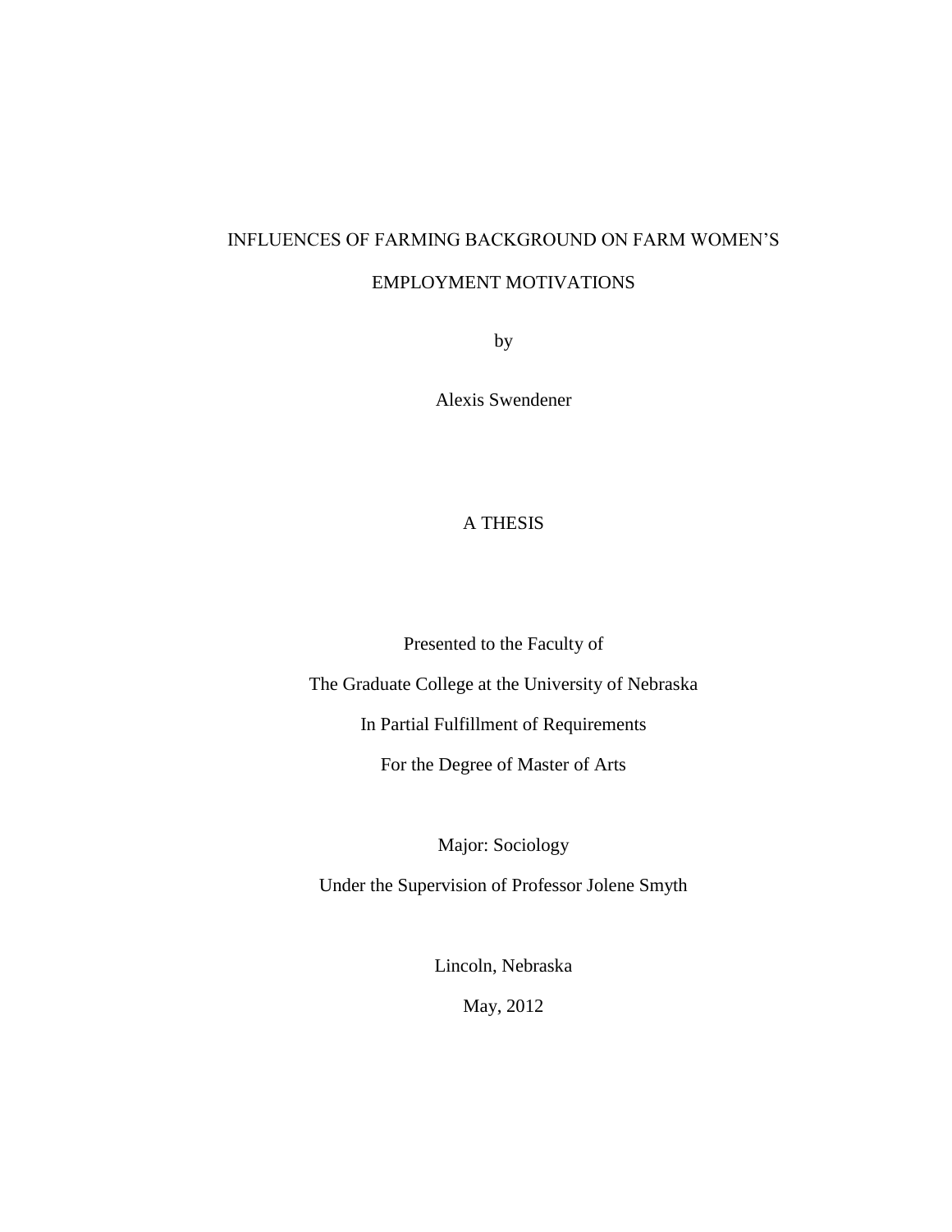# INFLUENCES OF FARMING BACKGROUND ON FARM WOMEN'S EMPLOYMENT MOTIVATIONS

by

Alexis Swendener

A THESIS

Presented to the Faculty of

The Graduate College at the University of Nebraska

In Partial Fulfillment of Requirements

For the Degree of Master of Arts

Major: Sociology

Under the Supervision of Professor Jolene Smyth

Lincoln, Nebraska

May, 2012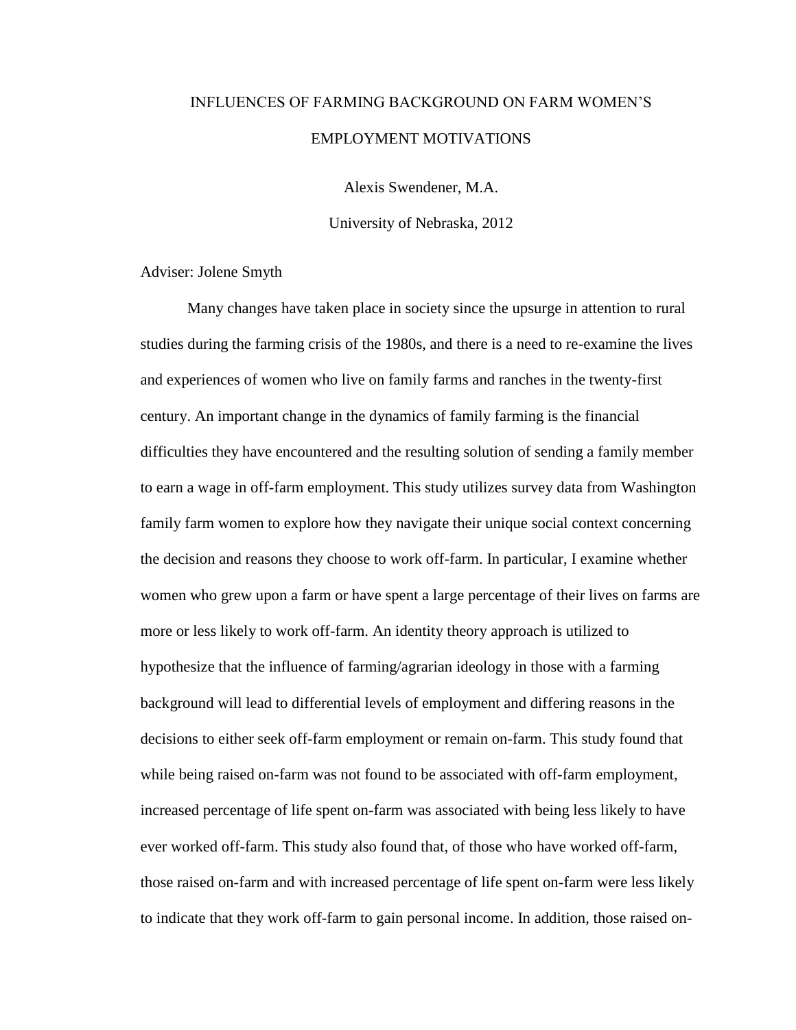# INFLUENCES OF FARMING BACKGROUND ON FARM WOMEN'S EMPLOYMENT MOTIVATIONS

Alexis Swendener, M.A.

University of Nebraska, 2012

Adviser: Jolene Smyth

Many changes have taken place in society since the upsurge in attention to rural studies during the farming crisis of the 1980s, and there is a need to re-examine the lives and experiences of women who live on family farms and ranches in the twenty-first century. An important change in the dynamics of family farming is the financial difficulties they have encountered and the resulting solution of sending a family member to earn a wage in off-farm employment. This study utilizes survey data from Washington family farm women to explore how they navigate their unique social context concerning the decision and reasons they choose to work off-farm. In particular, I examine whether women who grew upon a farm or have spent a large percentage of their lives on farms are more or less likely to work off-farm. An identity theory approach is utilized to hypothesize that the influence of farming/agrarian ideology in those with a farming background will lead to differential levels of employment and differing reasons in the decisions to either seek off-farm employment or remain on-farm. This study found that while being raised on-farm was not found to be associated with off-farm employment, increased percentage of life spent on-farm was associated with being less likely to have ever worked off-farm. This study also found that, of those who have worked off-farm, those raised on-farm and with increased percentage of life spent on-farm were less likely to indicate that they work off-farm to gain personal income. In addition, those raised on-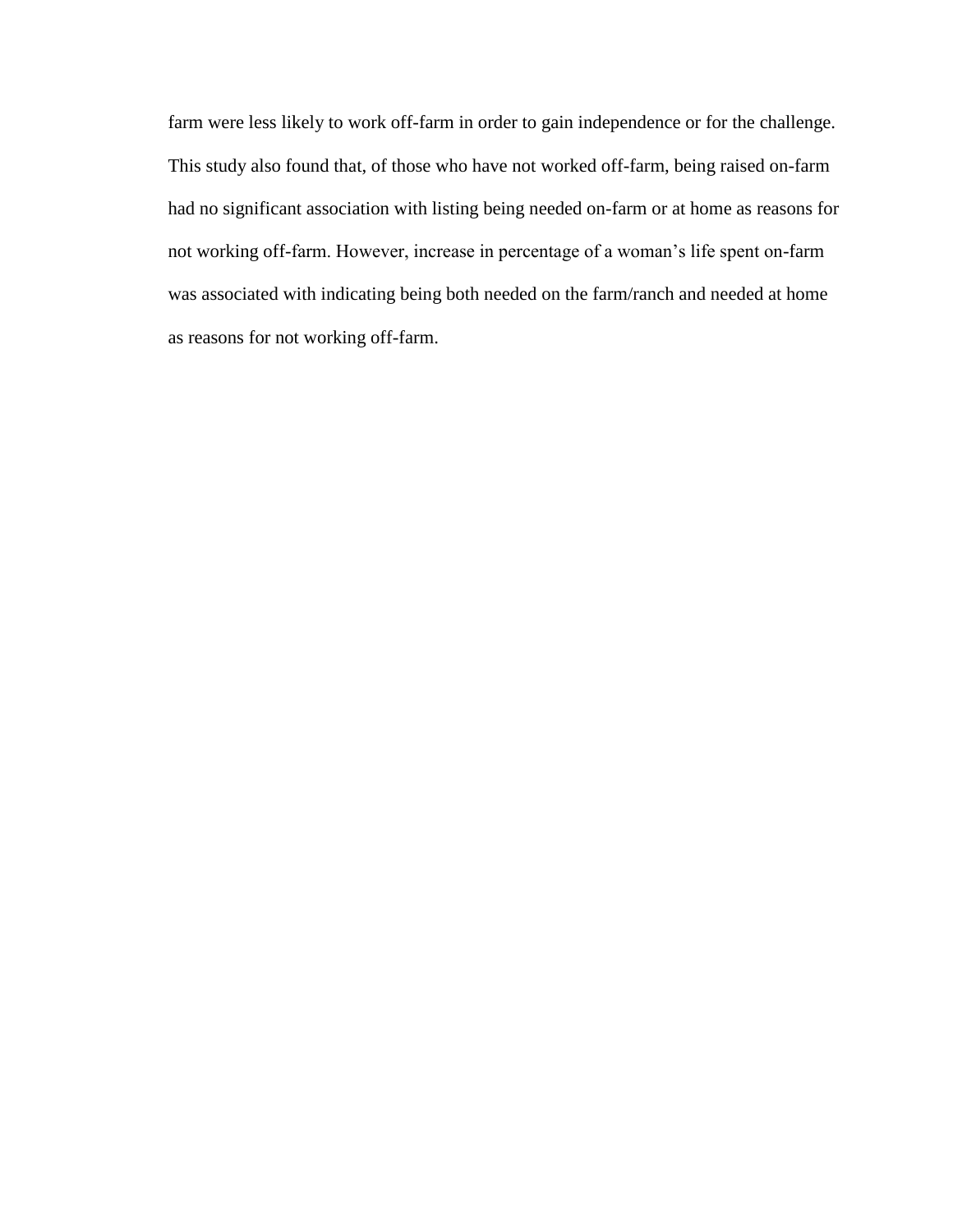farm were less likely to work off-farm in order to gain independence or for the challenge. This study also found that, of those who have not worked off-farm, being raised on-farm had no significant association with listing being needed on-farm or at home as reasons for not working off-farm. However, increase in percentage of a woman's life spent on-farm was associated with indicating being both needed on the farm/ranch and needed at home as reasons for not working off-farm.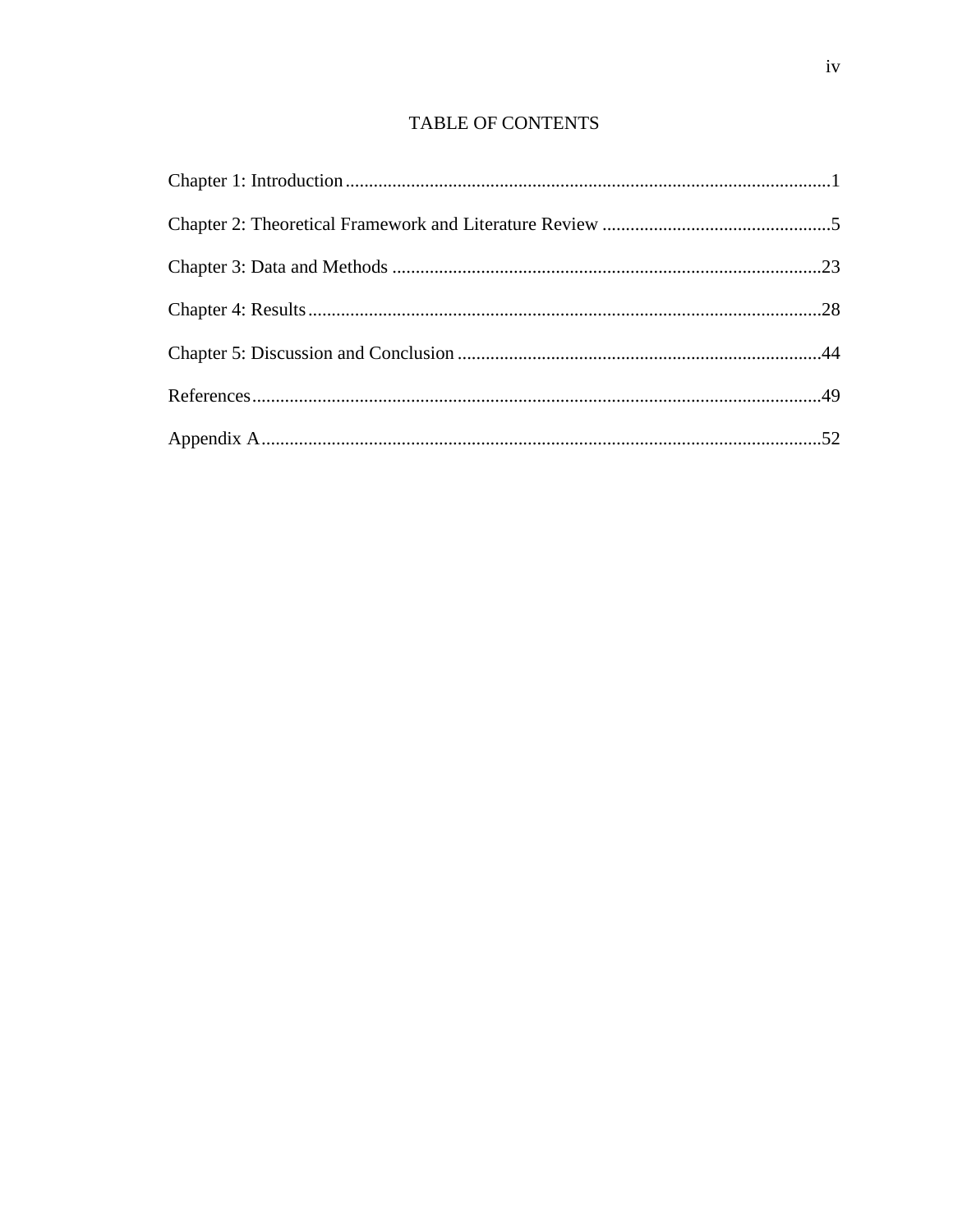# TABLE OF CONTENTS

Chapter 1: Introduction........................................................................................................1

Chapter 2: Theoretical Framework and Literature Review .................................................5

Chapter 3: Data and Methods ............................................................................................23

Chapter 4: Results..............................................................................................................28

Chapter 5: Discussion and Conclusion .............................................................................44

References..........................................................................................................................49

Appendix A........................................................................................................................52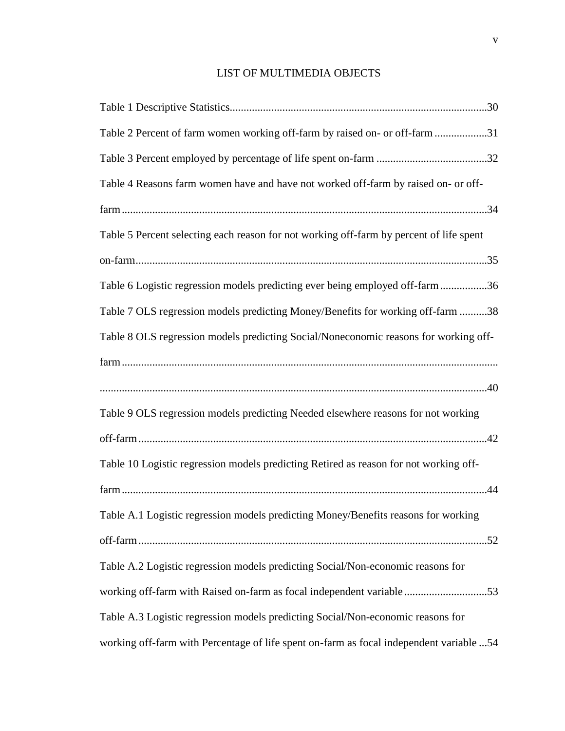## LIST OF MULTIMEDIA OBJECTS

Table 1 Descriptive Statistics............................................................................................30

Table 2 Percent of farm women working off-farm by raised on- or off-farm ..................31

Table 3 Percent employed by percentage of life spent on-farm .......................................32

Table 4 Reasons farm women have and have not worked off-farm by raised on- or off-farm ..................................................................................................................................34

Table 5 Percent selecting each reason for not working off-farm by percent of life spent on-farm.............................................................................................................................35

Table 6 Logistic regression models predicting ever being employed off-farm.................36

Table 7 OLS regression models predicting Money/Benefits for working off-farm ..........38

Table 8 OLS regression models predicting Social/Noneconomic reasons for working off-farm.....................................................................................................................................................................................................................................40

Table 9 OLS regression models predicting Needed elsewhere reasons for not working off-farm.............................................................................................................................42

Table 10 Logistic regression models predicting Retired as reason for not working off-farm ..................................................................................................................................44

Table A.1 Logistic regression models predicting Money/Benefits reasons for working off-farm.............................................................................................................................52

Table A.2 Logistic regression models predicting Social/Non-economic reasons for working off-farm with Raised on-farm as focal independent variable .............................53

Table A.3 Logistic regression models predicting Social/Non-economic reasons for working off-farm with Percentage of life spent on-farm as focal independent variable ...54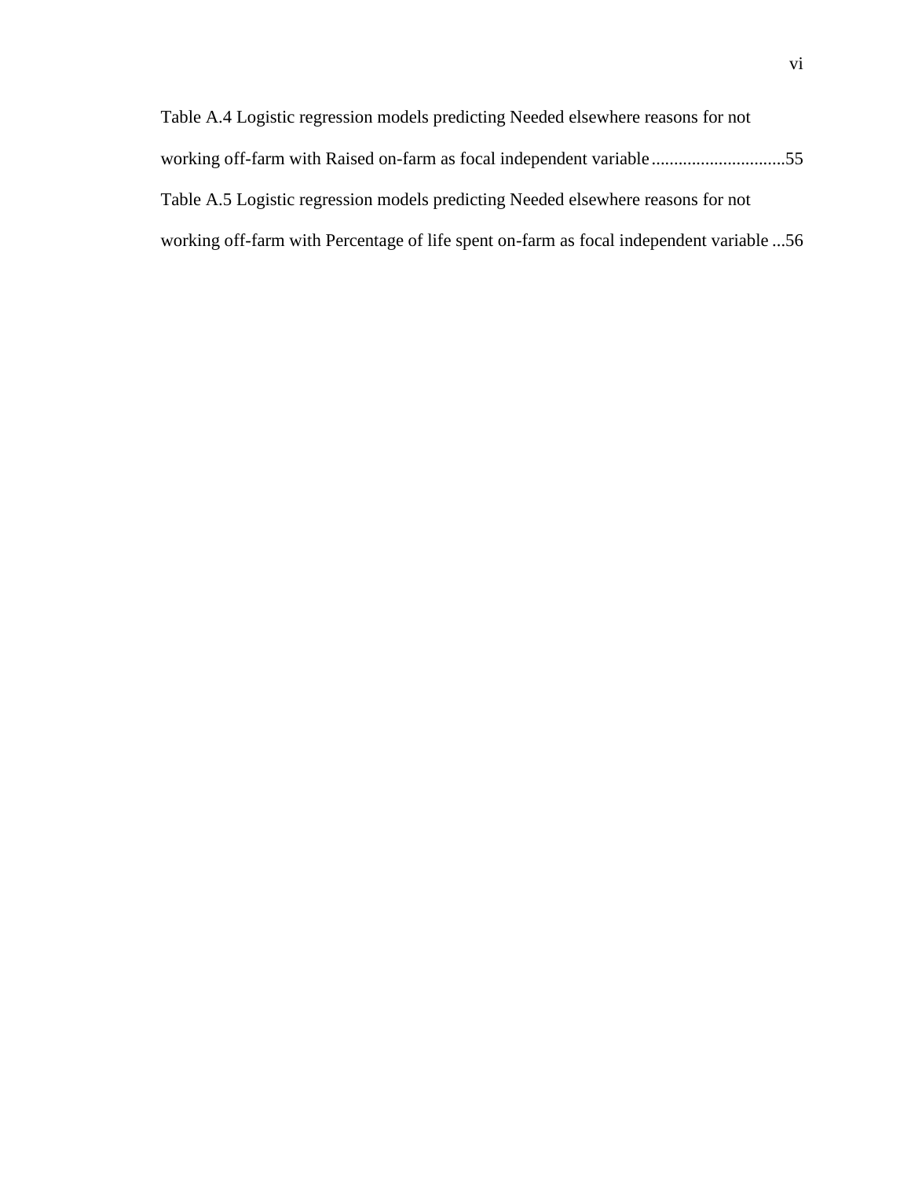Table A.4 Logistic regression models predicting Needed elsewhere reasons for not working off-farm with Raised on-farm as focal independent variable .............................55

Table A.5 Logistic regression models predicting Needed elsewhere reasons for not working off-farm with Percentage of life spent on-farm as focal independent variable ...56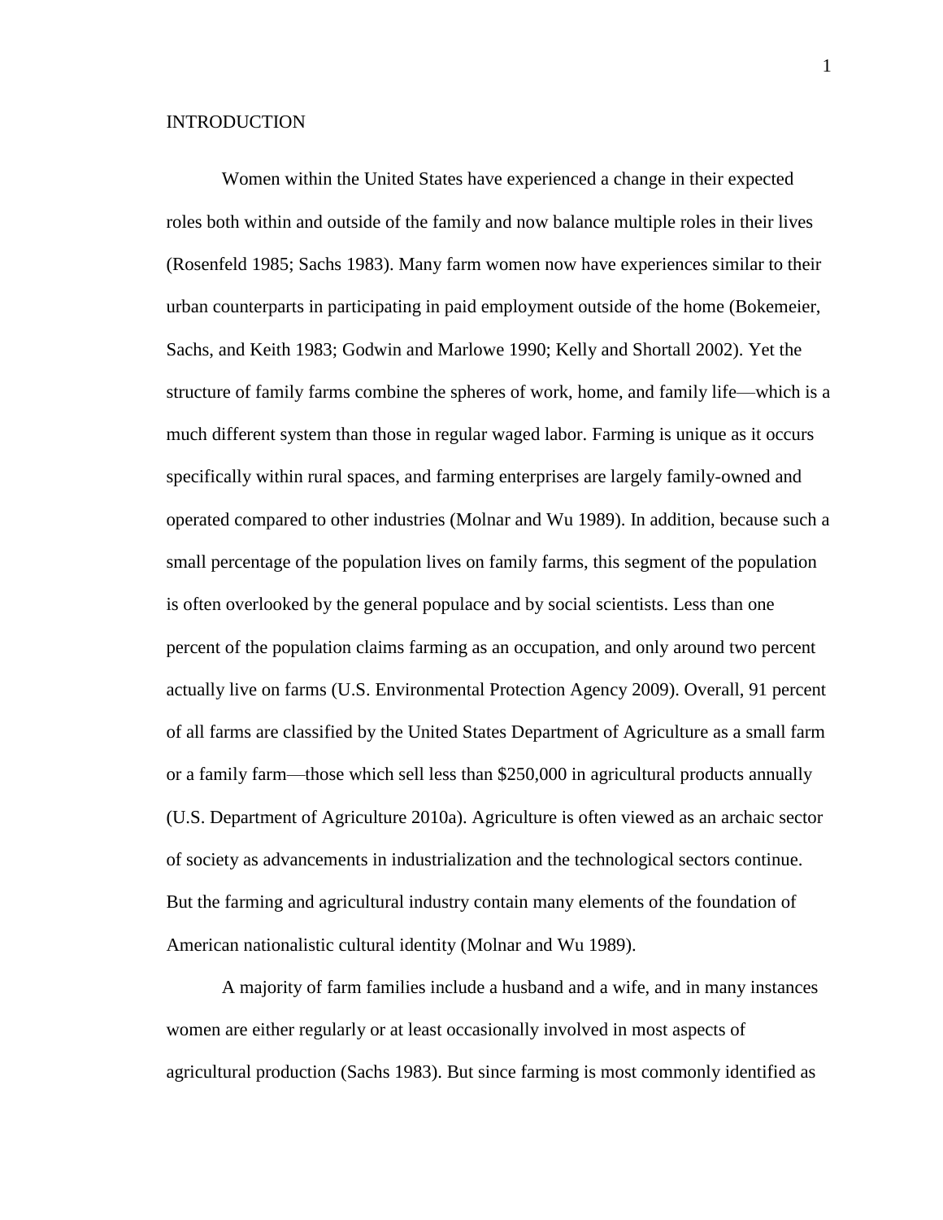# INTRODUCTION

Women within the United States have experienced a change in their expected roles both within and outside of the family and now balance multiple roles in their lives (Rosenfeld 1985; Sachs 1983). Many farm women now have experiences similar to their urban counterparts in participating in paid employment outside of the home (Bokemeier, Sachs, and Keith 1983; Godwin and Marlowe 1990; Kelly and Shortall 2002). Yet the structure of family farms combine the spheres of work, home, and family life—which is a much different system than those in regular waged labor. Farming is unique as it occurs specifically within rural spaces, and farming enterprises are largely family-owned and operated compared to other industries (Molnar and Wu 1989). In addition, because such a small percentage of the population lives on family farms, this segment of the population is often overlooked by the general populace and by social scientists. Less than one percent of the population claims farming as an occupation, and only around two percent actually live on farms (U.S. Environmental Protection Agency 2009). Overall, 91 percent of all farms are classified by the United States Department of Agriculture as a small farm or a family farm—those which sell less than $250,000 in agricultural products annually (U.S. Department of Agriculture 2010a). Agriculture is often viewed as an archaic sector of society as advancements in industrialization and the technological sectors continue. But the farming and agricultural industry contain many elements of the foundation of American nationalistic cultural identity (Molnar and Wu 1989).

A majority of farm families include a husband and a wife, and in many instances women are either regularly or at least occasionally involved in most aspects of agricultural production (Sachs 1983). But since farming is most commonly identified as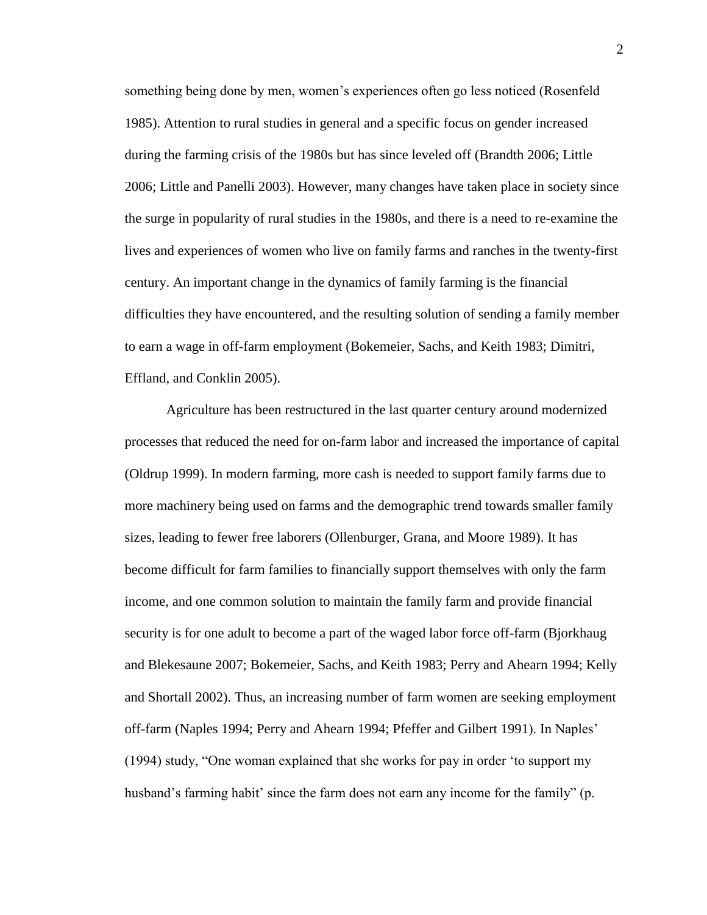something being done by men, women's experiences often go less noticed (Rosenfeld 1985). Attention to rural studies in general and a specific focus on gender increased during the farming crisis of the 1980s but has since leveled off (Brandth 2006; Little 2006; Little and Panelli 2003). However, many changes have taken place in society since the surge in popularity of rural studies in the 1980s, and there is a need to re-examine the lives and experiences of women who live on family farms and ranches in the twenty-first century. An important change in the dynamics of family farming is the financial difficulties they have encountered, and the resulting solution of sending a family member to earn a wage in off-farm employment (Bokemeier, Sachs, and Keith 1983; Dimitri, Effland, and Conklin 2005).

Agriculture has been restructured in the last quarter century around modernized processes that reduced the need for on-farm labor and increased the importance of capital (Oldrup 1999). In modern farming, more cash is needed to support family farms due to more machinery being used on farms and the demographic trend towards smaller family sizes, leading to fewer free laborers (Ollenburger, Grana, and Moore 1989). It has become difficult for farm families to financially support themselves with only the farm income, and one common solution to maintain the family farm and provide financial security is for one adult to become a part of the waged labor force off-farm (Bjorkhaug and Blekesaune 2007; Bokemeier, Sachs, and Keith 1983; Perry and Ahearn 1994; Kelly and Shortall 2002). Thus, an increasing number of farm women are seeking employment off-farm (Naples 1994; Perry and Ahearn 1994; Pfeffer and Gilbert 1991). In Naples' (1994) study, "One woman explained that she works for pay in order 'to support my husband's farming habit' since the farm does not earn any income for the family" (p.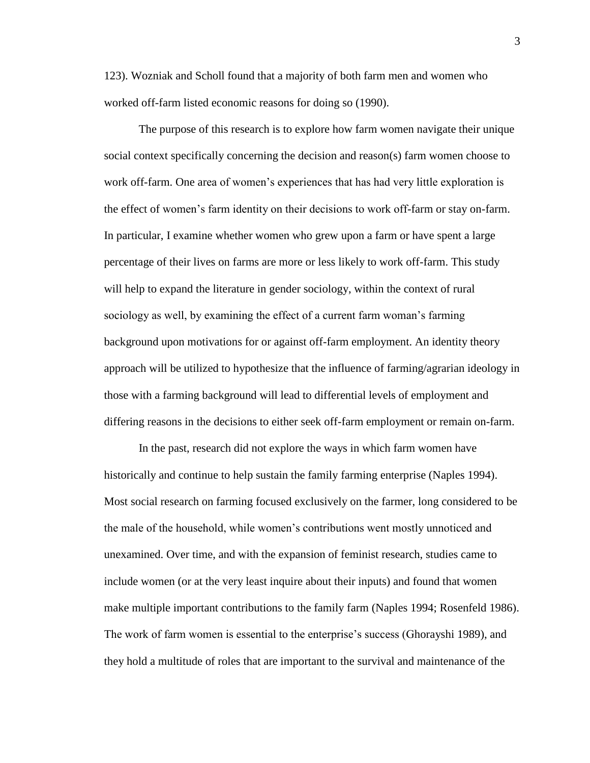123). Wozniak and Scholl found that a majority of both farm men and women who worked off-farm listed economic reasons for doing so (1990).

The purpose of this research is to explore how farm women navigate their unique social context specifically concerning the decision and reason(s) farm women choose to work off-farm. One area of women's experiences that has had very little exploration is the effect of women's farm identity on their decisions to work off-farm or stay on-farm. In particular, I examine whether women who grew upon a farm or have spent a large percentage of their lives on farms are more or less likely to work off-farm. This study will help to expand the literature in gender sociology, within the context of rural sociology as well, by examining the effect of a current farm woman's farming background upon motivations for or against off-farm employment. An identity theory approach will be utilized to hypothesize that the influence of farming/agrarian ideology in those with a farming background will lead to differential levels of employment and differing reasons in the decisions to either seek off-farm employment or remain on-farm.

In the past, research did not explore the ways in which farm women have historically and continue to help sustain the family farming enterprise (Naples 1994). Most social research on farming focused exclusively on the farmer, long considered to be the male of the household, while women's contributions went mostly unnoticed and unexamined. Over time, and with the expansion of feminist research, studies came to include women (or at the very least inquire about their inputs) and found that women make multiple important contributions to the family farm (Naples 1994; Rosenfeld 1986). The work of farm women is essential to the enterprise's success (Ghorayshi 1989), and they hold a multitude of roles that are important to the survival and maintenance of the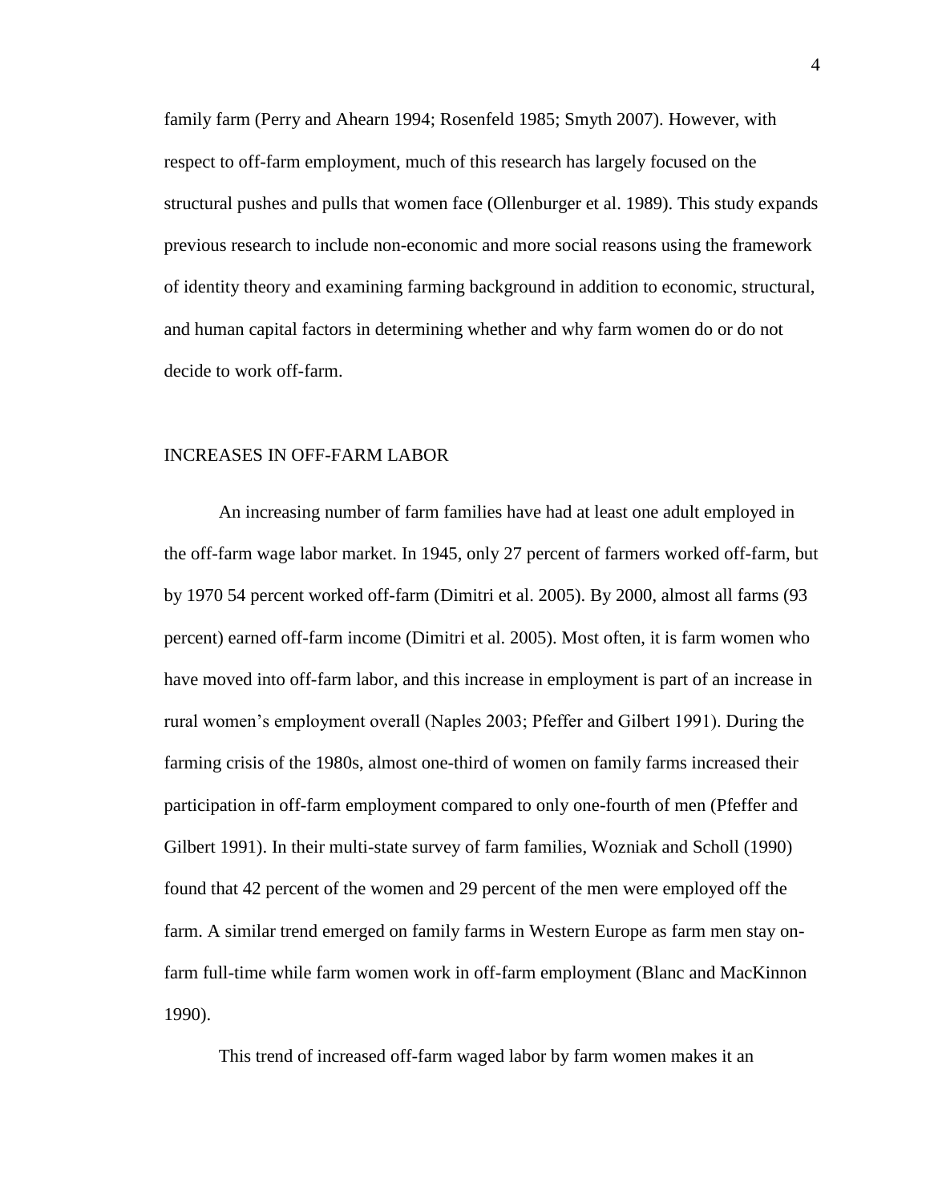family farm (Perry and Ahearn 1994; Rosenfeld 1985; Smyth 2007). However, with respect to off-farm employment, much of this research has largely focused on the structural pushes and pulls that women face (Ollenburger et al. 1989). This study expands previous research to include non-economic and more social reasons using the framework of identity theory and examining farming background in addition to economic, structural, and human capital factors in determining whether and why farm women do or do not decide to work off-farm.

## INCREASES IN OFF-FARM LABOR

An increasing number of farm families have had at least one adult employed in the off-farm wage labor market. In 1945, only 27 percent of farmers worked off-farm, but by 1970 54 percent worked off-farm (Dimitri et al. 2005). By 2000, almost all farms (93 percent) earned off-farm income (Dimitri et al. 2005). Most often, it is farm women who have moved into off-farm labor, and this increase in employment is part of an increase in rural women's employment overall (Naples 2003; Pfeffer and Gilbert 1991). During the farming crisis of the 1980s, almost one-third of women on family farms increased their participation in off-farm employment compared to only one-fourth of men (Pfeffer and Gilbert 1991). In their multi-state survey of farm families, Wozniak and Scholl (1990) found that 42 percent of the women and 29 percent of the men were employed off the farm. A similar trend emerged on family farms in Western Europe as farm men stay on-farm full-time while farm women work in off-farm employment (Blanc and MacKinnon 1990).

This trend of increased off-farm waged labor by farm women makes it an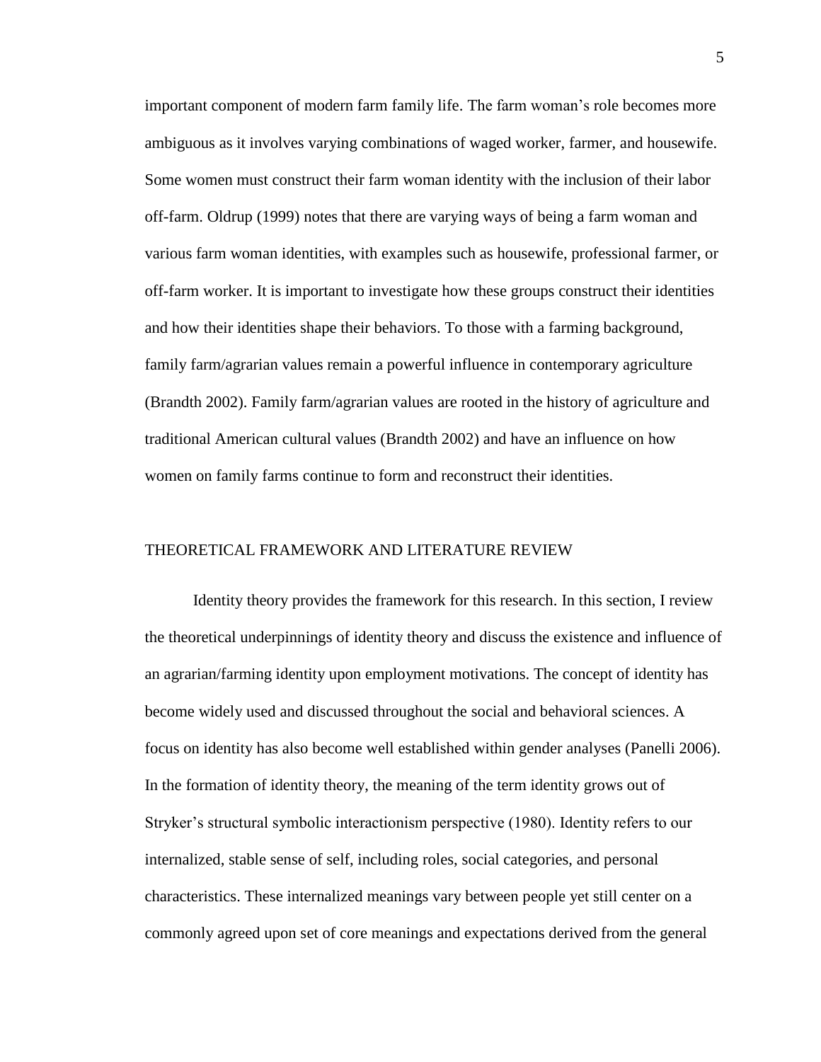important component of modern farm family life. The farm woman's role becomes more ambiguous as it involves varying combinations of waged worker, farmer, and housewife. Some women must construct their farm woman identity with the inclusion of their labor off-farm. Oldrup (1999) notes that there are varying ways of being a farm woman and various farm woman identities, with examples such as housewife, professional farmer, or off-farm worker. It is important to investigate how these groups construct their identities and how their identities shape their behaviors. To those with a farming background, family farm/agrarian values remain a powerful influence in contemporary agriculture (Brandth 2002). Family farm/agrarian values are rooted in the history of agriculture and traditional American cultural values (Brandth 2002) and have an influence on how women on family farms continue to form and reconstruct their identities.

## THEORETICAL FRAMEWORK AND LITERATURE REVIEW

Identity theory provides the framework for this research. In this section, I review the theoretical underpinnings of identity theory and discuss the existence and influence of an agrarian/farming identity upon employment motivations. The concept of identity has become widely used and discussed throughout the social and behavioral sciences. A focus on identity has also become well established within gender analyses (Panelli 2006). In the formation of identity theory, the meaning of the term identity grows out of Stryker's structural symbolic interactionism perspective (1980). Identity refers to our internalized, stable sense of self, including roles, social categories, and personal characteristics. These internalized meanings vary between people yet still center on a commonly agreed upon set of core meanings and expectations derived from the general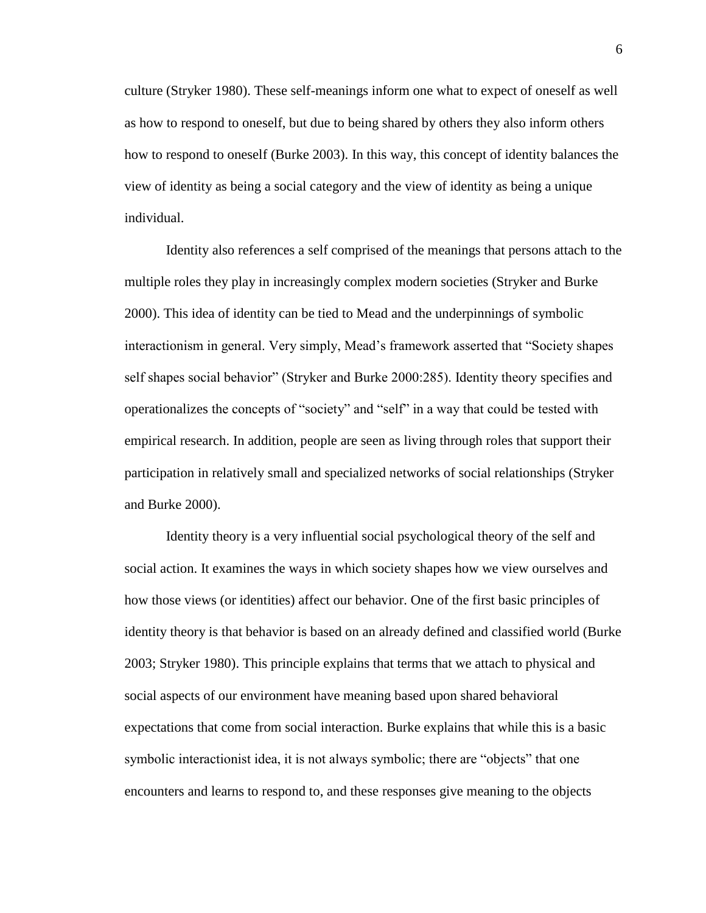culture (Stryker 1980). These self-meanings inform one what to expect of oneself as well as how to respond to oneself, but due to being shared by others they also inform others how to respond to oneself (Burke 2003). In this way, this concept of identity balances the view of identity as being a social category and the view of identity as being a unique individual.

Identity also references a self comprised of the meanings that persons attach to the multiple roles they play in increasingly complex modern societies (Stryker and Burke 2000). This idea of identity can be tied to Mead and the underpinnings of symbolic interactionism in general. Very simply, Mead's framework asserted that "Society shapes self shapes social behavior" (Stryker and Burke 2000:285). Identity theory specifies and operationalizes the concepts of "society" and "self" in a way that could be tested with empirical research. In addition, people are seen as living through roles that support their participation in relatively small and specialized networks of social relationships (Stryker and Burke 2000).

Identity theory is a very influential social psychological theory of the self and social action. It examines the ways in which society shapes how we view ourselves and how those views (or identities) affect our behavior. One of the first basic principles of identity theory is that behavior is based on an already defined and classified world (Burke 2003; Stryker 1980). This principle explains that terms that we attach to physical and social aspects of our environment have meaning based upon shared behavioral expectations that come from social interaction. Burke explains that while this is a basic symbolic interactionist idea, it is not always symbolic; there are "objects" that one encounters and learns to respond to, and these responses give meaning to the objects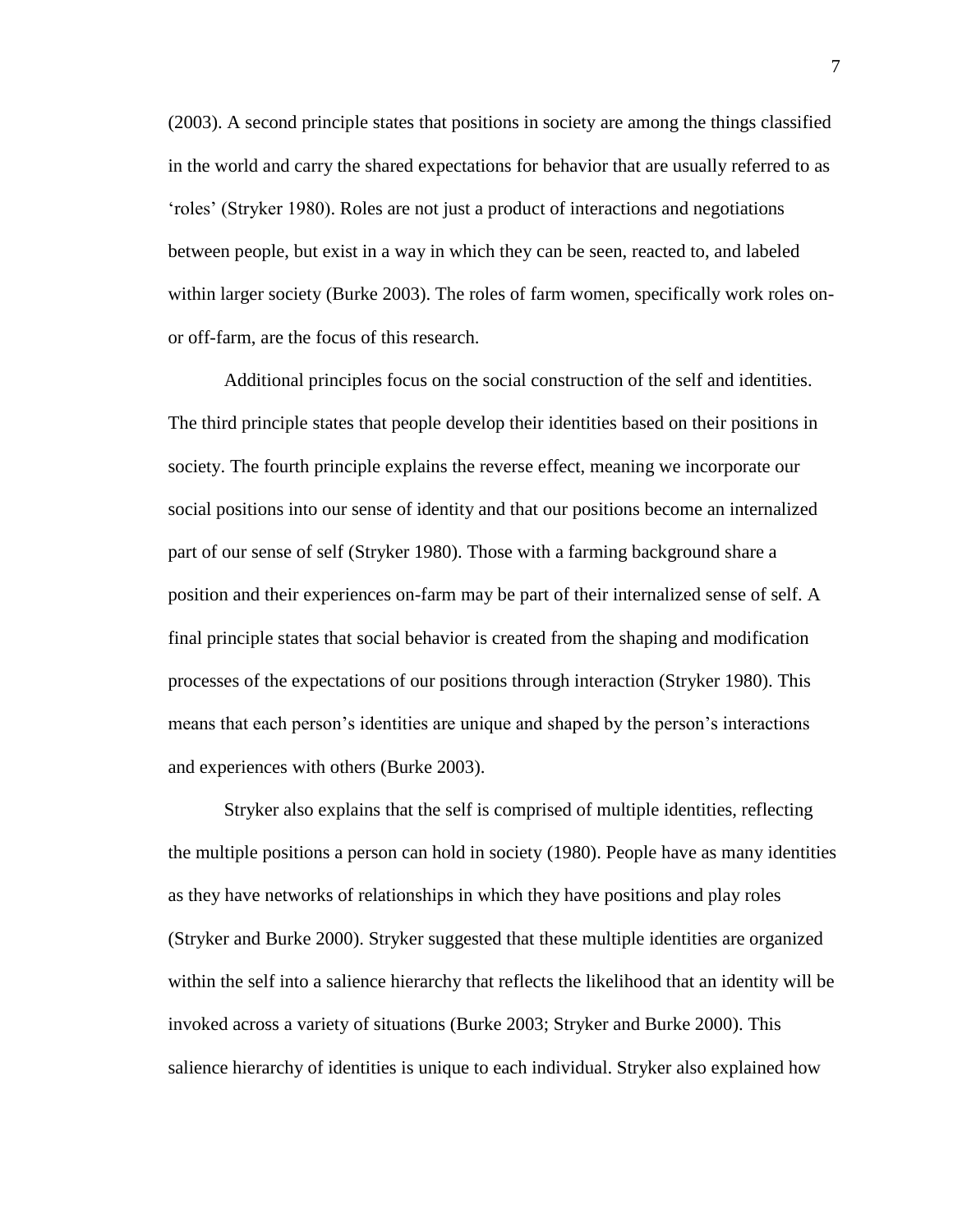(2003). A second principle states that positions in society are among the things classified in the world and carry the shared expectations for behavior that are usually referred to as 'roles' (Stryker 1980). Roles are not just a product of interactions and negotiations between people, but exist in a way in which they can be seen, reacted to, and labeled within larger society (Burke 2003). The roles of farm women, specifically work roles on- or off-farm, are the focus of this research.

Additional principles focus on the social construction of the self and identities. The third principle states that people develop their identities based on their positions in society. The fourth principle explains the reverse effect, meaning we incorporate our social positions into our sense of identity and that our positions become an internalized part of our sense of self (Stryker 1980). Those with a farming background share a position and their experiences on-farm may be part of their internalized sense of self. A final principle states that social behavior is created from the shaping and modification processes of the expectations of our positions through interaction (Stryker 1980). This means that each person's identities are unique and shaped by the person's interactions and experiences with others (Burke 2003).

Stryker also explains that the self is comprised of multiple identities, reflecting the multiple positions a person can hold in society (1980). People have as many identities as they have networks of relationships in which they have positions and play roles (Stryker and Burke 2000). Stryker suggested that these multiple identities are organized within the self into a salience hierarchy that reflects the likelihood that an identity will be invoked across a variety of situations (Burke 2003; Stryker and Burke 2000). This salience hierarchy of identities is unique to each individual. Stryker also explained how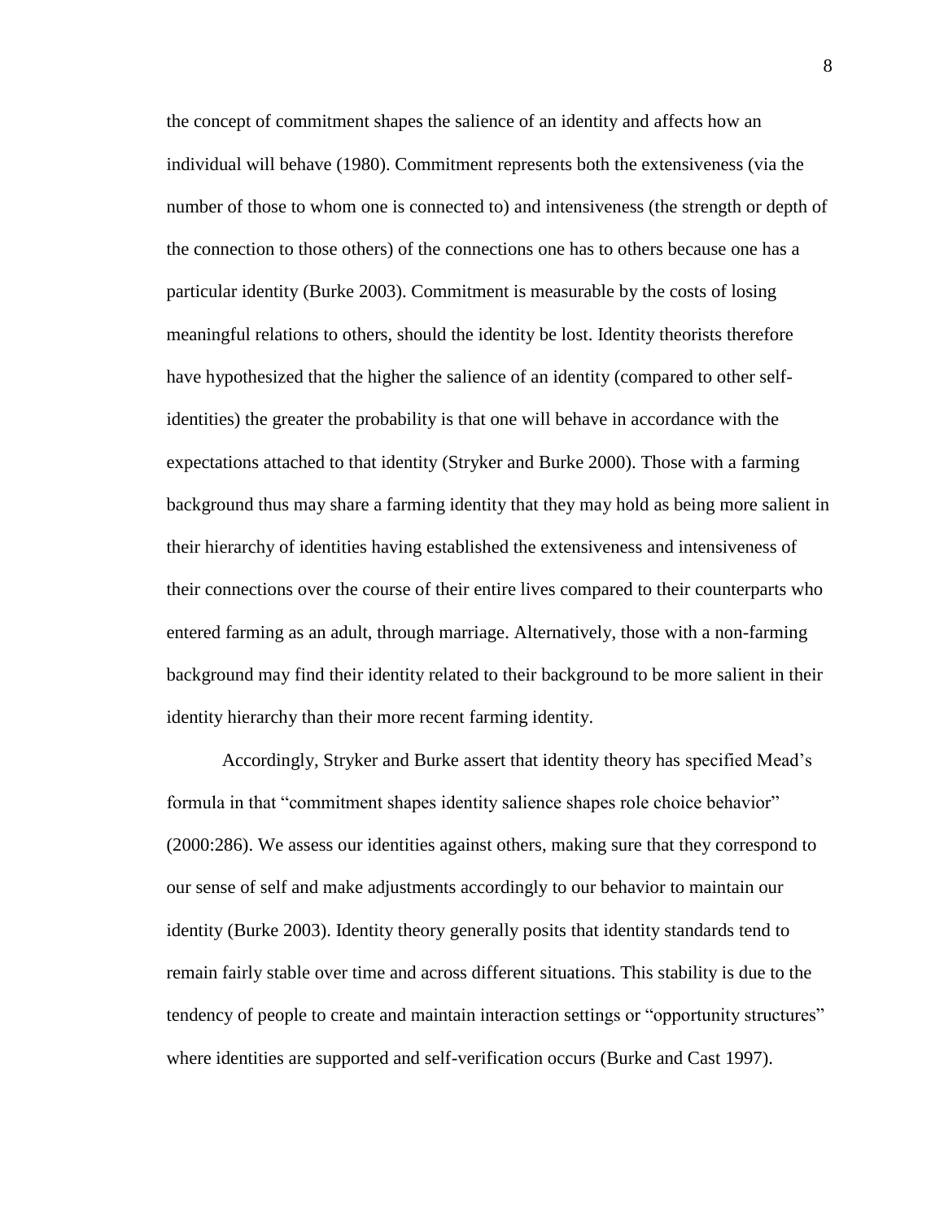the concept of commitment shapes the salience of an identity and affects how an individual will behave (1980). Commitment represents both the extensiveness (via the number of those to whom one is connected to) and intensiveness (the strength or depth of the connection to those others) of the connections one has to others because one has a particular identity (Burke 2003). Commitment is measurable by the costs of losing meaningful relations to others, should the identity be lost. Identity theorists therefore have hypothesized that the higher the salience of an identity (compared to other self-identities) the greater the probability is that one will behave in accordance with the expectations attached to that identity (Stryker and Burke 2000). Those with a farming background thus may share a farming identity that they may hold as being more salient in their hierarchy of identities having established the extensiveness and intensiveness of their connections over the course of their entire lives compared to their counterparts who entered farming as an adult, through marriage. Alternatively, those with a non-farming background may find their identity related to their background to be more salient in their identity hierarchy than their more recent farming identity.

Accordingly, Stryker and Burke assert that identity theory has specified Mead's formula in that "commitment shapes identity salience shapes role choice behavior" (2000:286). We assess our identities against others, making sure that they correspond to our sense of self and make adjustments accordingly to our behavior to maintain our identity (Burke 2003). Identity theory generally posits that identity standards tend to remain fairly stable over time and across different situations. This stability is due to the tendency of people to create and maintain interaction settings or "opportunity structures" where identities are supported and self-verification occurs (Burke and Cast 1997).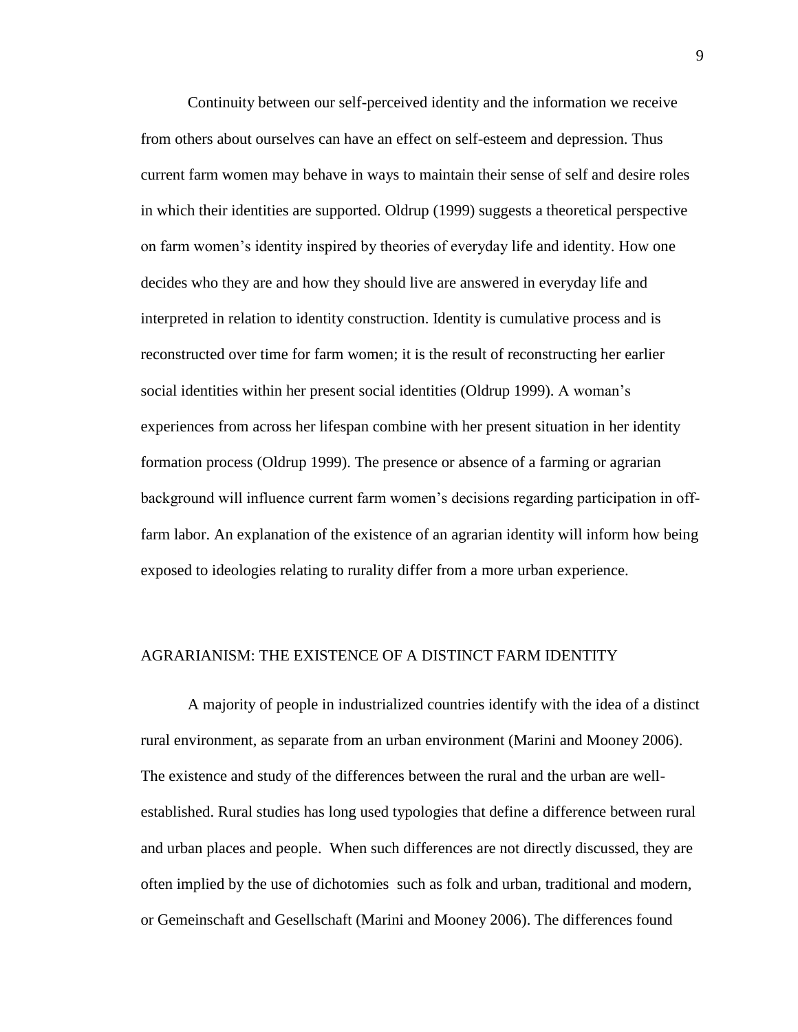Continuity between our self-perceived identity and the information we receive from others about ourselves can have an effect on self-esteem and depression. Thus current farm women may behave in ways to maintain their sense of self and desire roles in which their identities are supported. Oldrup (1999) suggests a theoretical perspective on farm women's identity inspired by theories of everyday life and identity. How one decides who they are and how they should live are answered in everyday life and interpreted in relation to identity construction. Identity is cumulative process and is reconstructed over time for farm women; it is the result of reconstructing her earlier social identities within her present social identities (Oldrup 1999). A woman's experiences from across her lifespan combine with her present situation in her identity formation process (Oldrup 1999). The presence or absence of a farming or agrarian background will influence current farm women's decisions regarding participation in off-farm labor. An explanation of the existence of an agrarian identity will inform how being exposed to ideologies relating to rurality differ from a more urban experience.

## AGRARIANISM: THE EXISTENCE OF A DISTINCT FARM IDENTITY

A majority of people in industrialized countries identify with the idea of a distinct rural environment, as separate from an urban environment (Marini and Mooney 2006). The existence and study of the differences between the rural and the urban are well-established. Rural studies has long used typologies that define a difference between rural and urban places and people. When such differences are not directly discussed, they are often implied by the use of dichotomies such as folk and urban, traditional and modern, or Gemeinschaft and Gesellschaft (Marini and Mooney 2006). The differences found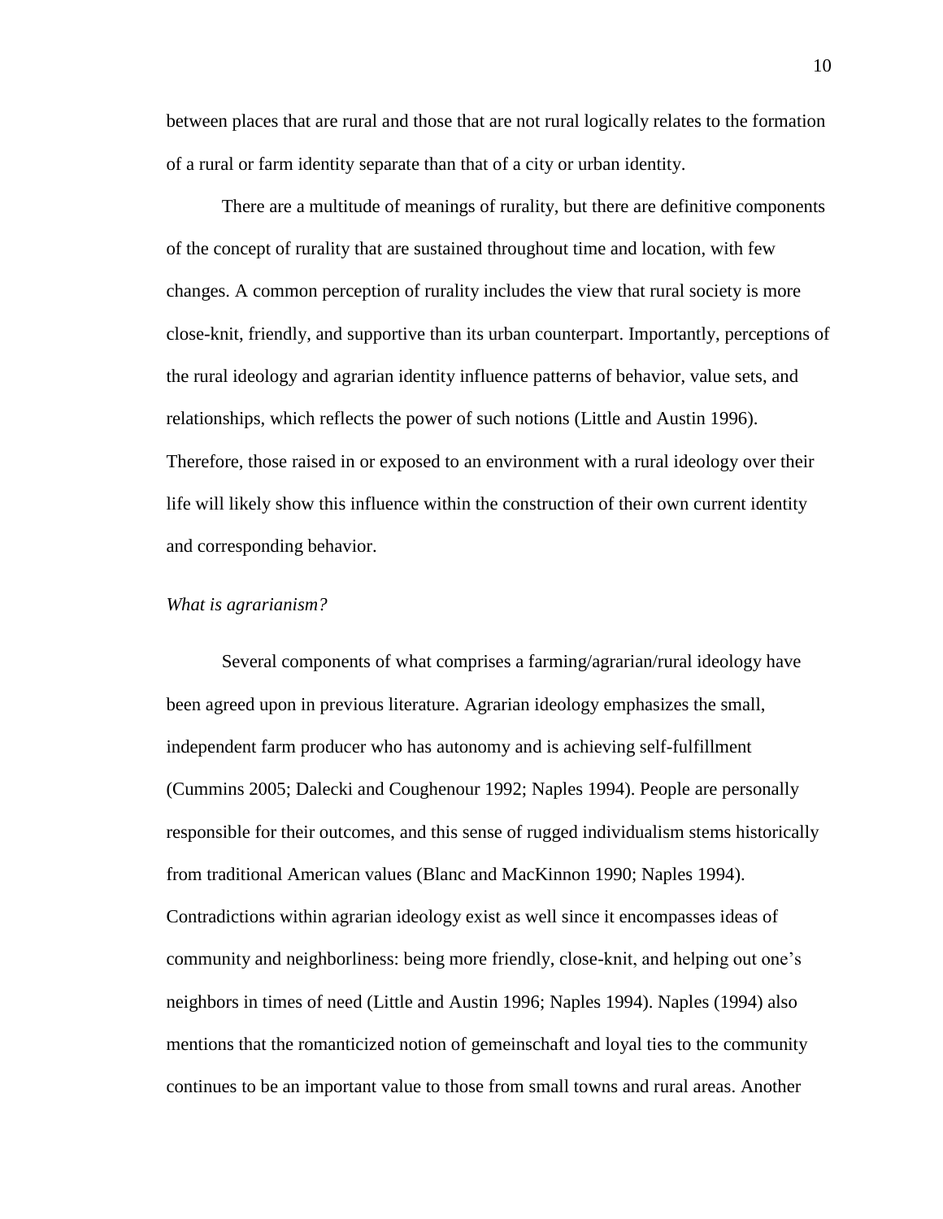between places that are rural and those that are not rural logically relates to the formation of a rural or farm identity separate than that of a city or urban identity.

There are a multitude of meanings of rurality, but there are definitive components of the concept of rurality that are sustained throughout time and location, with few changes. A common perception of rurality includes the view that rural society is more close-knit, friendly, and supportive than its urban counterpart. Importantly, perceptions of the rural ideology and agrarian identity influence patterns of behavior, value sets, and relationships, which reflects the power of such notions (Little and Austin 1996). Therefore, those raised in or exposed to an environment with a rural ideology over their life will likely show this influence within the construction of their own current identity and corresponding behavior.

*What is agrarianism?*

Several components of what comprises a farming/agrarian/rural ideology have been agreed upon in previous literature. Agrarian ideology emphasizes the small, independent farm producer who has autonomy and is achieving self-fulfillment (Cummins 2005; Dalecki and Coughenour 1992; Naples 1994). People are personally responsible for their outcomes, and this sense of rugged individualism stems historically from traditional American values (Blanc and MacKinnon 1990; Naples 1994). Contradictions within agrarian ideology exist as well since it encompasses ideas of community and neighborliness: being more friendly, close-knit, and helping out one's neighbors in times of need (Little and Austin 1996; Naples 1994). Naples (1994) also mentions that the romanticized notion of gemeinschaft and loyal ties to the community continues to be an important value to those from small towns and rural areas. Another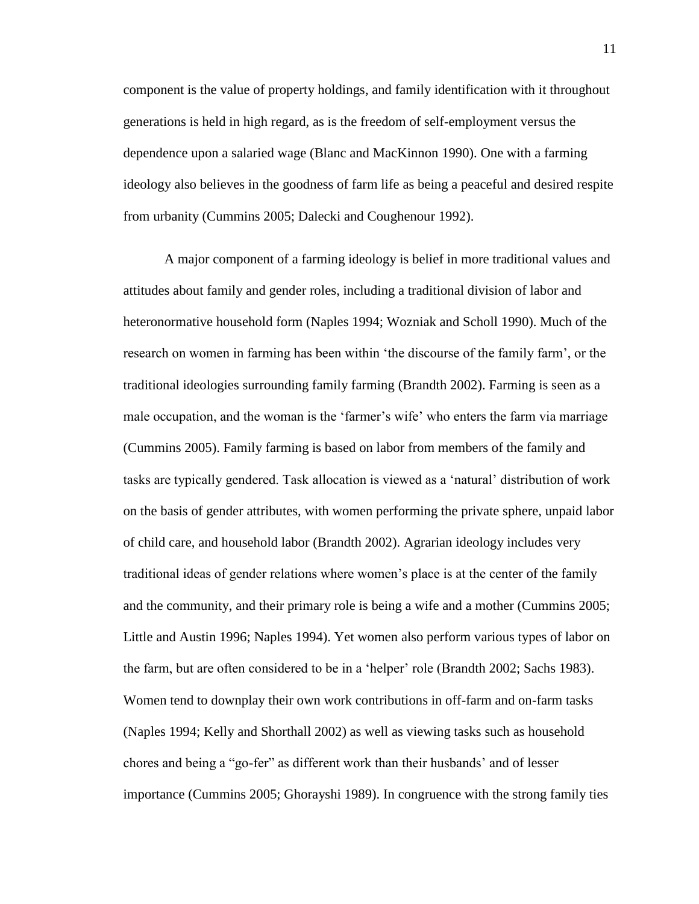component is the value of property holdings, and family identification with it throughout generations is held in high regard, as is the freedom of self-employment versus the dependence upon a salaried wage (Blanc and MacKinnon 1990). One with a farming ideology also believes in the goodness of farm life as being a peaceful and desired respite from urbanity (Cummins 2005; Dalecki and Coughenour 1992).

A major component of a farming ideology is belief in more traditional values and attitudes about family and gender roles, including a traditional division of labor and heteronormative household form (Naples 1994; Wozniak and Scholl 1990). Much of the research on women in farming has been within 'the discourse of the family farm', or the traditional ideologies surrounding family farming (Brandth 2002). Farming is seen as a male occupation, and the woman is the 'farmer's wife' who enters the farm via marriage (Cummins 2005). Family farming is based on labor from members of the family and tasks are typically gendered. Task allocation is viewed as a 'natural' distribution of work on the basis of gender attributes, with women performing the private sphere, unpaid labor of child care, and household labor (Brandth 2002). Agrarian ideology includes very traditional ideas of gender relations where women's place is at the center of the family and the community, and their primary role is being a wife and a mother (Cummins 2005; Little and Austin 1996; Naples 1994). Yet women also perform various types of labor on the farm, but are often considered to be in a 'helper' role (Brandth 2002; Sachs 1983). Women tend to downplay their own work contributions in off-farm and on-farm tasks (Naples 1994; Kelly and Shorthall 2002) as well as viewing tasks such as household chores and being a "go-fer" as different work than their husbands' and of lesser importance (Cummins 2005; Ghorayshi 1989). In congruence with the strong family ties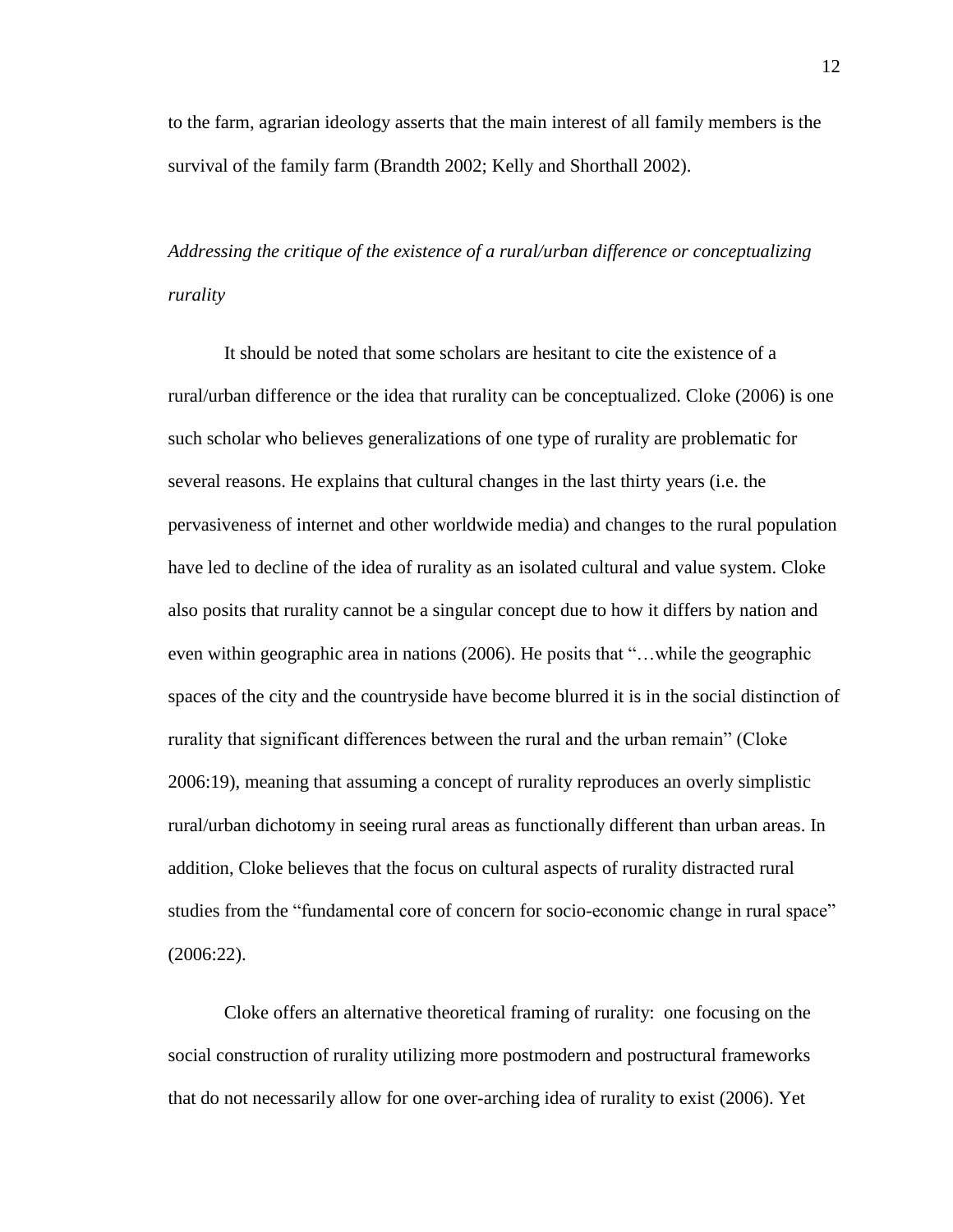to the farm, agrarian ideology asserts that the main interest of all family members is the survival of the family farm (Brandth 2002; Kelly and Shorthall 2002).

*Addressing the critique of the existence of a rural/urban difference or conceptualizing rurality*

It should be noted that some scholars are hesitant to cite the existence of a rural/urban difference or the idea that rurality can be conceptualized. Cloke (2006) is one such scholar who believes generalizations of one type of rurality are problematic for several reasons. He explains that cultural changes in the last thirty years (i.e. the pervasiveness of internet and other worldwide media) and changes to the rural population have led to decline of the idea of rurality as an isolated cultural and value system. Cloke also posits that rurality cannot be a singular concept due to how it differs by nation and even within geographic area in nations (2006). He posits that "…while the geographic spaces of the city and the countryside have become blurred it is in the social distinction of rurality that significant differences between the rural and the urban remain" (Cloke 2006:19), meaning that assuming a concept of rurality reproduces an overly simplistic rural/urban dichotomy in seeing rural areas as functionally different than urban areas. In addition, Cloke believes that the focus on cultural aspects of rurality distracted rural studies from the "fundamental core of concern for socio-economic change in rural space" (2006:22).

Cloke offers an alternative theoretical framing of rurality: one focusing on the social construction of rurality utilizing more postmodern and postructural frameworks that do not necessarily allow for one over-arching idea of rurality to exist (2006). Yet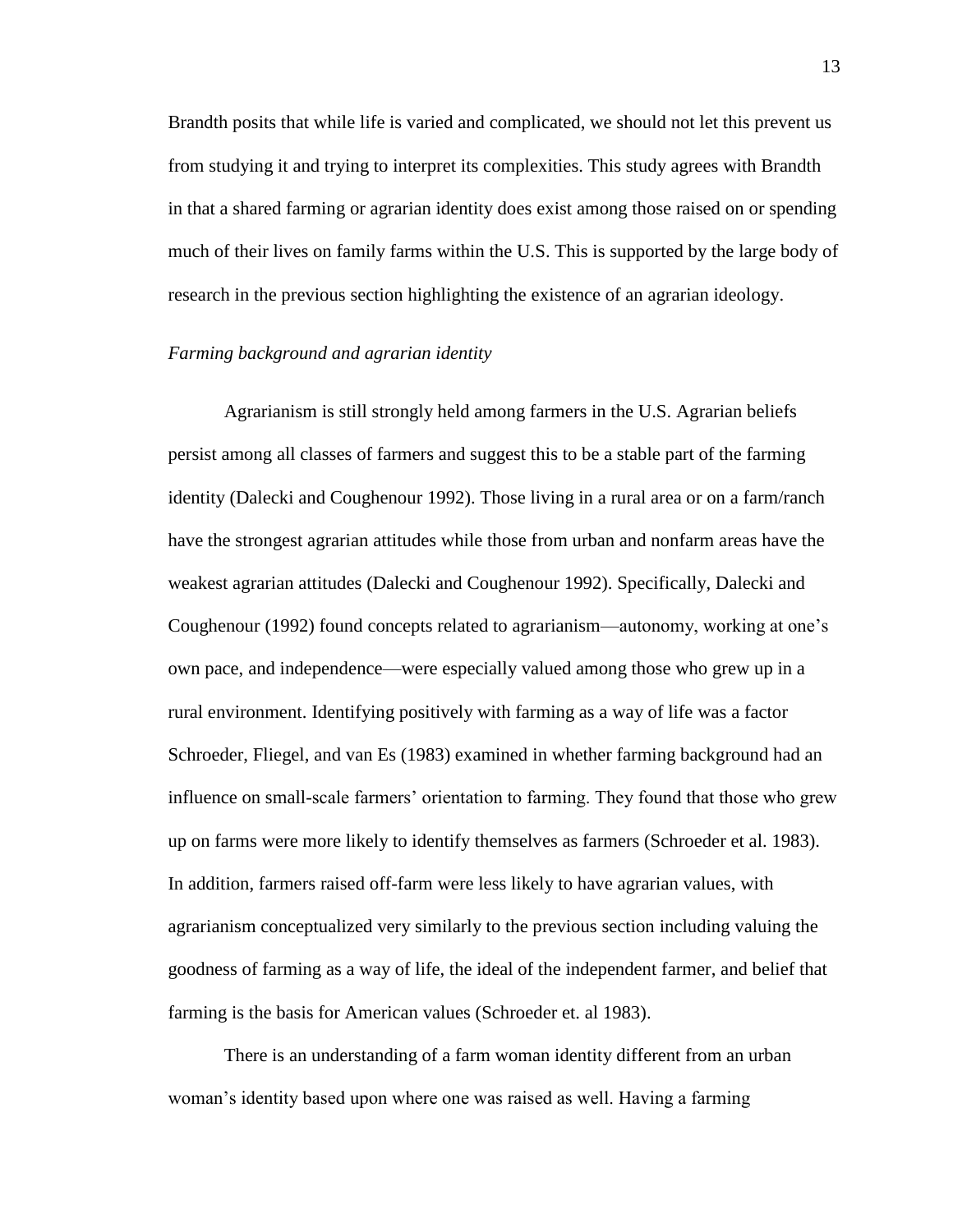Brandth posits that while life is varied and complicated, we should not let this prevent us from studying it and trying to interpret its complexities. This study agrees with Brandth in that a shared farming or agrarian identity does exist among those raised on or spending much of their lives on family farms within the U.S. This is supported by the large body of research in the previous section highlighting the existence of an agrarian ideology.

*Farming background and agrarian identity*

Agrarianism is still strongly held among farmers in the U.S. Agrarian beliefs persist among all classes of farmers and suggest this to be a stable part of the farming identity (Dalecki and Coughenour 1992). Those living in a rural area or on a farm/ranch have the strongest agrarian attitudes while those from urban and nonfarm areas have the weakest agrarian attitudes (Dalecki and Coughenour 1992). Specifically, Dalecki and Coughenour (1992) found concepts related to agrarianism—autonomy, working at one's own pace, and independence—were especially valued among those who grew up in a rural environment. Identifying positively with farming as a way of life was a factor Schroeder, Fliegel, and van Es (1983) examined in whether farming background had an influence on small-scale farmers' orientation to farming. They found that those who grew up on farms were more likely to identify themselves as farmers (Schroeder et al. 1983). In addition, farmers raised off-farm were less likely to have agrarian values, with agrarianism conceptualized very similarly to the previous section including valuing the goodness of farming as a way of life, the ideal of the independent farmer, and belief that farming is the basis for American values (Schroeder et. al 1983).

There is an understanding of a farm woman identity different from an urban woman's identity based upon where one was raised as well. Having a farming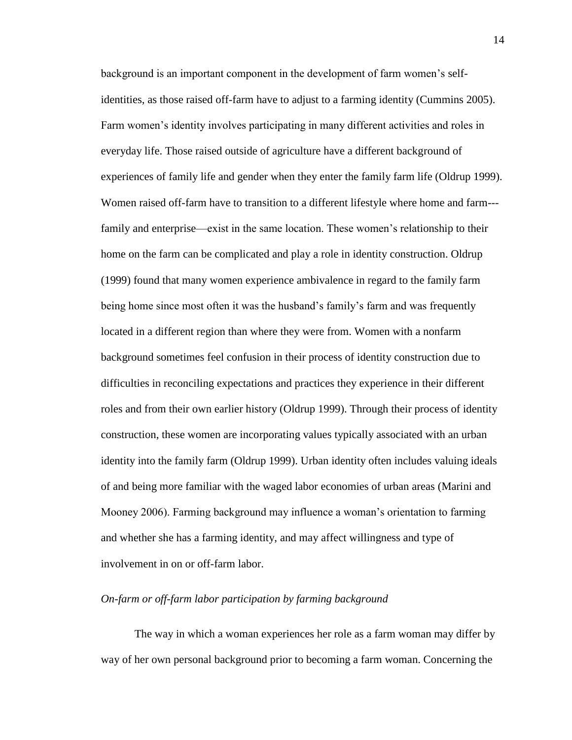background is an important component in the development of farm women's self-identities, as those raised off-farm have to adjust to a farming identity (Cummins 2005). Farm women's identity involves participating in many different activities and roles in everyday life. Those raised outside of agriculture have a different background of experiences of family life and gender when they enter the family farm life (Oldrup 1999). Women raised off-farm have to transition to a different lifestyle where home and farm---family and enterprise—exist in the same location. These women's relationship to their home on the farm can be complicated and play a role in identity construction. Oldrup (1999) found that many women experience ambivalence in regard to the family farm being home since most often it was the husband's family's farm and was frequently located in a different region than where they were from. Women with a nonfarm background sometimes feel confusion in their process of identity construction due to difficulties in reconciling expectations and practices they experience in their different roles and from their own earlier history (Oldrup 1999). Through their process of identity construction, these women are incorporating values typically associated with an urban identity into the family farm (Oldrup 1999). Urban identity often includes valuing ideals of and being more familiar with the waged labor economies of urban areas (Marini and Mooney 2006). Farming background may influence a woman's orientation to farming and whether she has a farming identity, and may affect willingness and type of involvement in on or off-farm labor.

*On-farm or off-farm labor participation by farming background*

The way in which a woman experiences her role as a farm woman may differ by way of her own personal background prior to becoming a farm woman. Concerning the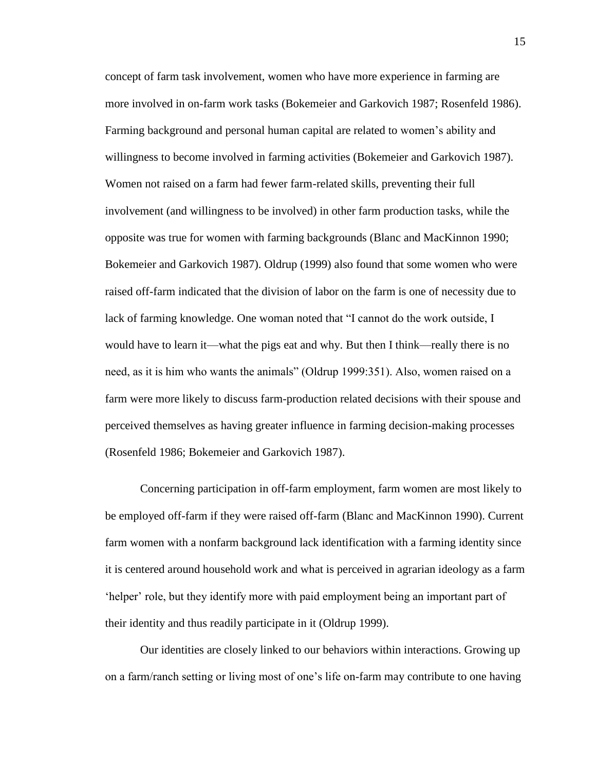concept of farm task involvement, women who have more experience in farming are more involved in on-farm work tasks (Bokemeier and Garkovich 1987; Rosenfeld 1986). Farming background and personal human capital are related to women's ability and willingness to become involved in farming activities (Bokemeier and Garkovich 1987). Women not raised on a farm had fewer farm-related skills, preventing their full involvement (and willingness to be involved) in other farm production tasks, while the opposite was true for women with farming backgrounds (Blanc and MacKinnon 1990; Bokemeier and Garkovich 1987). Oldrup (1999) also found that some women who were raised off-farm indicated that the division of labor on the farm is one of necessity due to lack of farming knowledge. One woman noted that "I cannot do the work outside, I would have to learn it—what the pigs eat and why. But then I think—really there is no need, as it is him who wants the animals" (Oldrup 1999:351). Also, women raised on a farm were more likely to discuss farm-production related decisions with their spouse and perceived themselves as having greater influence in farming decision-making processes (Rosenfeld 1986; Bokemeier and Garkovich 1987).

Concerning participation in off-farm employment, farm women are most likely to be employed off-farm if they were raised off-farm (Blanc and MacKinnon 1990). Current farm women with a nonfarm background lack identification with a farming identity since it is centered around household work and what is perceived in agrarian ideology as a farm 'helper' role, but they identify more with paid employment being an important part of their identity and thus readily participate in it (Oldrup 1999).

Our identities are closely linked to our behaviors within interactions. Growing up on a farm/ranch setting or living most of one's life on-farm may contribute to one having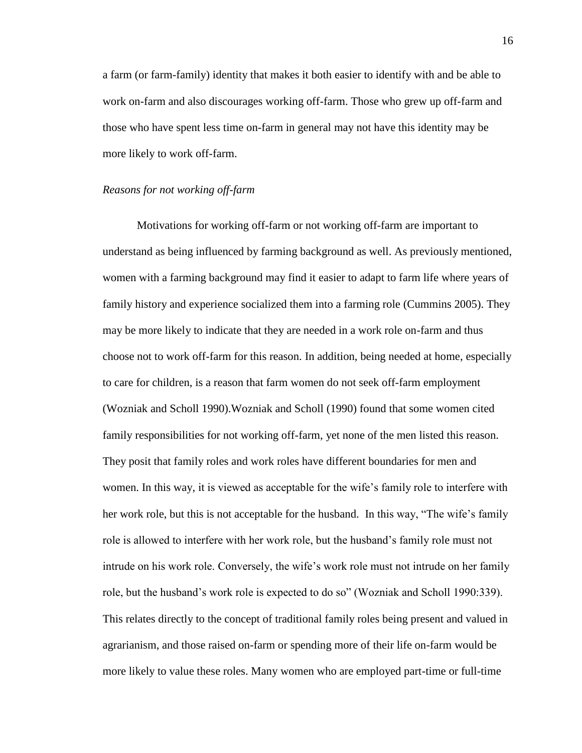a farm (or farm-family) identity that makes it both easier to identify with and be able to work on-farm and also discourages working off-farm. Those who grew up off-farm and those who have spent less time on-farm in general may not have this identity may be more likely to work off-farm.

*Reasons for not working off-farm*

Motivations for working off-farm or not working off-farm are important to understand as being influenced by farming background as well. As previously mentioned, women with a farming background may find it easier to adapt to farm life where years of family history and experience socialized them into a farming role (Cummins 2005). They may be more likely to indicate that they are needed in a work role on-farm and thus choose not to work off-farm for this reason. In addition, being needed at home, especially to care for children, is a reason that farm women do not seek off-farm employment (Wozniak and Scholl 1990).Wozniak and Scholl (1990) found that some women cited family responsibilities for not working off-farm, yet none of the men listed this reason. They posit that family roles and work roles have different boundaries for men and women. In this way, it is viewed as acceptable for the wife's family role to interfere with her work role, but this is not acceptable for the husband. In this way, "The wife's family role is allowed to interfere with her work role, but the husband's family role must not intrude on his work role. Conversely, the wife's work role must not intrude on her family role, but the husband's work role is expected to do so" (Wozniak and Scholl 1990:339). This relates directly to the concept of traditional family roles being present and valued in agrarianism, and those raised on-farm or spending more of their life on-farm would be more likely to value these roles. Many women who are employed part-time or full-time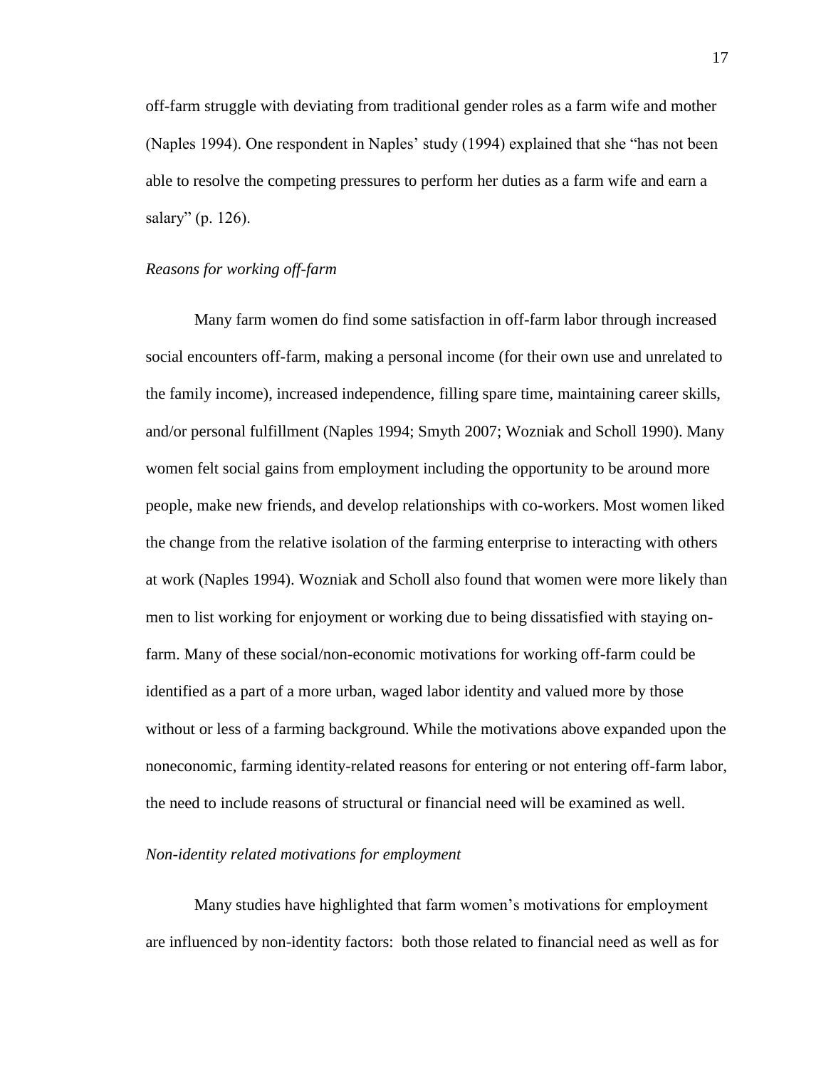off-farm struggle with deviating from traditional gender roles as a farm wife and mother (Naples 1994). One respondent in Naples' study (1994) explained that she "has not been able to resolve the competing pressures to perform her duties as a farm wife and earn a salary" (p. 126).

*Reasons for working off-farm*

Many farm women do find some satisfaction in off-farm labor through increased social encounters off-farm, making a personal income (for their own use and unrelated to the family income), increased independence, filling spare time, maintaining career skills, and/or personal fulfillment (Naples 1994; Smyth 2007; Wozniak and Scholl 1990). Many women felt social gains from employment including the opportunity to be around more people, make new friends, and develop relationships with co-workers. Most women liked the change from the relative isolation of the farming enterprise to interacting with others at work (Naples 1994). Wozniak and Scholl also found that women were more likely than men to list working for enjoyment or working due to being dissatisfied with staying on-farm. Many of these social/non-economic motivations for working off-farm could be identified as a part of a more urban, waged labor identity and valued more by those without or less of a farming background. While the motivations above expanded upon the noneconomic, farming identity-related reasons for entering or not entering off-farm labor, the need to include reasons of structural or financial need will be examined as well.

*Non-identity related motivations for employment*

Many studies have highlighted that farm women's motivations for employment are influenced by non-identity factors: both those related to financial need as well as for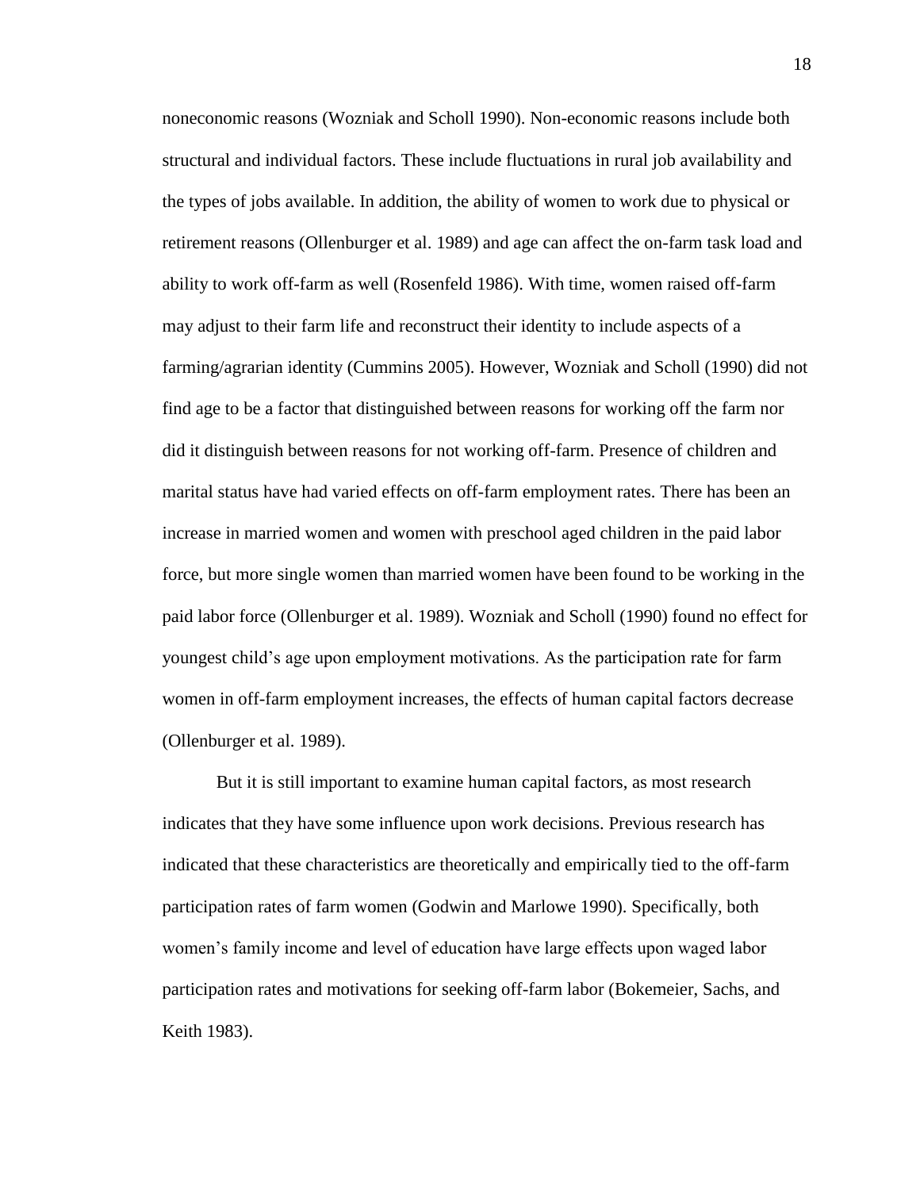noneconomic reasons (Wozniak and Scholl 1990). Non-economic reasons include both structural and individual factors. These include fluctuations in rural job availability and the types of jobs available. In addition, the ability of women to work due to physical or retirement reasons (Ollenburger et al. 1989) and age can affect the on-farm task load and ability to work off-farm as well (Rosenfeld 1986). With time, women raised off-farm may adjust to their farm life and reconstruct their identity to include aspects of a farming/agrarian identity (Cummins 2005). However, Wozniak and Scholl (1990) did not find age to be a factor that distinguished between reasons for working off the farm nor did it distinguish between reasons for not working off-farm. Presence of children and marital status have had varied effects on off-farm employment rates. There has been an increase in married women and women with preschool aged children in the paid labor force, but more single women than married women have been found to be working in the paid labor force (Ollenburger et al. 1989). Wozniak and Scholl (1990) found no effect for youngest child's age upon employment motivations. As the participation rate for farm women in off-farm employment increases, the effects of human capital factors decrease (Ollenburger et al. 1989).

But it is still important to examine human capital factors, as most research indicates that they have some influence upon work decisions. Previous research has indicated that these characteristics are theoretically and empirically tied to the off-farm participation rates of farm women (Godwin and Marlowe 1990). Specifically, both women's family income and level of education have large effects upon waged labor participation rates and motivations for seeking off-farm labor (Bokemeier, Sachs, and Keith 1983).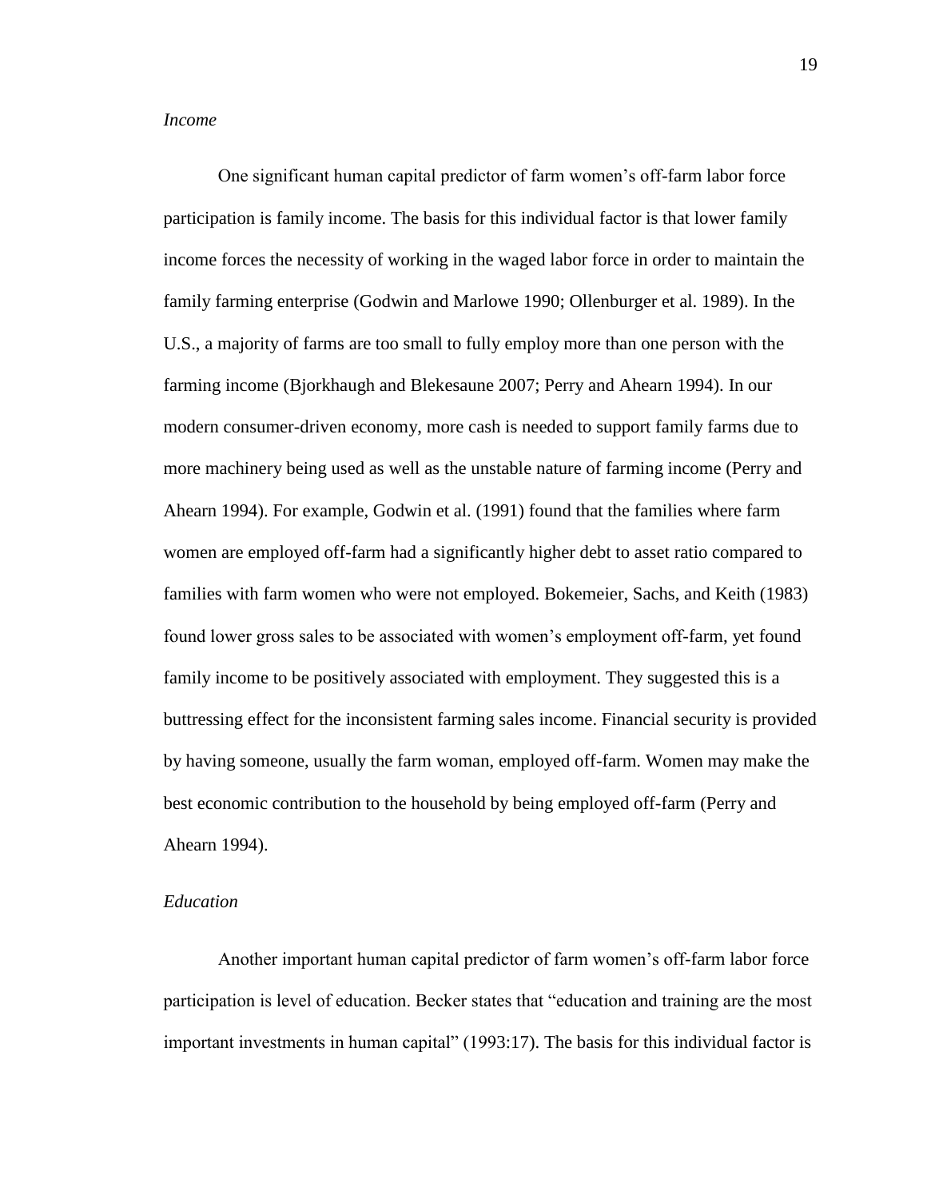*Income*

One significant human capital predictor of farm women's off-farm labor force participation is family income. The basis for this individual factor is that lower family income forces the necessity of working in the waged labor force in order to maintain the family farming enterprise (Godwin and Marlowe 1990; Ollenburger et al. 1989). In the U.S., a majority of farms are too small to fully employ more than one person with the farming income (Bjorkhaugh and Blekesaune 2007; Perry and Ahearn 1994). In our modern consumer-driven economy, more cash is needed to support family farms due to more machinery being used as well as the unstable nature of farming income (Perry and Ahearn 1994). For example, Godwin et al. (1991) found that the families where farm women are employed off-farm had a significantly higher debt to asset ratio compared to families with farm women who were not employed. Bokemeier, Sachs, and Keith (1983) found lower gross sales to be associated with women's employment off-farm, yet found family income to be positively associated with employment. They suggested this is a buttressing effect for the inconsistent farming sales income. Financial security is provided by having someone, usually the farm woman, employed off-farm. Women may make the best economic contribution to the household by being employed off-farm (Perry and Ahearn 1994).

*Education*

Another important human capital predictor of farm women's off-farm labor force participation is level of education. Becker states that "education and training are the most important investments in human capital" (1993:17). The basis for this individual factor is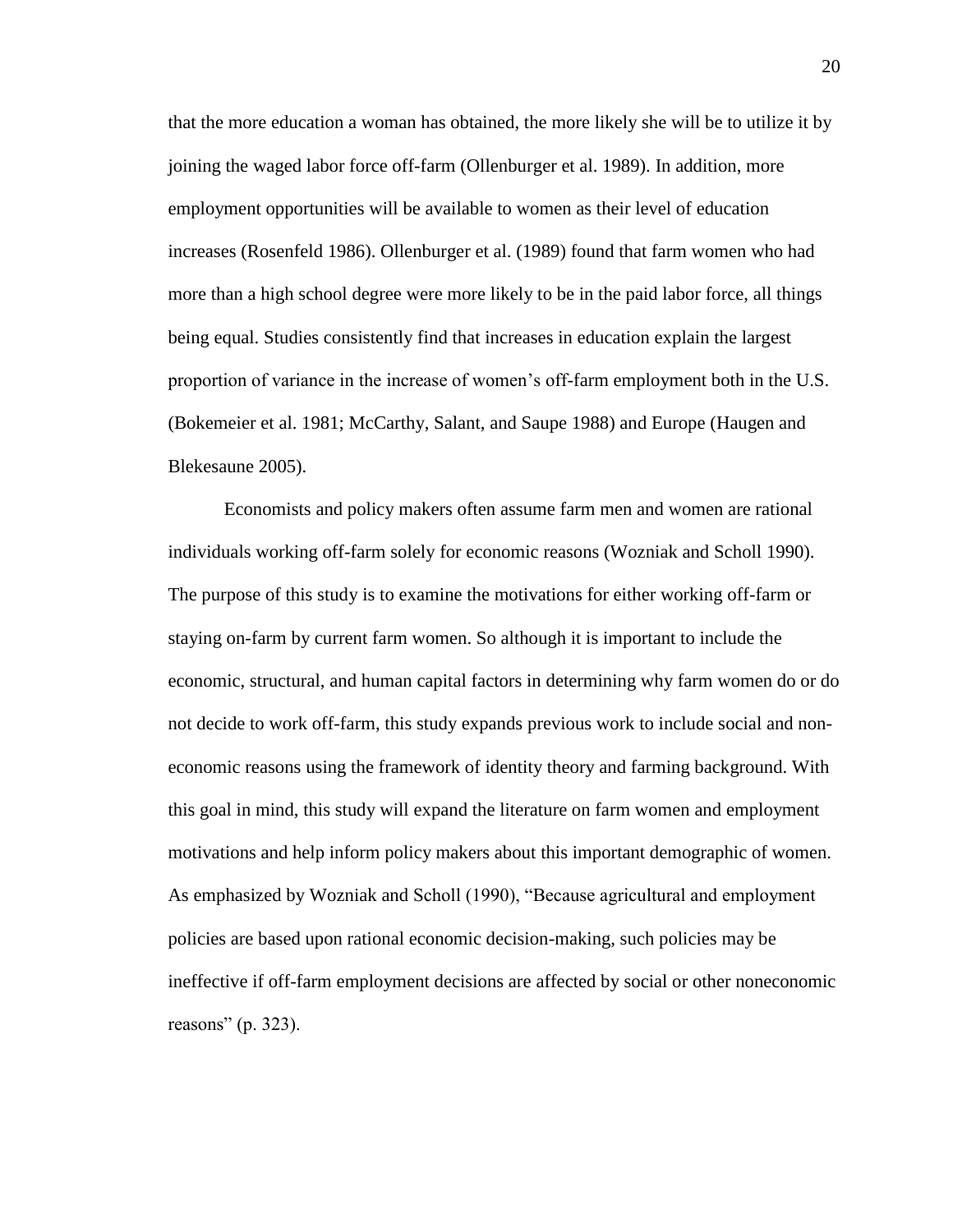that the more education a woman has obtained, the more likely she will be to utilize it by joining the waged labor force off-farm (Ollenburger et al. 1989). In addition, more employment opportunities will be available to women as their level of education increases (Rosenfeld 1986). Ollenburger et al. (1989) found that farm women who had more than a high school degree were more likely to be in the paid labor force, all things being equal. Studies consistently find that increases in education explain the largest proportion of variance in the increase of women's off-farm employment both in the U.S. (Bokemeier et al. 1981; McCarthy, Salant, and Saupe 1988) and Europe (Haugen and Blekesaune 2005).

Economists and policy makers often assume farm men and women are rational individuals working off-farm solely for economic reasons (Wozniak and Scholl 1990). The purpose of this study is to examine the motivations for either working off-farm or staying on-farm by current farm women. So although it is important to include the economic, structural, and human capital factors in determining why farm women do or do not decide to work off-farm, this study expands previous work to include social and non-economic reasons using the framework of identity theory and farming background. With this goal in mind, this study will expand the literature on farm women and employment motivations and help inform policy makers about this important demographic of women. As emphasized by Wozniak and Scholl (1990), "Because agricultural and employment policies are based upon rational economic decision-making, such policies may be ineffective if off-farm employment decisions are affected by social or other noneconomic reasons" (p. 323).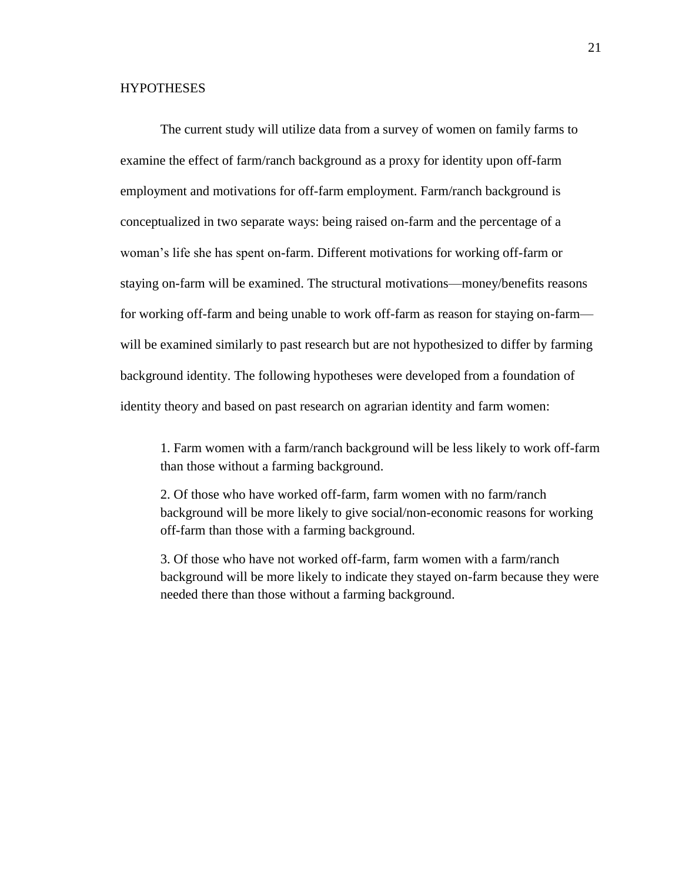## HYPOTHESES

The current study will utilize data from a survey of women on family farms to examine the effect of farm/ranch background as a proxy for identity upon off-farm employment and motivations for off-farm employment. Farm/ranch background is conceptualized in two separate ways: being raised on-farm and the percentage of a woman's life she has spent on-farm. Different motivations for working off-farm or staying on-farm will be examined. The structural motivations—money/benefits reasons for working off-farm and being unable to work off-farm as reason for staying on-farm—will be examined similarly to past research but are not hypothesized to differ by farming background identity. The following hypotheses were developed from a foundation of identity theory and based on past research on agrarian identity and farm women:

> 1. Farm women with a farm/ranch background will be less likely to work off-farm than those without a farming background.
>
> 2. Of those who have worked off-farm, farm women with no farm/ranch background will be more likely to give social/non-economic reasons for working off-farm than those with a farming background.
>
> 3. Of those who have not worked off-farm, farm women with a farm/ranch background will be more likely to indicate they stayed on-farm because they were needed there than those without a farming background.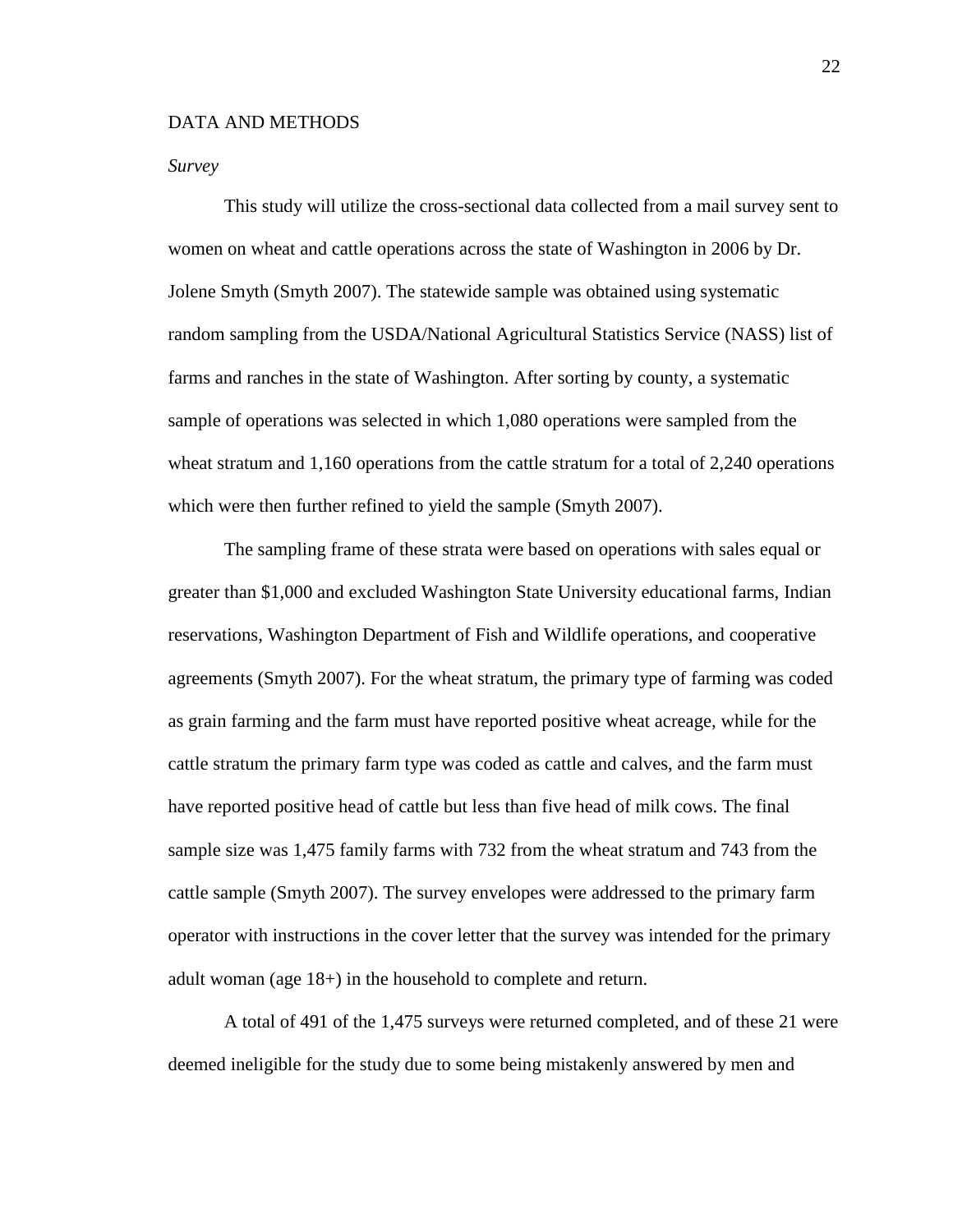## DATA AND METHODS

### *Survey*

This study will utilize the cross-sectional data collected from a mail survey sent to women on wheat and cattle operations across the state of Washington in 2006 by Dr. Jolene Smyth (Smyth 2007). The statewide sample was obtained using systematic random sampling from the USDA/National Agricultural Statistics Service (NASS) list of farms and ranches in the state of Washington. After sorting by county, a systematic sample of operations was selected in which 1,080 operations were sampled from the wheat stratum and 1,160 operations from the cattle stratum for a total of 2,240 operations which were then further refined to yield the sample (Smyth 2007).

The sampling frame of these strata were based on operations with sales equal or greater than $1,000 and excluded Washington State University educational farms, Indian reservations, Washington Department of Fish and Wildlife operations, and cooperative agreements (Smyth 2007). For the wheat stratum, the primary type of farming was coded as grain farming and the farm must have reported positive wheat acreage, while for the cattle stratum the primary farm type was coded as cattle and calves, and the farm must have reported positive head of cattle but less than five head of milk cows. The final sample size was 1,475 family farms with 732 from the wheat stratum and 743 from the cattle sample (Smyth 2007). The survey envelopes were addressed to the primary farm operator with instructions in the cover letter that the survey was intended for the primary adult woman (age 18+) in the household to complete and return.

A total of 491 of the 1,475 surveys were returned completed, and of these 21 were deemed ineligible for the study due to some being mistakenly answered by men and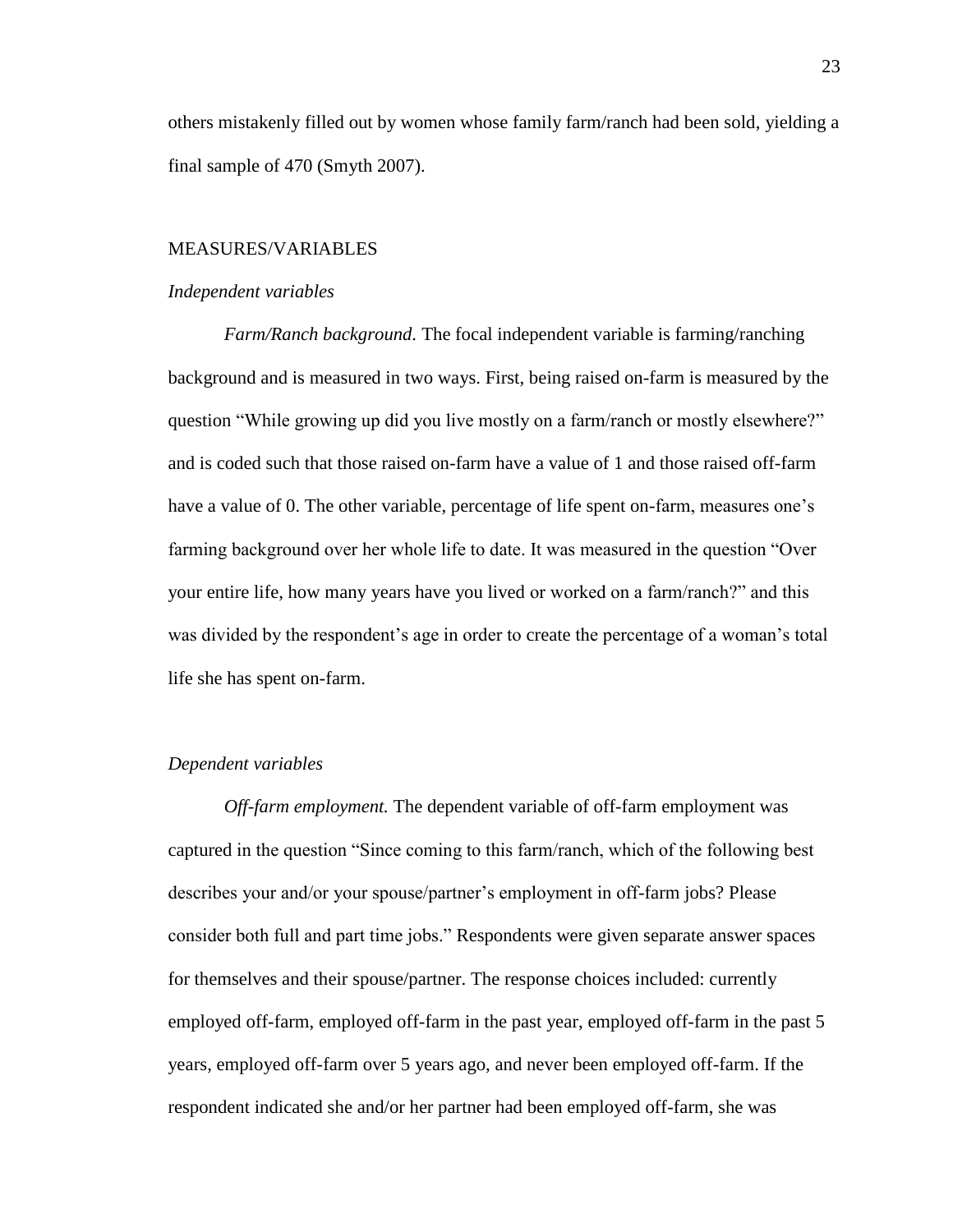others mistakenly filled out by women whose family farm/ranch had been sold, yielding a final sample of 470 (Smyth 2007).

## MEASURES/VARIABLES

### *Independent variables*

*Farm/Ranch background.* The focal independent variable is farming/ranching background and is measured in two ways. First, being raised on-farm is measured by the question "While growing up did you live mostly on a farm/ranch or mostly elsewhere?" and is coded such that those raised on-farm have a value of 1 and those raised off-farm have a value of 0. The other variable, percentage of life spent on-farm, measures one's farming background over her whole life to date. It was measured in the question "Over your entire life, how many years have you lived or worked on a farm/ranch?" and this was divided by the respondent's age in order to create the percentage of a woman's total life she has spent on-farm.

### *Dependent variables*

*Off-farm employment.* The dependent variable of off-farm employment was captured in the question "Since coming to this farm/ranch, which of the following best describes your and/or your spouse/partner's employment in off-farm jobs? Please consider both full and part time jobs." Respondents were given separate answer spaces for themselves and their spouse/partner. The response choices included: currently employed off-farm, employed off-farm in the past year, employed off-farm in the past 5 years, employed off-farm over 5 years ago, and never been employed off-farm. If the respondent indicated she and/or her partner had been employed off-farm, she was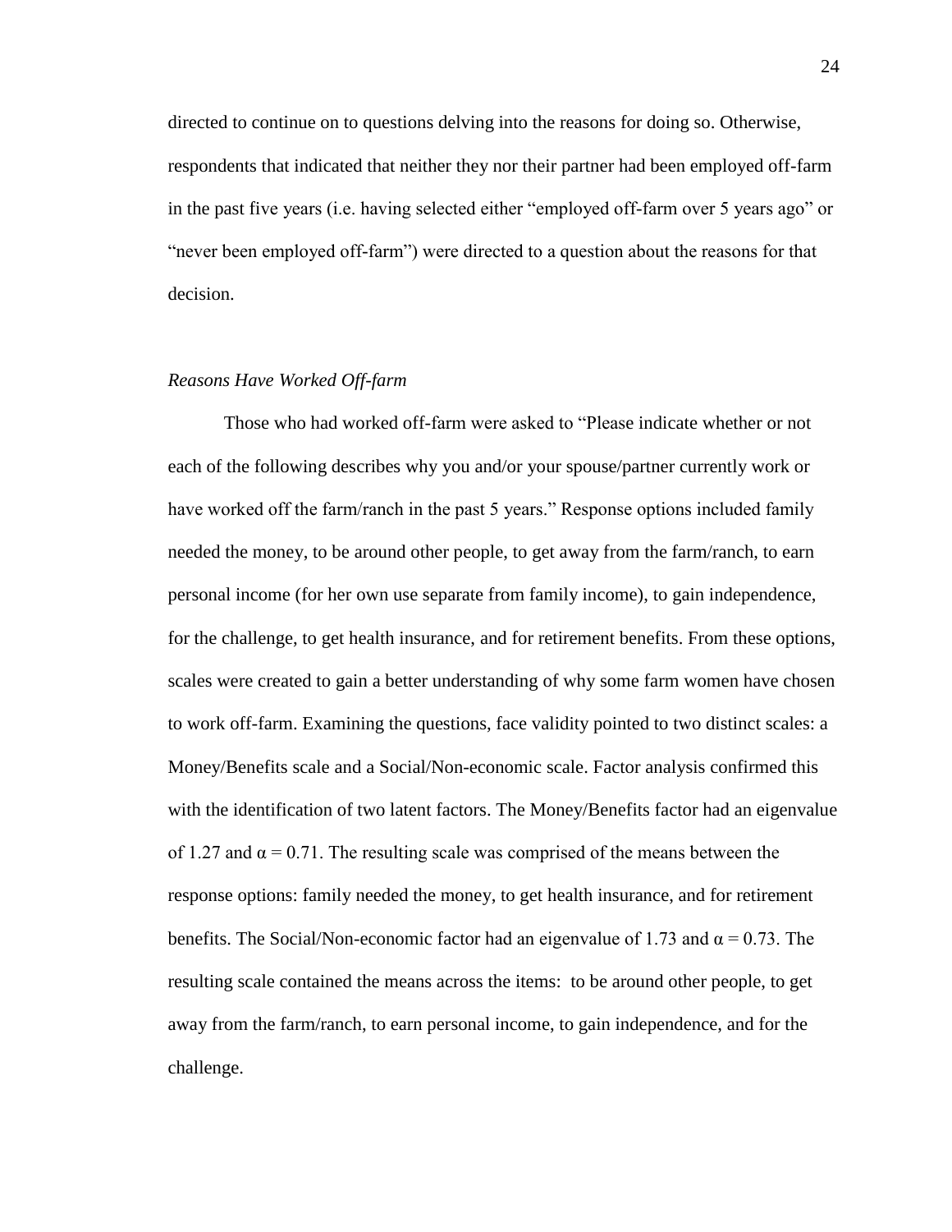directed to continue on to questions delving into the reasons for doing so. Otherwise, respondents that indicated that neither they nor their partner had been employed off-farm in the past five years (i.e. having selected either "employed off-farm over 5 years ago" or "never been employed off-farm") were directed to a question about the reasons for that decision.

### *Reasons Have Worked Off-farm*

Those who had worked off-farm were asked to "Please indicate whether or not each of the following describes why you and/or your spouse/partner currently work or have worked off the farm/ranch in the past 5 years." Response options included family needed the money, to be around other people, to get away from the farm/ranch, to earn personal income (for her own use separate from family income), to gain independence, for the challenge, to get health insurance, and for retirement benefits. From these options, scales were created to gain a better understanding of why some farm women have chosen to work off-farm. Examining the questions, face validity pointed to two distinct scales: a Money/Benefits scale and a Social/Non-economic scale. Factor analysis confirmed this with the identification of two latent factors. The Money/Benefits factor had an eigenvalue of 1.27 and $\alpha = 0.71$. The resulting scale was comprised of the means between the response options: family needed the money, to get health insurance, and for retirement benefits. The Social/Non-economic factor had an eigenvalue of 1.73 and $\alpha = 0.73$. The resulting scale contained the means across the items: to be around other people, to get away from the farm/ranch, to earn personal income, to gain independence, and for the challenge.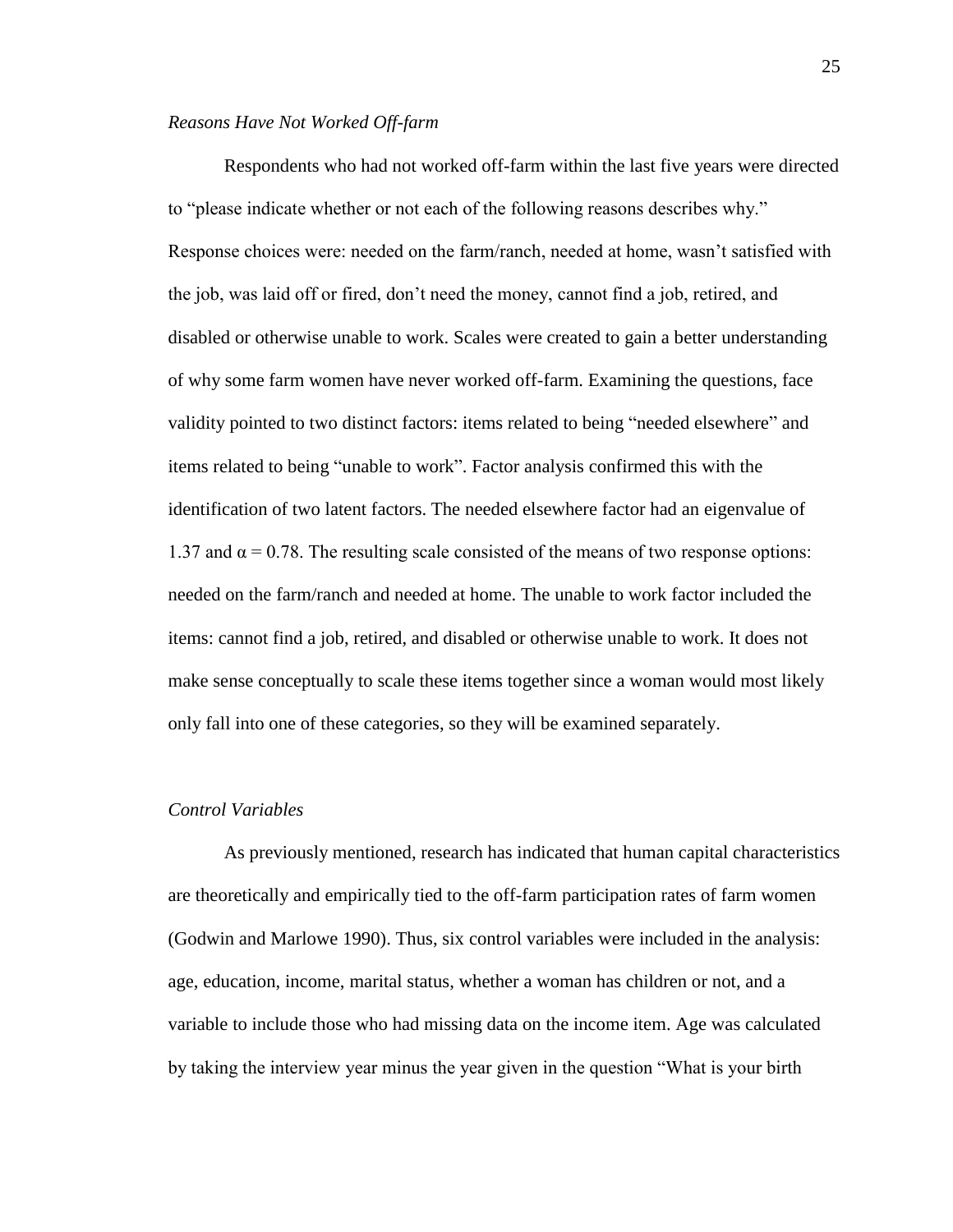*Reasons Have Not Worked Off-farm*

Respondents who had not worked off-farm within the last five years were directed to "please indicate whether or not each of the following reasons describes why." Response choices were: needed on the farm/ranch, needed at home, wasn't satisfied with the job, was laid off or fired, don't need the money, cannot find a job, retired, and disabled or otherwise unable to work. Scales were created to gain a better understanding of why some farm women have never worked off-farm. Examining the questions, face validity pointed to two distinct factors: items related to being "needed elsewhere" and items related to being "unable to work". Factor analysis confirmed this with the identification of two latent factors. The needed elsewhere factor had an eigenvalue of 1.37 and $\alpha = 0.78$. The resulting scale consisted of the means of two response options: needed on the farm/ranch and needed at home. The unable to work factor included the items: cannot find a job, retired, and disabled or otherwise unable to work. It does not make sense conceptually to scale these items together since a woman would most likely only fall into one of these categories, so they will be examined separately.

*Control Variables*

As previously mentioned, research has indicated that human capital characteristics are theoretically and empirically tied to the off-farm participation rates of farm women (Godwin and Marlowe 1990). Thus, six control variables were included in the analysis: age, education, income, marital status, whether a woman has children or not, and a variable to include those who had missing data on the income item. Age was calculated by taking the interview year minus the year given in the question "What is your birth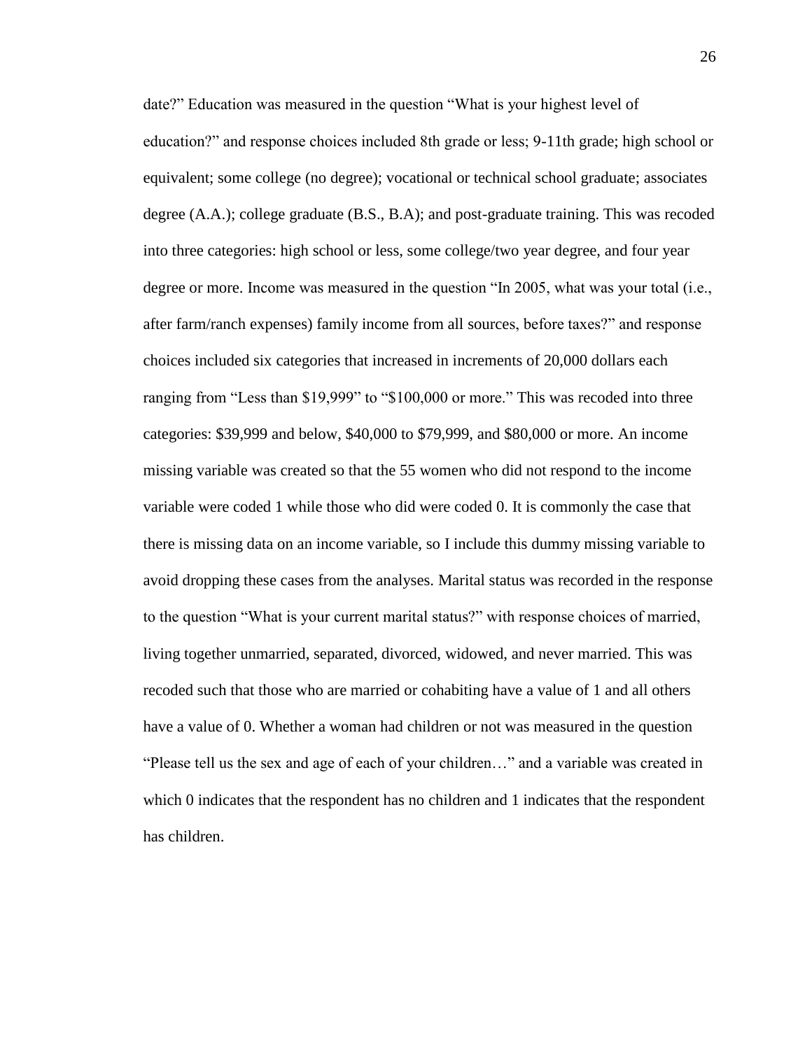date?” Education was measured in the question “What is your highest level of education?” and response choices included 8th grade or less; 9-11th grade; high school or equivalent; some college (no degree); vocational or technical school graduate; associates degree (A.A.); college graduate (B.S., B.A); and post-graduate training. This was recoded into three categories: high school or less, some college/two year degree, and four year degree or more. Income was measured in the question “In 2005, what was your total (i.e., after farm/ranch expenses) family income from all sources, before taxes?” and response choices included six categories that increased in increments of 20,000 dollars each ranging from “Less than $19,999” to “$100,000 or more.” This was recoded into three categories: $39,999 and below, $40,000 to $79,999, and $80,000 or more. An income missing variable was created so that the 55 women who did not respond to the income variable were coded 1 while those who did were coded 0. It is commonly the case that there is missing data on an income variable, so I include this dummy missing variable to avoid dropping these cases from the analyses. Marital status was recorded in the response to the question “What is your current marital status?” with response choices of married, living together unmarried, separated, divorced, widowed, and never married. This was recoded such that those who are married or cohabiting have a value of 1 and all others have a value of 0. Whether a woman had children or not was measured in the question “Please tell us the sex and age of each of your children…” and a variable was created in which 0 indicates that the respondent has no children and 1 indicates that the respondent has children.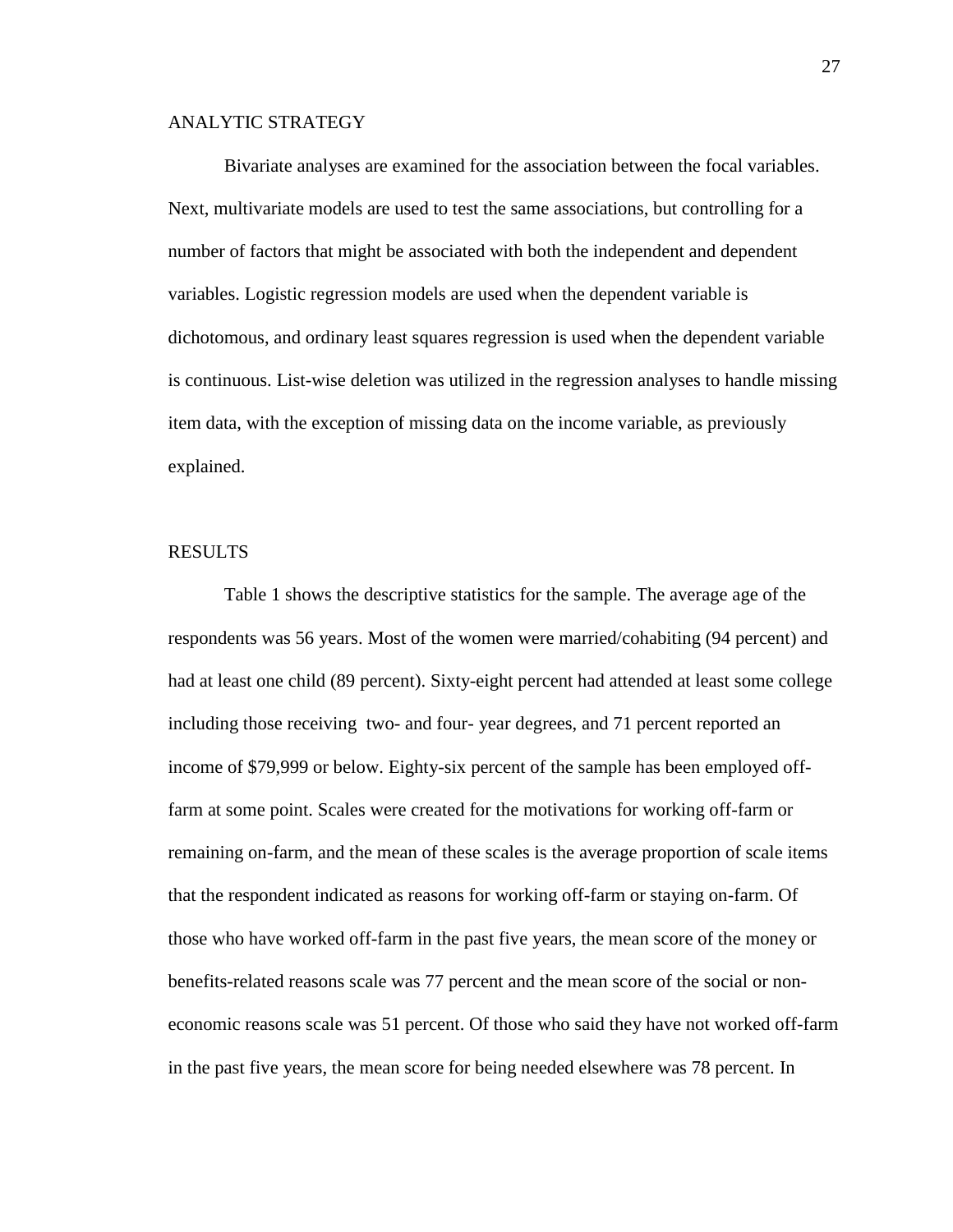## ANALYTIC STRATEGY

Bivariate analyses are examined for the association between the focal variables. Next, multivariate models are used to test the same associations, but controlling for a number of factors that might be associated with both the independent and dependent variables. Logistic regression models are used when the dependent variable is dichotomous, and ordinary least squares regression is used when the dependent variable is continuous. List-wise deletion was utilized in the regression analyses to handle missing item data, with the exception of missing data on the income variable, as previously explained.

## RESULTS

Table 1 shows the descriptive statistics for the sample. The average age of the respondents was 56 years. Most of the women were married/cohabiting (94 percent) and had at least one child (89 percent). Sixty-eight percent had attended at least some college including those receiving two- and four- year degrees, and 71 percent reported an income of $79,999 or below. Eighty-six percent of the sample has been employed off-farm at some point. Scales were created for the motivations for working off-farm or remaining on-farm, and the mean of these scales is the average proportion of scale items that the respondent indicated as reasons for working off-farm or staying on-farm. Of those who have worked off-farm in the past five years, the mean score of the money or benefits-related reasons scale was 77 percent and the mean score of the social or non-economic reasons scale was 51 percent. Of those who said they have not worked off-farm in the past five years, the mean score for being needed elsewhere was 78 percent. In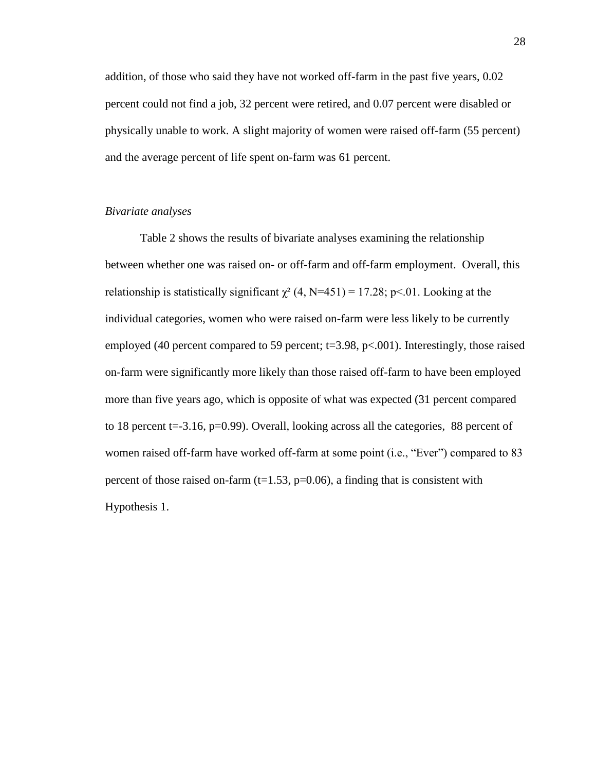addition, of those who said they have not worked off-farm in the past five years, 0.02 percent could not find a job, 32 percent were retired, and 0.07 percent were disabled or physically unable to work. A slight majority of women were raised off-farm (55 percent) and the average percent of life spent on-farm was 61 percent.

*Bivariate analyses*

Table 2 shows the results of bivariate analyses examining the relationship between whether one was raised on- or off-farm and off-farm employment. Overall, this relationship is statistically significant $\chi^2$ (4, N=451) = 17.28; p<.01. Looking at the individual categories, women who were raised on-farm were less likely to be currently employed (40 percent compared to 59 percent; t=3.98, p<.001). Interestingly, those raised on-farm were significantly more likely than those raised off-farm to have been employed more than five years ago, which is opposite of what was expected (31 percent compared to 18 percent t=-3.16, p=0.99). Overall, looking across all the categories, 88 percent of women raised off-farm have worked off-farm at some point (i.e., "Ever") compared to 83 percent of those raised on-farm (t=1.53, p=0.06), a finding that is consistent with Hypothesis 1.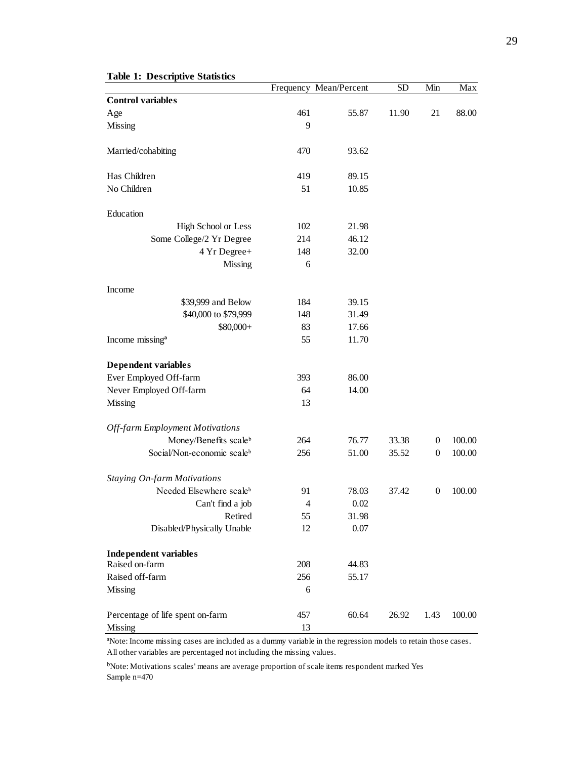**Table 1: Descriptive Statistics**

| | Frequency | Mean/Percent | SD | Min | Max |
|---|---|---|---|---|---|
| **Control variables** | | | | | |
| Age | 461 | 55.87 | 11.90 | 21 | 88.00 |
| Missing | 9 | | | | |
| Married/cohabiting | 470 | 93.62 | | | |
| Has Children | 419 | 89.15 | | | |
| No Children | 51 | 10.85 | | | |
| Education | | | | | |
| High School or Less | 102 | 21.98 | | | |
| Some College/2 Yr Degree | 214 | 46.12 | | | |
| 4 Yr Degree+ | 148 | 32.00 | | | |
| Missing | 6 | | | | |
| Income | | | | | |
| $39,999 and Below | 184 | 39.15 | | | |
| $40,000 to $79,999 | 148 | 31.49 | | | |
| $80,000+ | 83 | 17.66 | | | |
| Income missing[a] | 55 | 11.70 | | | |
| **Dependent variables** | | | | | |
| Ever Employed Off-farm | 393 | 86.00 | | | |
| Never Employed Off-farm | 64 | 14.00 | | | |
| Missing | 13 | | | | |
| *Off-farm Employment Motivations* | | | | | |
| Money/Benefits scale[b] | 264 | 76.77 | 33.38 | 0 | 100.00 |
| Social/Non-economic scale[b] | 256 | 51.00 | 35.52 | 0 | 100.00 |
| *Staying On-farm Motivations* | | | | | |
| Needed Elsewhere scale[b] | 91 | 78.03 | 37.42 | 0 | 100.00 |
| Can't find a job | 4 | 0.02 | | | |
| Retired | 55 | 31.98 | | | |
| Disabled/Physically Unable | 12 | 0.07 | | | |
| **Independent variables** | | | | | |
| Raised on-farm | 208 | 44.83 | | | |
| Raised off-farm | 256 | 55.17 | | | |
| Missing | 6 | | | | |
| Percentage of life spent on-farm | 457 | 60.64 | 26.92 | 1.43 | 100.00 |
| Missing | 13 | | | | |

[a]Note: Income missing cases are included as a dummy variable in the regression models to retain those cases. All other variables are percentaged not including the missing values.

[b]Note: Motivations scales' means are average proportion of scale items respondent marked Yes
Sample n=470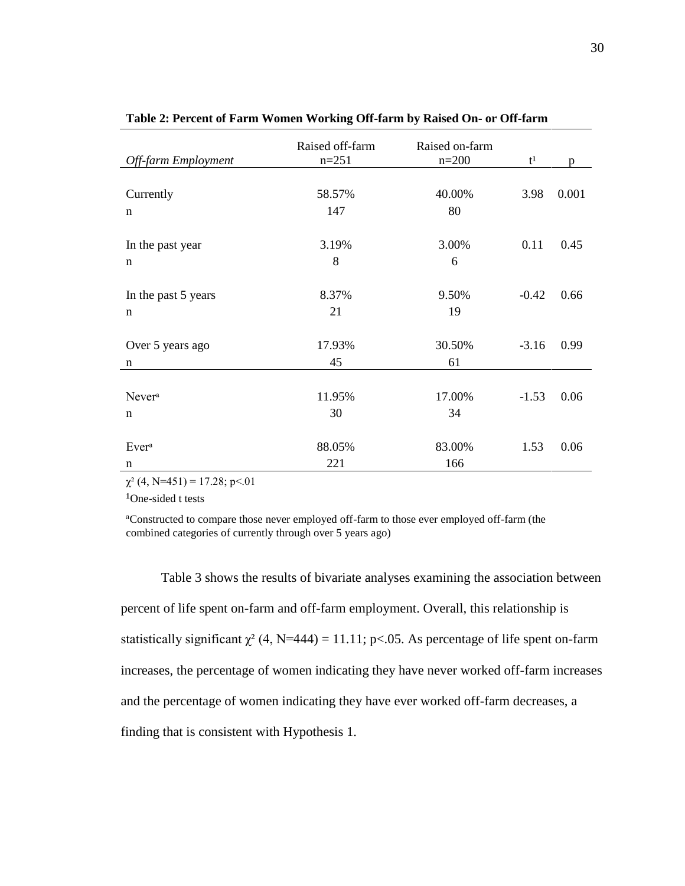**Table 2: Percent of Farm Women Working Off-farm by Raised On- or Off-farm**

| *Off-farm Employment* | Raised off-farm n=251 | Raised on-farm n=200 | t[1] | p |
|---|---|---|---|---|
| Currently | 58.57% | 40.00% | 3.98 | 0.001 |
| n | 147 | 80 | | |
| In the past year | 3.19% | 3.00% | 0.11 | 0.45 |
| n | 8 | 6 | | |
| In the past 5 years | 8.37% | 9.50% | -0.42 | 0.66 |
| n | 21 | 19 | | |
| Over 5 years ago | 17.93% | 30.50% | -3.16 | 0.99 |
| n | 45 | 61 | | |
| Never[a] | 11.95% | 17.00% | -1.53 | 0.06 |
| n | 30 | 34 | | |
| Ever[a] | 88.05% | 83.00% | 1.53 | 0.06 |
| n | 221 | 166 | | |

$\chi^2$ (4, N=451) = 17.28; p<.01

[1]One-sided t tests

[a]Constructed to compare those never employed off-farm to those ever employed off-farm (the combined categories of currently through over 5 years ago)

Table 3 shows the results of bivariate analyses examining the association between percent of life spent on-farm and off-farm employment. Overall, this relationship is statistically significant $\chi^2$ (4, N=444) = 11.11; p<.05. As percentage of life spent on-farm increases, the percentage of women indicating they have never worked off-farm increases and the percentage of women indicating they have ever worked off-farm decreases, a finding that is consistent with Hypothesis 1.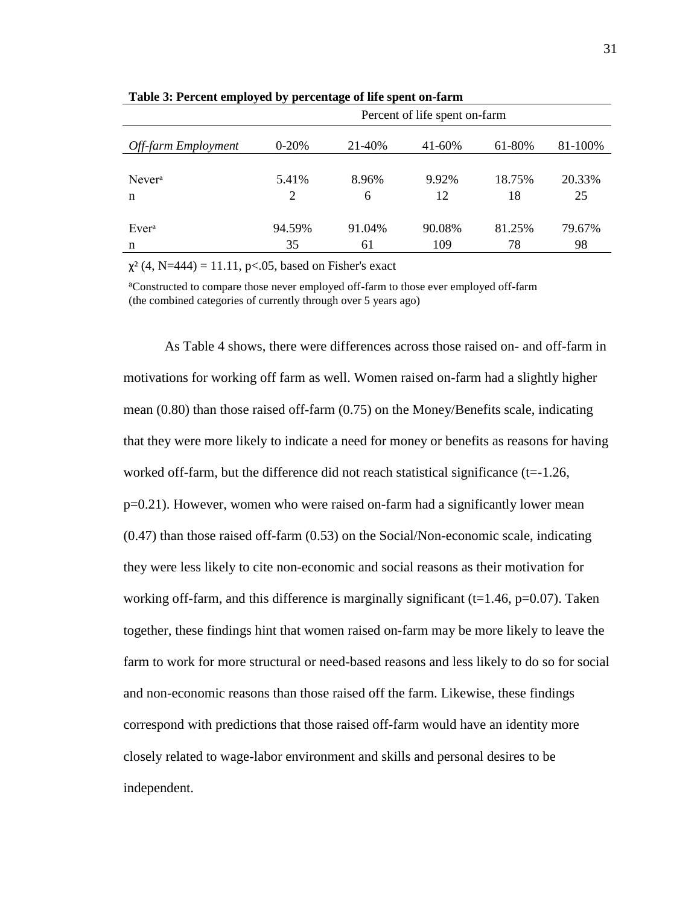**Table 3: Percent employed by percentage of life spent on-farm**

| | Percent of life spent on-farm | | | | |
|---|---|---|---|---|---|
| *Off-farm Employment* | 0-20% | 21-40% | 41-60% | 61-80% | 81-100% |
| Never[a] | 5.41% | 8.96% | 9.92% | 18.75% | 20.33% |
| n | 2 | 6 | 12 | 18 | 25 |
| Ever[a] | 94.59% | 91.04% | 90.08% | 81.25% | 79.67% |
| n | 35 | 61 | 109 | 78 | 98 |

$\chi^2$ (4, N=444) = 11.11, p<.05, based on Fisher's exact

[a]Constructed to compare those never employed off-farm to those ever employed off-farm (the combined categories of currently through over 5 years ago)

As Table 4 shows, there were differences across those raised on- and off-farm in motivations for working off farm as well. Women raised on-farm had a slightly higher mean (0.80) than those raised off-farm (0.75) on the Money/Benefits scale, indicating that they were more likely to indicate a need for money or benefits as reasons for having worked off-farm, but the difference did not reach statistical significance (t=-1.26, p=0.21). However, women who were raised on-farm had a significantly lower mean (0.47) than those raised off-farm (0.53) on the Social/Non-economic scale, indicating they were less likely to cite non-economic and social reasons as their motivation for working off-farm, and this difference is marginally significant (t=1.46, p=0.07). Taken together, these findings hint that women raised on-farm may be more likely to leave the farm to work for more structural or need-based reasons and less likely to do so for social and non-economic reasons than those raised off the farm. Likewise, these findings correspond with predictions that those raised off-farm would have an identity more closely related to wage-labor environment and skills and personal desires to be independent.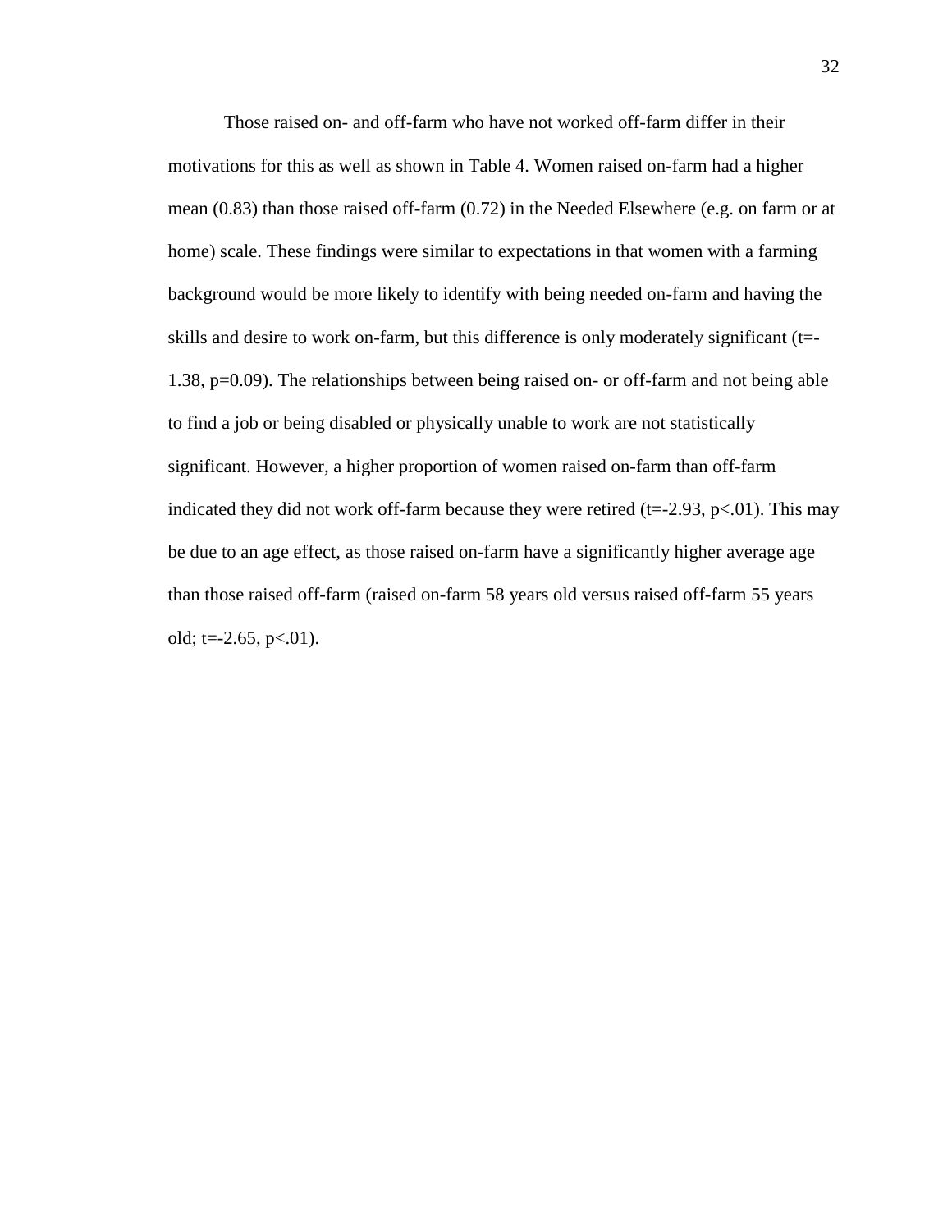Those raised on- and off-farm who have not worked off-farm differ in their motivations for this as well as shown in Table 4. Women raised on-farm had a higher mean (0.83) than those raised off-farm (0.72) in the Needed Elsewhere (e.g. on farm or at home) scale. These findings were similar to expectations in that women with a farming background would be more likely to identify with being needed on-farm and having the skills and desire to work on-farm, but this difference is only moderately significant ($t=-1.38$, $p=0.09$). The relationships between being raised on- or off-farm and not being able to find a job or being disabled or physically unable to work are not statistically significant. However, a higher proportion of women raised on-farm than off-farm indicated they did not work off-farm because they were retired ($t=-2.93$, $p<.01$). This may be due to an age effect, as those raised on-farm have a significantly higher average age than those raised off-farm (raised on-farm 58 years old versus raised off-farm 55 years old; $t=-2.65$, $p<.01$).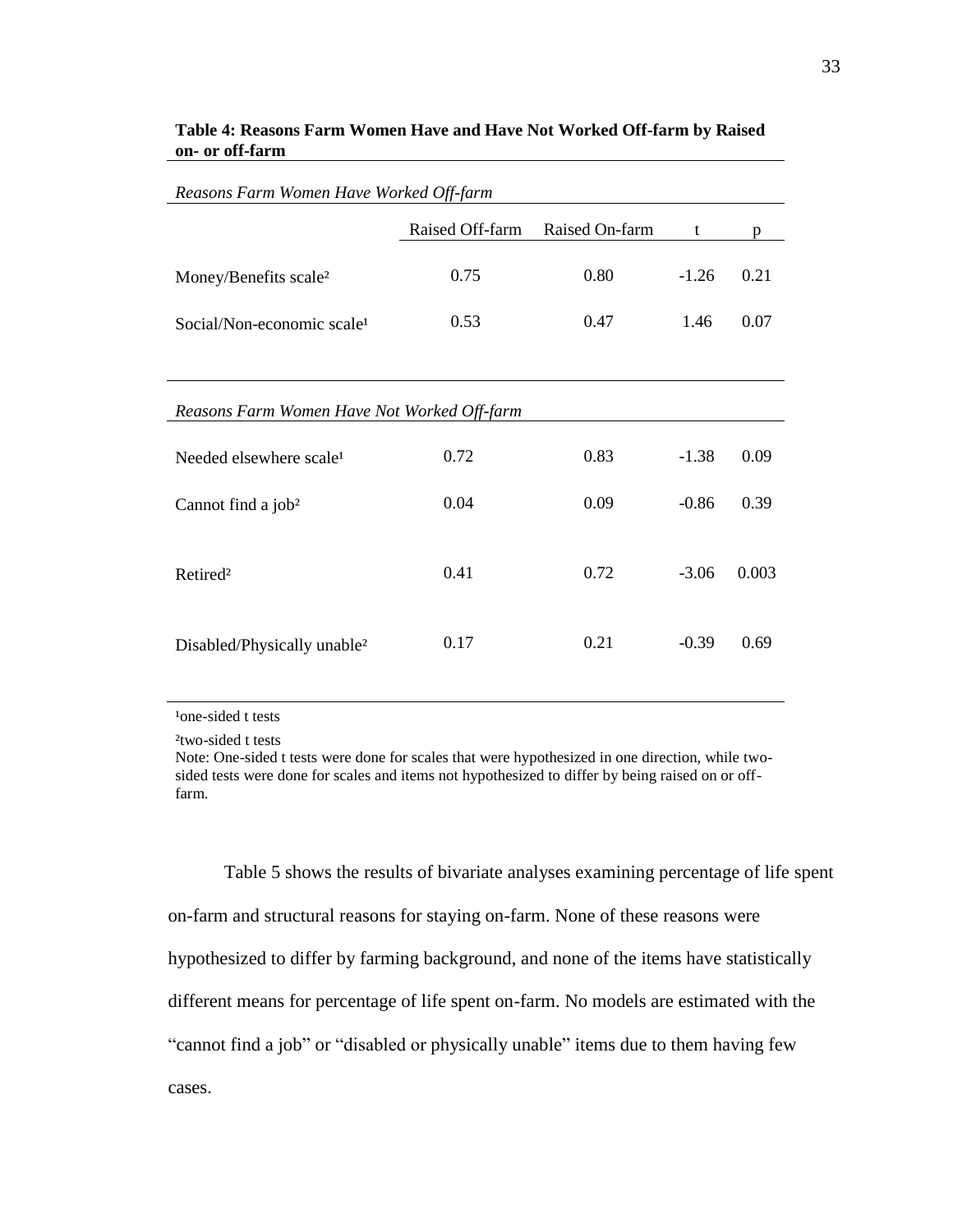**Table 4: Reasons Farm Women Have and Have Not Worked Off-farm by Raised on- or off-farm**

| *Reasons Farm Women Have Worked Off-farm* | | | | |
|---|---|---|---|---|
| | Raised Off-farm | Raised On-farm | t | p |
| Money/Benefits scale[2] | 0.75 | 0.80 | -1.26 | 0.21 |
| Social/Non-economic scale[1] | 0.53 | 0.47 | 1.46 | 0.07 |
| *Reasons Farm Women Have Not Worked Off-farm* | | | | |
| Needed elsewhere scale[1] | 0.72 | 0.83 | -1.38 | 0.09 |
| Cannot find a job[2] | 0.04 | 0.09 | -0.86 | 0.39 |
| Retired[2] | 0.41 | 0.72 | -3.06 | 0.003 |
| Disabled/Physically unable[2] | 0.17 | 0.21 | -0.39 | 0.69 |

[1]one-sided t tests

[2]two-sided t tests

Note: One-sided t tests were done for scales that were hypothesized in one direction, while two-sided tests were done for scales and items not hypothesized to differ by being raised on or off-farm.

Table 5 shows the results of bivariate analyses examining percentage of life spent on-farm and structural reasons for staying on-farm. None of these reasons were hypothesized to differ by farming background, and none of the items have statistically different means for percentage of life spent on-farm. No models are estimated with the "cannot find a job" or "disabled or physically unable" items due to them having few cases.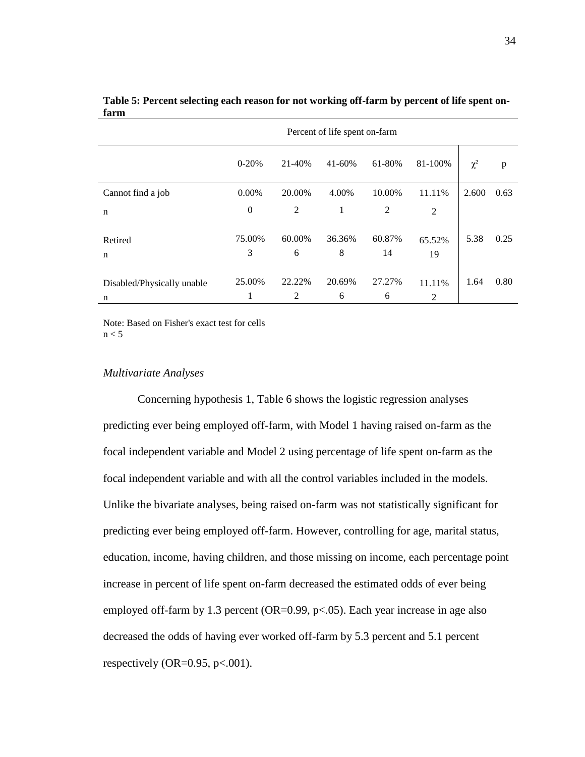**Table 5: Percent selecting each reason for not working off-farm by percent of life spent on-farm**

| | Percent of life spent on-farm | | | | | | |
|---|---|---|---|---|---|---|---|
| | 0-20% | 21-40% | 41-60% | 61-80% | 81-100% | $\chi^2$ | p |
| Cannot find a job | 0.00% | 20.00% | 4.00% | 10.00% | 11.11% | 2.600 | 0.63 |
| n | 0 | 2 | 1 | 2 | 2 | | |
| Retired | 75.00% | 60.00% | 36.36% | 60.87% | 65.52% | 5.38 | 0.25 |
| n | 3 | 6 | 8 | 14 | 19 | | |
| Disabled/Physically unable | 25.00% | 22.22% | 20.69% | 27.27% | 11.11% | 1.64 | 0.80 |
| n | 1 | 2 | 6 | 6 | 2 | | |

Note: Based on Fisher's exact test for cells $n < 5$

*Multivariate Analyses*

Concerning hypothesis 1, Table 6 shows the logistic regression analyses predicting ever being employed off-farm, with Model 1 having raised on-farm as the focal independent variable and Model 2 using percentage of life spent on-farm as the focal independent variable and with all the control variables included in the models. Unlike the bivariate analyses, being raised on-farm was not statistically significant for predicting ever being employed off-farm. However, controlling for age, marital status, education, income, having children, and those missing on income, each percentage point increase in percent of life spent on-farm decreased the estimated odds of ever being employed off-farm by 1.3 percent (OR=0.99, $p<.05$). Each year increase in age also decreased the odds of having ever worked off-farm by 5.3 percent and 5.1 percent respectively (OR=0.95, $p<.001$).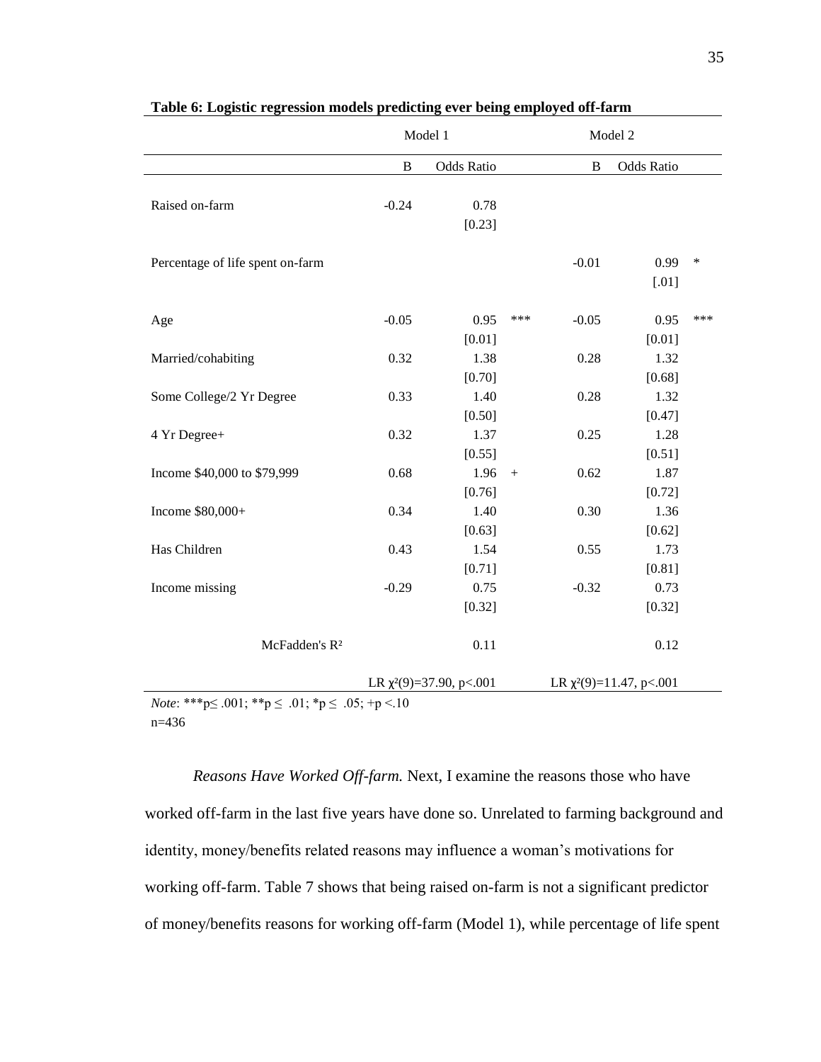**Table 6: Logistic regression models predicting ever being employed off-farm**

| | Model 1 | | | Model 2 | | |
|---|---|---|---|---|---|---|
| | B | Odds Ratio | | B | Odds Ratio | |
| Raised on-farm | -0.24 | 0.78 | | | | |
| | | [0.23] | | | | |
| Percentage of life spent on-farm | | | | -0.01 | 0.99 | * |
| | | | | | [.01] | |
| Age | -0.05 | 0.95 | *** | -0.05 | 0.95 | *** |
| | | [0.01] | | | [0.01] | |
| Married/cohabiting | 0.32 | 1.38 | | 0.28 | 1.32 | |
| | | [0.70] | | | [0.68] | |
| Some College/2 Yr Degree | 0.33 | 1.40 | | 0.28 | 1.32 | |
| | | [0.50] | | | [0.47] | |
| 4 Yr Degree+ | 0.32 | 1.37 | | 0.25 | 1.28 | |
| | | [0.55] | | | [0.51] | |
| Income $40,000 to $79,999 | 0.68 | 1.96 | + | 0.62 | 1.87 | |
| | | [0.76] | | | [0.72] | |
| Income $80,000+ | 0.34 | 1.40 | | 0.30 | 1.36 | |
| | | [0.63] | | | [0.62] | |
| Has Children | 0.43 | 1.54 | | 0.55 | 1.73 | |
| | | [0.71] | | | [0.81] | |
| Income missing | -0.29 | 0.75 | | -0.32 | 0.73 | |
| | | [0.32] | | | [0.32] | |
| McFadden's $R^2$ | | 0.11 | | | 0.12 | |
| | LR $\chi^2(9)=37.90$, $p<.001$ | | | LR $\chi^2(9)=11.47$, $p<.001$ | | |

*Note*: ***$p \leq .001$; **$p \leq .01$; *$p \leq .05$; +$p < .10$
n=436

*Reasons Have Worked Off-farm.* Next, I examine the reasons those who have worked off-farm in the last five years have done so. Unrelated to farming background and identity, money/benefits related reasons may influence a woman's motivations for working off-farm. Table 7 shows that being raised on-farm is not a significant predictor of money/benefits reasons for working off-farm (Model 1), while percentage of life spent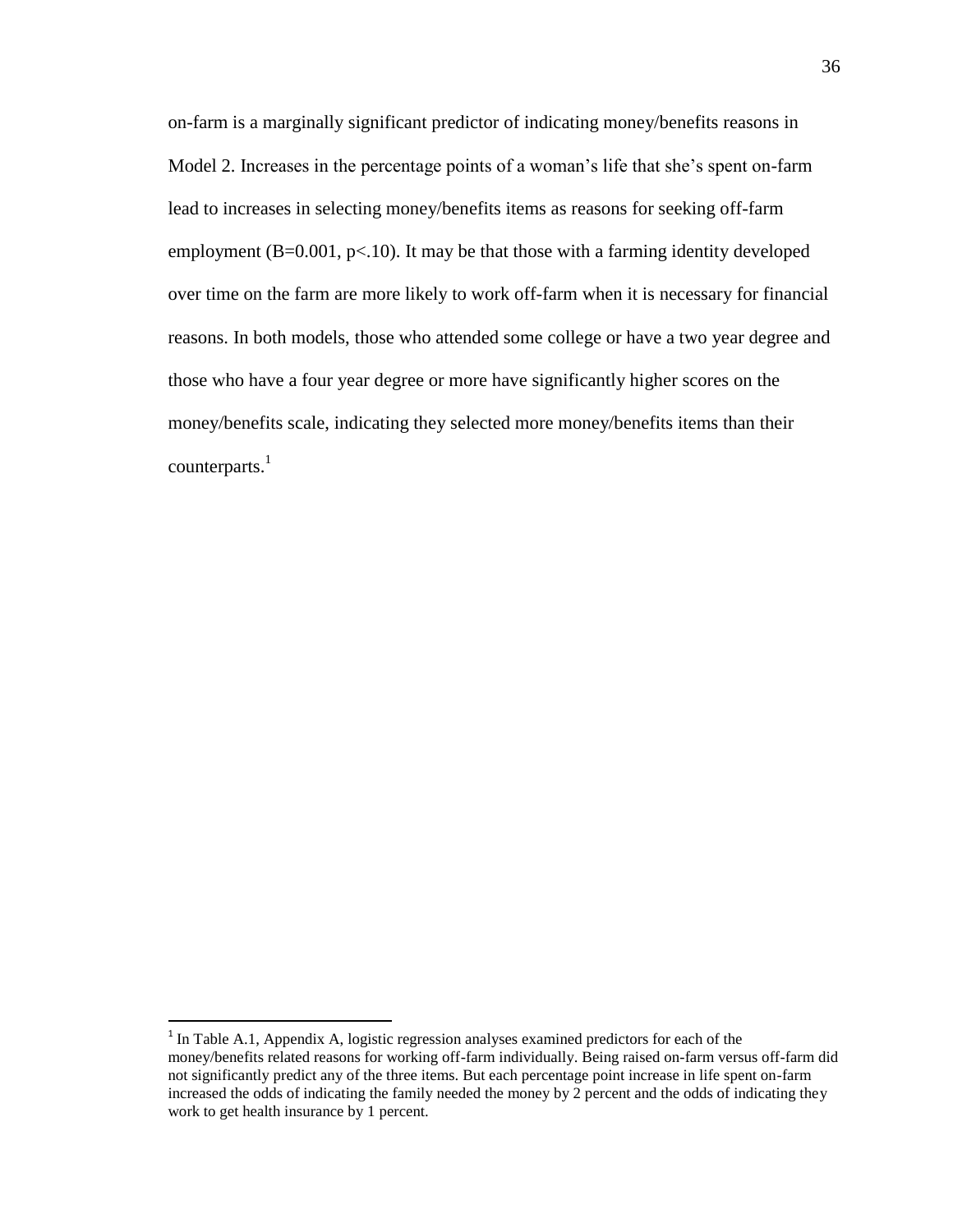on-farm is a marginally significant predictor of indicating money/benefits reasons in Model 2. Increases in the percentage points of a woman's life that she's spent on-farm lead to increases in selecting money/benefits items as reasons for seeking off-farm employment (B=0.001, $p<.10$). It may be that those with a farming identity developed over time on the farm are more likely to work off-farm when it is necessary for financial reasons. In both models, those who attended some college or have a two year degree and those who have a four year degree or more have significantly higher scores on the money/benefits scale, indicating they selected more money/benefits items than their counterparts.[1]

[1] In Table A.1, Appendix A, logistic regression analyses examined predictors for each of the money/benefits related reasons for working off-farm individually. Being raised on-farm versus off-farm did not significantly predict any of the three items. But each percentage point increase in life spent on-farm increased the odds of indicating the family needed the money by 2 percent and the odds of indicating they work to get health insurance by 1 percent.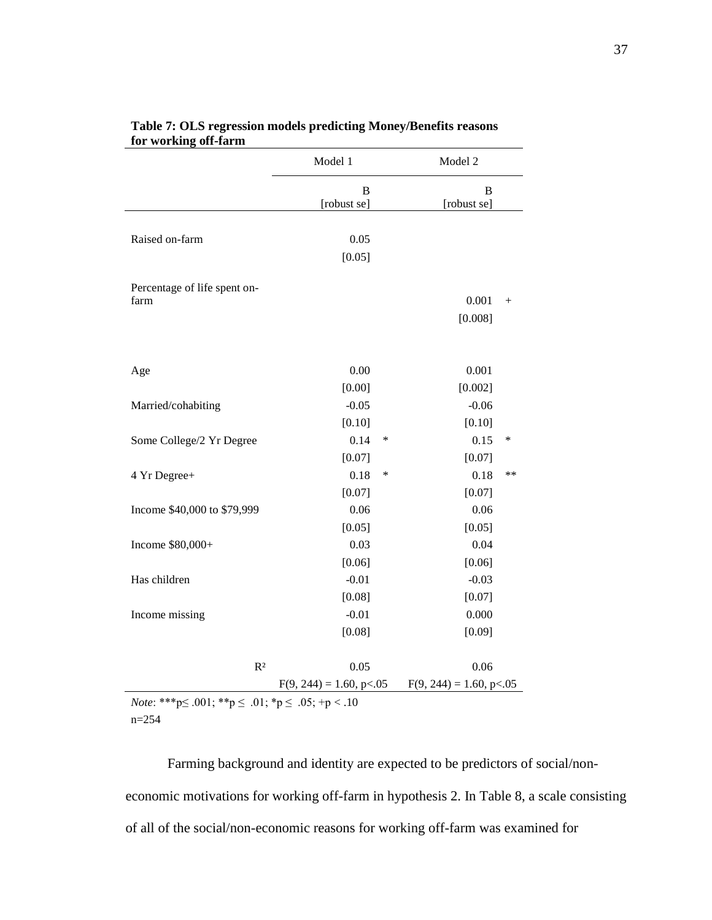**Table 7: OLS regression models predicting Money/Benefits reasons for working off-farm**

| | Model 1 | | Model 2 | |
|---|---|---|---|---|
| | B [robust se] | | B [robust se] | |
| Raised on-farm | 0.05 | | | |
| | [0.05] | | | |
| Percentage of life spent on-farm | | | 0.001 | + |
| | | | [0.008] | |
| Age | 0.00 | | 0.001 | |
| | [0.00] | | [0.002] | |
| Married/cohabiting | -0.05 | | -0.06 | |
| | [0.10] | | [0.10] | |
| Some College/2 Yr Degree | 0.14 | * | 0.15 | * |
| | [0.07] | | [0.07] | |
| 4 Yr Degree+ | 0.18 | * | 0.18 | ** |
| | [0.07] | | [0.07] | |
| Income $40,000 to $79,999 | 0.06 | | 0.06 | |
| | [0.05] | | [0.05] | |
| Income $80,000+ | 0.03 | | 0.04 | |
| | [0.06] | | [0.06] | |
| Has children | -0.01 | | -0.03 | |
| | [0.08] | | [0.07] | |
| Income missing | -0.01 | | 0.000 | |
| | [0.08] | | [0.09] | |
| $R^2$ | 0.05 | | 0.06 | |
| | $F(9, 244) = 1.60, p<.05$ | | $F(9, 244) = 1.60, p<.05$ | |

*Note*: ***$p \leq .001$; **$p \leq .01$; *$p \leq .05$; +$p < .10$
n=254

Farming background and identity are expected to be predictors of social/non-economic motivations for working off-farm in hypothesis 2. In Table 8, a scale consisting of all of the social/non-economic reasons for working off-farm was examined for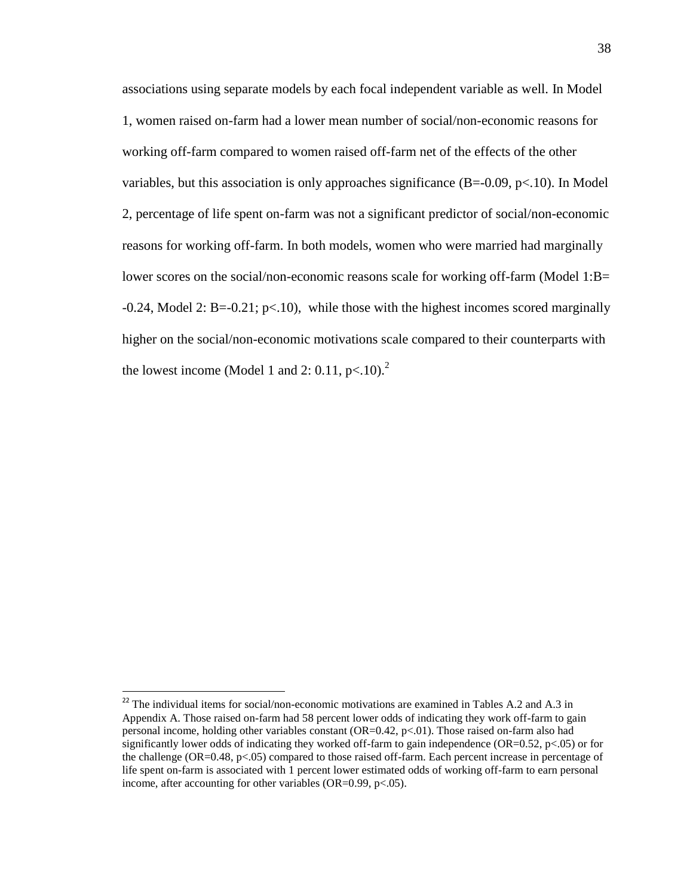associations using separate models by each focal independent variable as well. In Model 1, women raised on-farm had a lower mean number of social/non-economic reasons for working off-farm compared to women raised off-farm net of the effects of the other variables, but this association is only approaches significance (B=-0.09, $p<.10$). In Model 2, percentage of life spent on-farm was not a significant predictor of social/non-economic reasons for working off-farm. In both models, women who were married had marginally lower scores on the social/non-economic reasons scale for working off-farm (Model 1:B= -0.24, Model 2: B=-0.21; $p<.10$), while those with the highest incomes scored marginally higher on the social/non-economic motivations scale compared to their counterparts with the lowest income (Model 1 and 2: 0.11, $p<.10$).[2]

---

[22] The individual items for social/non-economic motivations are examined in Tables A.2 and A.3 in Appendix A. Those raised on-farm had 58 percent lower odds of indicating they work off-farm to gain personal income, holding other variables constant (OR=0.42, $p<.01$). Those raised on-farm also had significantly lower odds of indicating they worked off-farm to gain independence (OR=0.52, $p<.05$) or for the challenge (OR=0.48, $p<.05$) compared to those raised off-farm. Each percent increase in percentage of life spent on-farm is associated with 1 percent lower estimated odds of working off-farm to earn personal income, after accounting for other variables (OR=0.99, $p<.05$).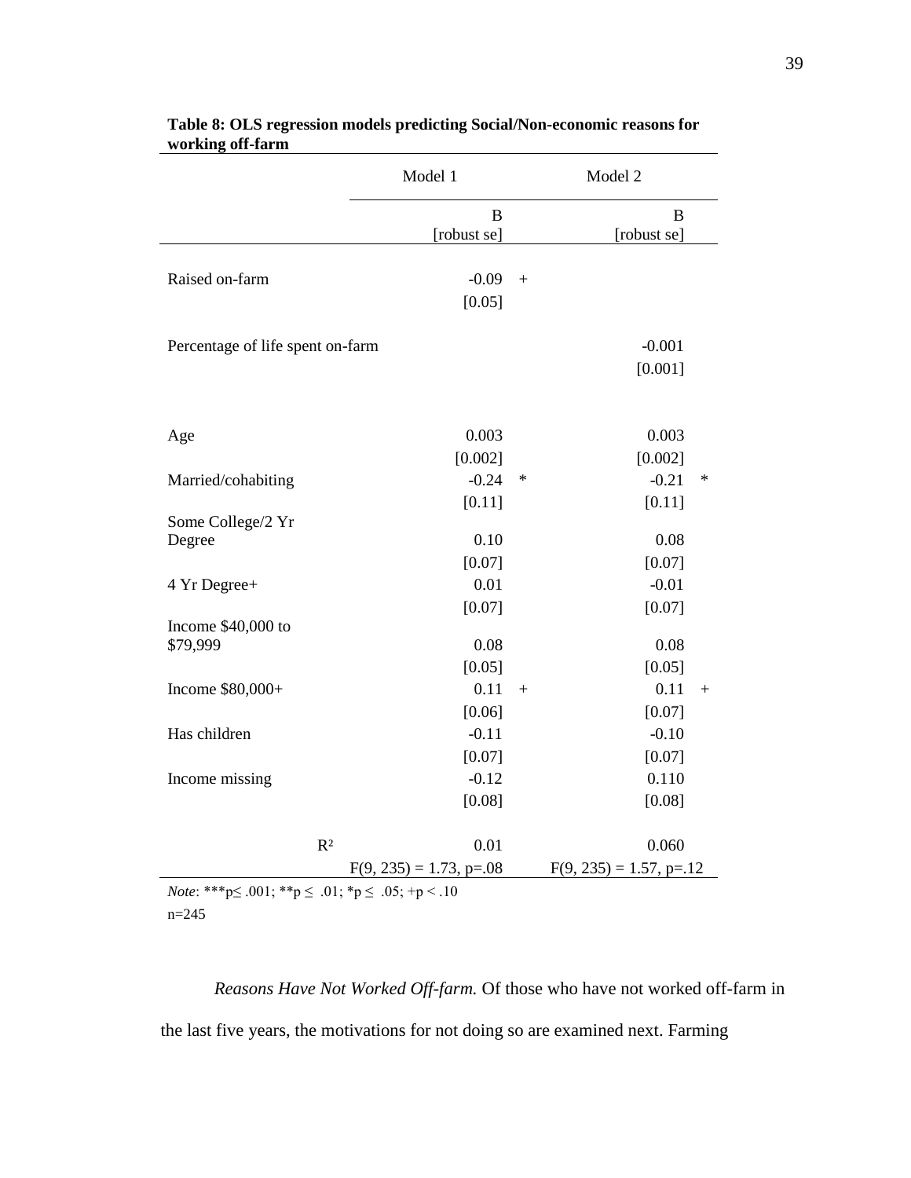**Table 8: OLS regression models predicting Social/Non-economic reasons for working off-farm**

| | Model 1 | | Model 2 | |
|---|---|---|---|---|
| | B [robust se] | | B [robust se] | |
| Raised on-farm | -0.09 | + | | |
| | [0.05] | | | |
| Percentage of life spent on-farm | | | -0.001 | |
| | | | [0.001] | |
| Age | 0.003 | | 0.003 | |
| | [0.002] | | [0.002] | |
| Married/cohabiting | -0.24 | * | -0.21 | * |
| | [0.11] | | [0.11] | |
| Some College/2 Yr Degree | 0.10 | | 0.08 | |
| | [0.07] | | [0.07] | |
| 4 Yr Degree+ | 0.01 | | -0.01 | |
| | [0.07] | | [0.07] | |
| Income $40,000 to $79,999 | 0.08 | | 0.08 | |
| | [0.05] | | [0.05] | |
| Income $80,000+ | 0.11 | + | 0.11 | + |
| | [0.06] | | [0.07] | |
| Has children | -0.11 | | -0.10 | |
| | [0.07] | | [0.07] | |
| Income missing | -0.12 | | 0.110 | |
| | [0.08] | | [0.08] | |
| $R^2$ | 0.01 | | 0.060 | |
| | $F(9, 235) = 1.73$, $p=.08$ | | $F(9, 235) = 1.57$, $p=.12$ | |

*Note*: ***p≤ .001; **p ≤ .01; *p ≤ .05; +p < .10
n=245

*Reasons Have Not Worked Off-farm.* Of those who have not worked off-farm in the last five years, the motivations for not doing so are examined next. Farming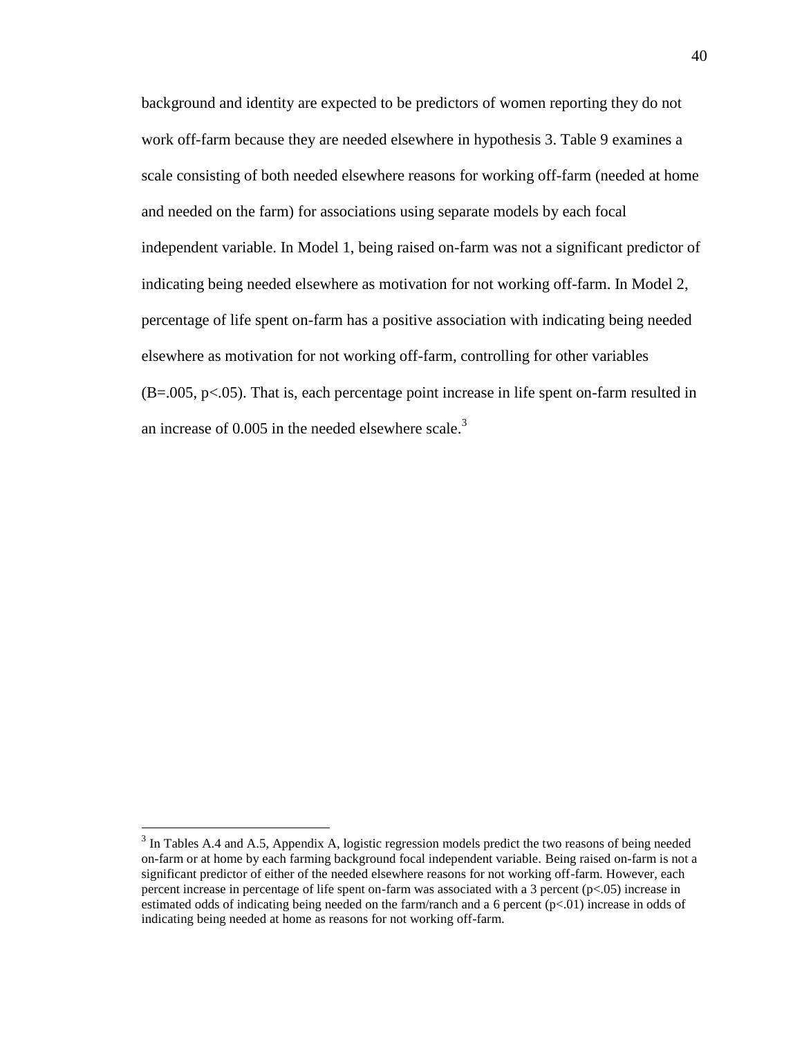background and identity are expected to be predictors of women reporting they do not work off-farm because they are needed elsewhere in hypothesis 3. Table 9 examines a scale consisting of both needed elsewhere reasons for working off-farm (needed at home and needed on the farm) for associations using separate models by each focal independent variable. In Model 1, being raised on-farm was not a significant predictor of indicating being needed elsewhere as motivation for not working off-farm. In Model 2, percentage of life spent on-farm has a positive association with indicating being needed elsewhere as motivation for not working off-farm, controlling for other variables ($B=.005$, $p<.05$). That is, each percentage point increase in life spent on-farm resulted in an increase of 0.005 in the needed elsewhere scale.[3]

---

[3] In Tables A.4 and A.5, Appendix A, logistic regression models predict the two reasons of being needed on-farm or at home by each farming background focal independent variable. Being raised on-farm is not a significant predictor of either of the needed elsewhere reasons for not working off-farm. However, each percent increase in percentage of life spent on-farm was associated with a 3 percent ($p<.05$) increase in estimated odds of indicating being needed on the farm/ranch and a 6 percent ($p<.01$) increase in odds of indicating being needed at home as reasons for not working off-farm.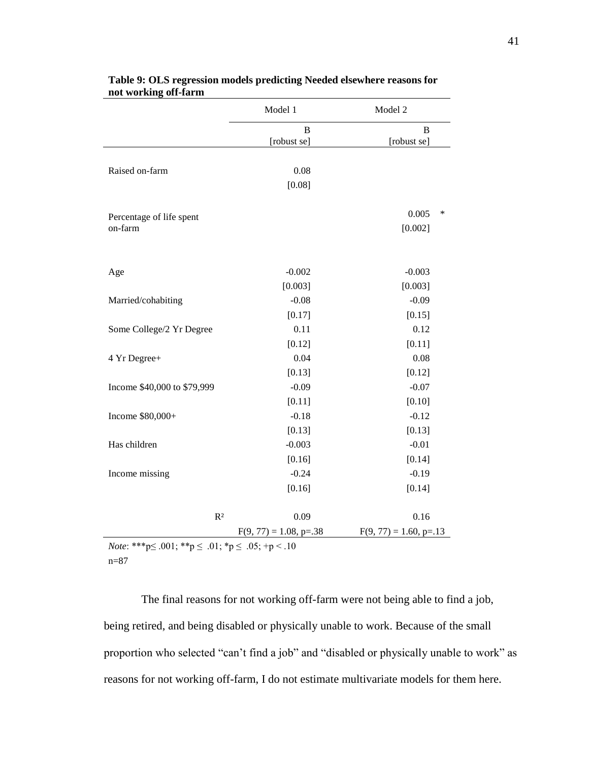**Table 9: OLS regression models predicting Needed elsewhere reasons for not working off-farm**

| | Model 1 | Model 2 |
|---|---|---|
| | B [robust se] | B [robust se] |
| Raised on-farm | 0.08 | |
| | [0.08] | |
| Percentage of life spent on-farm | | 0.005 * |
| | | [0.002] |
| Age | -0.002 | -0.003 |
| | [0.003] | [0.003] |
| Married/cohabiting | -0.08 | -0.09 |
| | [0.17] | [0.15] |
| Some College/2 Yr Degree | 0.11 | 0.12 |
| | [0.12] | [0.11] |
| 4 Yr Degree+ | 0.04 | 0.08 |
| | [0.13] | [0.12] |
| Income $40,000 to $79,999 | -0.09 | -0.07 |
| | [0.11] | [0.10] |
| Income $80,000+ | -0.18 | -0.12 |
| | [0.13] | [0.13] |
| Has children | -0.003 | -0.01 |
| | [0.16] | [0.14] |
| Income missing | -0.24 | -0.19 |
| | [0.16] | [0.14] |
| $R^2$ | 0.09 | 0.16 |
| | $F(9, 77) = 1.08$, $p=.38$ | $F(9, 77) = 1.60$, $p=.13$ |

*Note*: ***$p \leq .001$; **$p \leq .01$; *$p \leq .05$; +$p < .10$
n=87

The final reasons for not working off-farm were not being able to find a job, being retired, and being disabled or physically unable to work. Because of the small proportion who selected "can't find a job" and "disabled or physically unable to work" as reasons for not working off-farm, I do not estimate multivariate models for them here.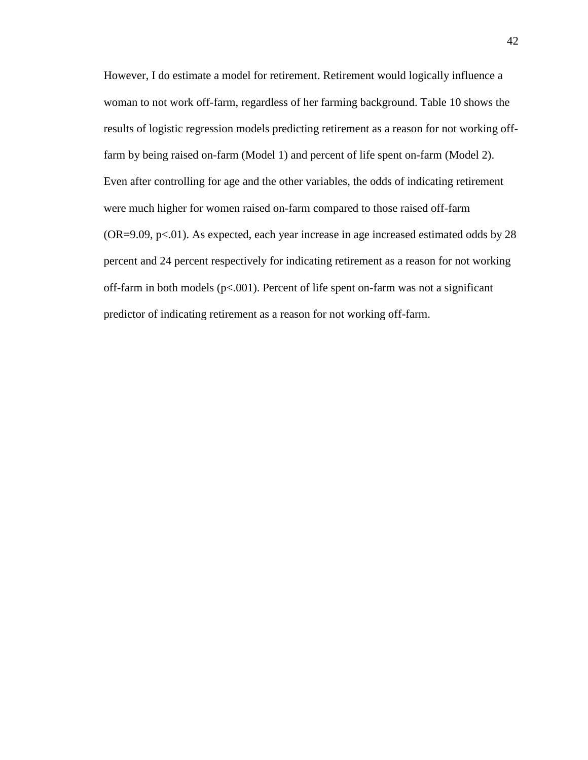However, I do estimate a model for retirement. Retirement would logically influence a woman to not work off-farm, regardless of her farming background. Table 10 shows the results of logistic regression models predicting retirement as a reason for not working off-farm by being raised on-farm (Model 1) and percent of life spent on-farm (Model 2). Even after controlling for age and the other variables, the odds of indicating retirement were much higher for women raised on-farm compared to those raised off-farm (OR=9.09, $p<.01$). As expected, each year increase in age increased estimated odds by 28 percent and 24 percent respectively for indicating retirement as a reason for not working off-farm in both models ($p<.001$). Percent of life spent on-farm was not a significant predictor of indicating retirement as a reason for not working off-farm.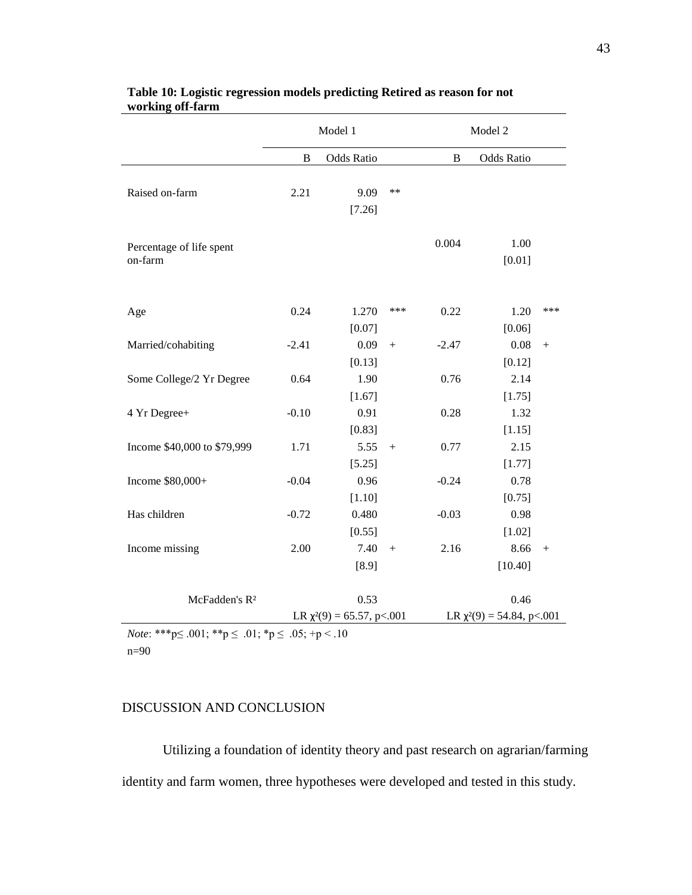**Table 10: Logistic regression models predicting Retired as reason for not working off-farm**

| | Model 1 | | | Model 2 | | |
|---|---|---|---|---|---|---|
| | B | Odds Ratio | | B | Odds Ratio | |
| Raised on-farm | 2.21 | 9.09 | ** | | | |
| | | [7.26] | | | | |
| Percentage of life spent on-farm | | | | 0.004 | 1.00 | |
| | | | | | [0.01] | |
| Age | 0.24 | 1.270 | *** | 0.22 | 1.20 | *** |
| | | [0.07] | | | [0.06] | |
| Married/cohabiting | -2.41 | 0.09 | + | -2.47 | 0.08 | + |
| | | [0.13] | | | [0.12] | |
| Some College/2 Yr Degree | 0.64 | 1.90 | | 0.76 | 2.14 | |
| | | [1.67] | | | [1.75] | |
| 4 Yr Degree+ | -0.10 | 0.91 | | 0.28 | 1.32 | |
| | | [0.83] | | | [1.15] | |
| Income $40,000 to $79,999 | 1.71 | 5.55 | + | 0.77 | 2.15 | |
| | | [5.25] | | | [1.77] | |
| Income $80,000+ | -0.04 | 0.96 | | -0.24 | 0.78 | |
| | | [1.10] | | | [0.75] | |
| Has children | -0.72 | 0.480 | | -0.03 | 0.98 | |
| | | [0.55] | | | [1.02] | |
| Income missing | 2.00 | 7.40 | + | 2.16 | 8.66 | + |
| | | [8.9] | | | [10.40] | |
| McFadden's $R^2$ | | 0.53 | | | 0.46 | |
| | LR $\chi^2(9) = 65.57$, $p<.001$ | | | LR $\chi^2(9) = 54.84$, $p<.001$ | | |

*Note*: ***$p \leq .001$; **$p \leq .01$; *$p \leq .05$; +$p < .10$

n=90

## DISCUSSION AND CONCLUSION

Utilizing a foundation of identity theory and past research on agrarian/farming identity and farm women, three hypotheses were developed and tested in this study.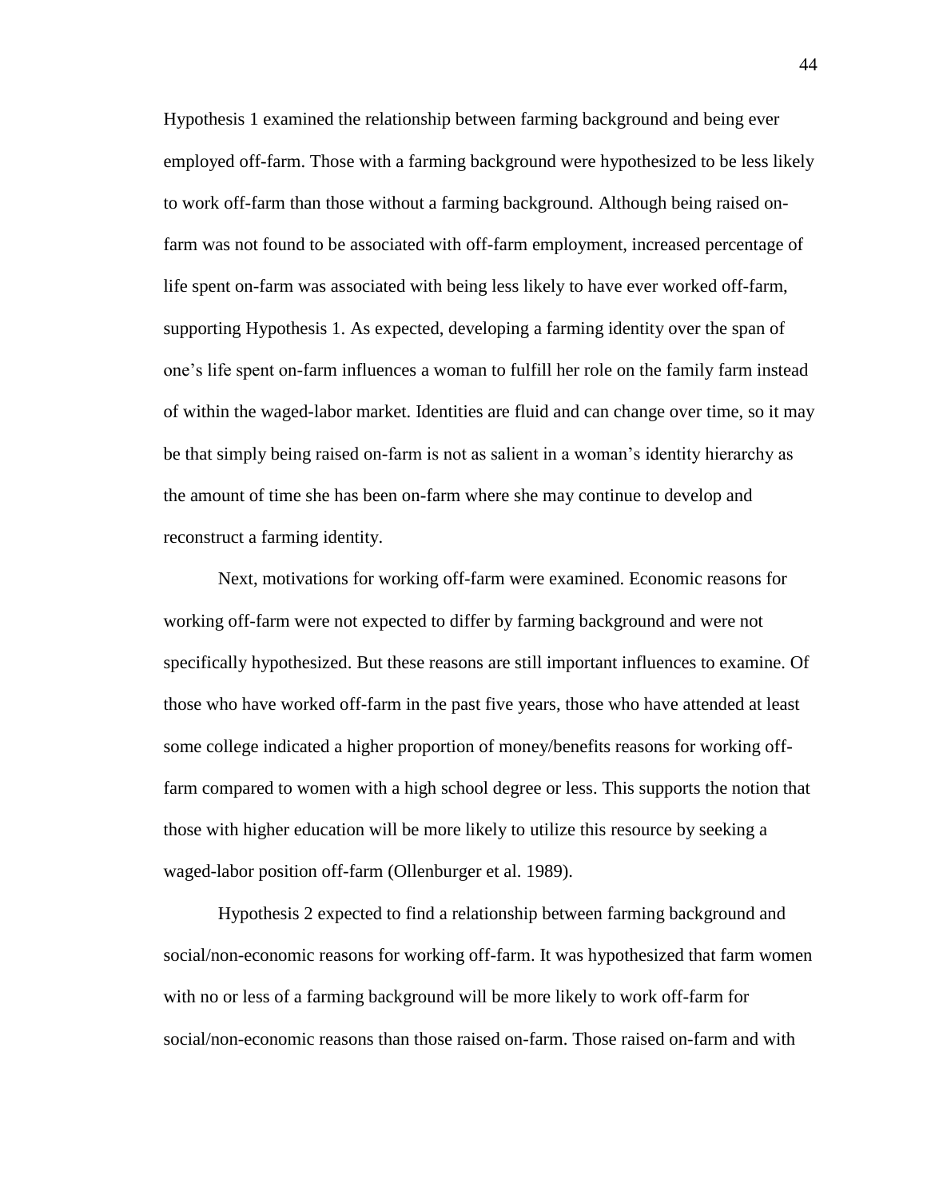Hypothesis 1 examined the relationship between farming background and being ever employed off-farm. Those with a farming background were hypothesized to be less likely to work off-farm than those without a farming background. Although being raised on-farm was not found to be associated with off-farm employment, increased percentage of life spent on-farm was associated with being less likely to have ever worked off-farm, supporting Hypothesis 1. As expected, developing a farming identity over the span of one's life spent on-farm influences a woman to fulfill her role on the family farm instead of within the waged-labor market. Identities are fluid and can change over time, so it may be that simply being raised on-farm is not as salient in a woman's identity hierarchy as the amount of time she has been on-farm where she may continue to develop and reconstruct a farming identity.

Next, motivations for working off-farm were examined. Economic reasons for working off-farm were not expected to differ by farming background and were not specifically hypothesized. But these reasons are still important influences to examine. Of those who have worked off-farm in the past five years, those who have attended at least some college indicated a higher proportion of money/benefits reasons for working off-farm compared to women with a high school degree or less. This supports the notion that those with higher education will be more likely to utilize this resource by seeking a waged-labor position off-farm (Ollenburger et al. 1989).

Hypothesis 2 expected to find a relationship between farming background and social/non-economic reasons for working off-farm. It was hypothesized that farm women with no or less of a farming background will be more likely to work off-farm for social/non-economic reasons than those raised on-farm. Those raised on-farm and with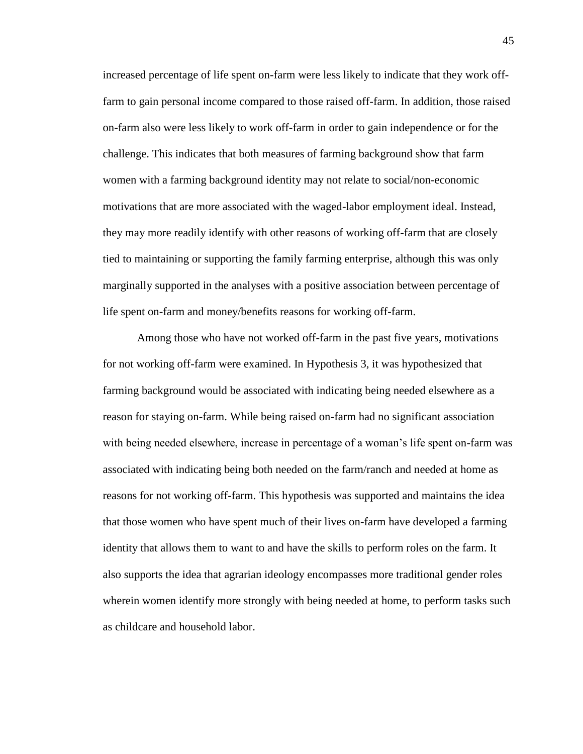increased percentage of life spent on-farm were less likely to indicate that they work off-farm to gain personal income compared to those raised off-farm. In addition, those raised on-farm also were less likely to work off-farm in order to gain independence or for the challenge. This indicates that both measures of farming background show that farm women with a farming background identity may not relate to social/non-economic motivations that are more associated with the waged-labor employment ideal. Instead, they may more readily identify with other reasons of working off-farm that are closely tied to maintaining or supporting the family farming enterprise, although this was only marginally supported in the analyses with a positive association between percentage of life spent on-farm and money/benefits reasons for working off-farm.

Among those who have not worked off-farm in the past five years, motivations for not working off-farm were examined. In Hypothesis 3, it was hypothesized that farming background would be associated with indicating being needed elsewhere as a reason for staying on-farm. While being raised on-farm had no significant association with being needed elsewhere, increase in percentage of a woman's life spent on-farm was associated with indicating being both needed on the farm/ranch and needed at home as reasons for not working off-farm. This hypothesis was supported and maintains the idea that those women who have spent much of their lives on-farm have developed a farming identity that allows them to want to and have the skills to perform roles on the farm. It also supports the idea that agrarian ideology encompasses more traditional gender roles wherein women identify more strongly with being needed at home, to perform tasks such as childcare and household labor.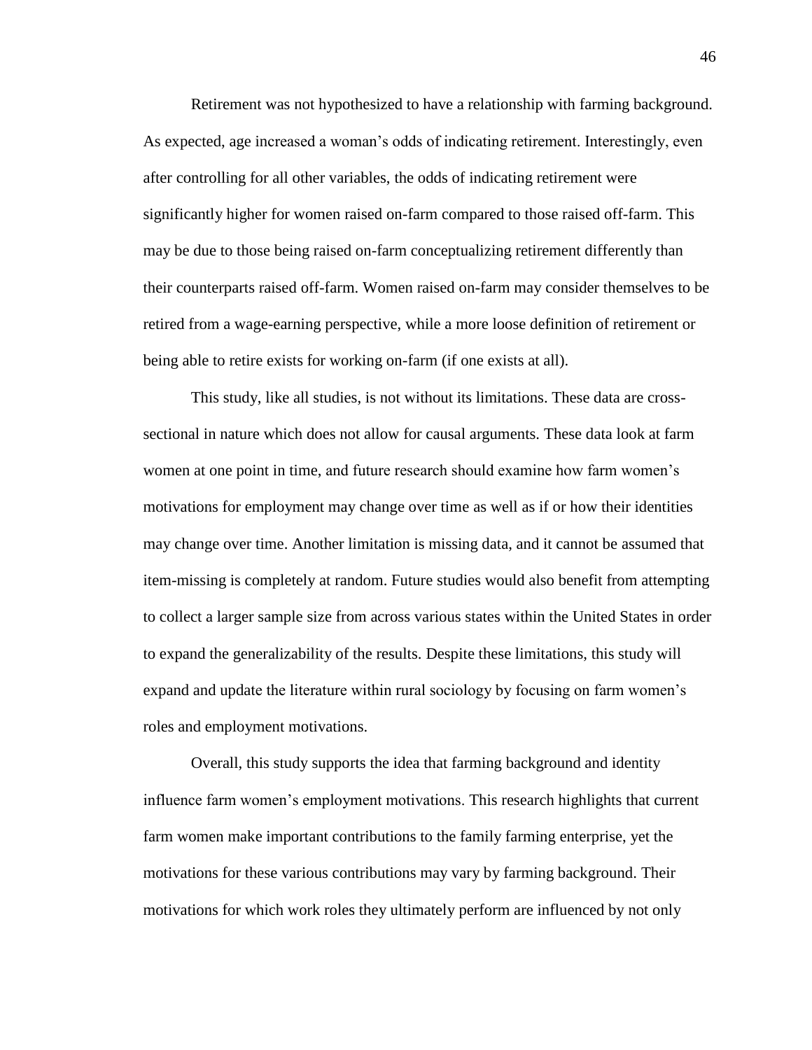Retirement was not hypothesized to have a relationship with farming background. As expected, age increased a woman's odds of indicating retirement. Interestingly, even after controlling for all other variables, the odds of indicating retirement were significantly higher for women raised on-farm compared to those raised off-farm. This may be due to those being raised on-farm conceptualizing retirement differently than their counterparts raised off-farm. Women raised on-farm may consider themselves to be retired from a wage-earning perspective, while a more loose definition of retirement or being able to retire exists for working on-farm (if one exists at all).

This study, like all studies, is not without its limitations. These data are cross-sectional in nature which does not allow for causal arguments. These data look at farm women at one point in time, and future research should examine how farm women's motivations for employment may change over time as well as if or how their identities may change over time. Another limitation is missing data, and it cannot be assumed that item-missing is completely at random. Future studies would also benefit from attempting to collect a larger sample size from across various states within the United States in order to expand the generalizability of the results. Despite these limitations, this study will expand and update the literature within rural sociology by focusing on farm women's roles and employment motivations.

Overall, this study supports the idea that farming background and identity influence farm women's employment motivations. This research highlights that current farm women make important contributions to the family farming enterprise, yet the motivations for these various contributions may vary by farming background. Their motivations for which work roles they ultimately perform are influenced by not only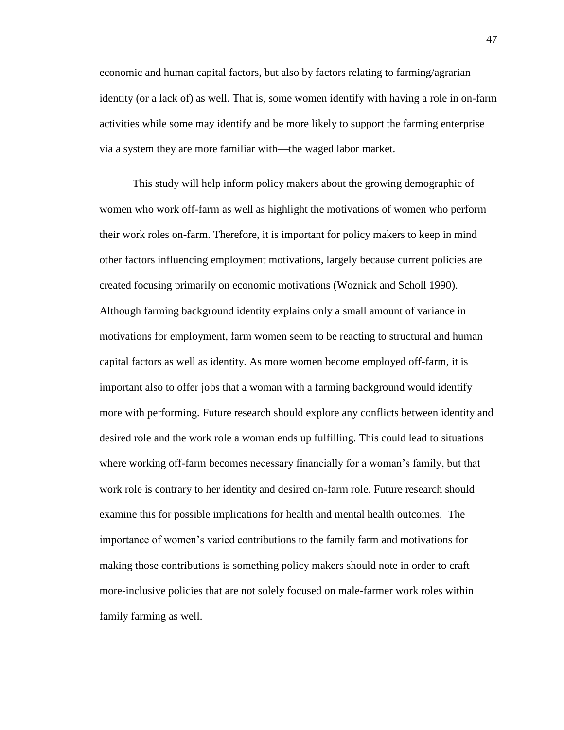economic and human capital factors, but also by factors relating to farming/agrarian identity (or a lack of) as well. That is, some women identify with having a role in on-farm activities while some may identify and be more likely to support the farming enterprise via a system they are more familiar with—the waged labor market.

This study will help inform policy makers about the growing demographic of women who work off-farm as well as highlight the motivations of women who perform their work roles on-farm. Therefore, it is important for policy makers to keep in mind other factors influencing employment motivations, largely because current policies are created focusing primarily on economic motivations (Wozniak and Scholl 1990). Although farming background identity explains only a small amount of variance in motivations for employment, farm women seem to be reacting to structural and human capital factors as well as identity. As more women become employed off-farm, it is important also to offer jobs that a woman with a farming background would identify more with performing. Future research should explore any conflicts between identity and desired role and the work role a woman ends up fulfilling. This could lead to situations where working off-farm becomes necessary financially for a woman's family, but that work role is contrary to her identity and desired on-farm role. Future research should examine this for possible implications for health and mental health outcomes. The importance of women's varied contributions to the family farm and motivations for making those contributions is something policy makers should note in order to craft more-inclusive policies that are not solely focused on male-farmer work roles within family farming as well.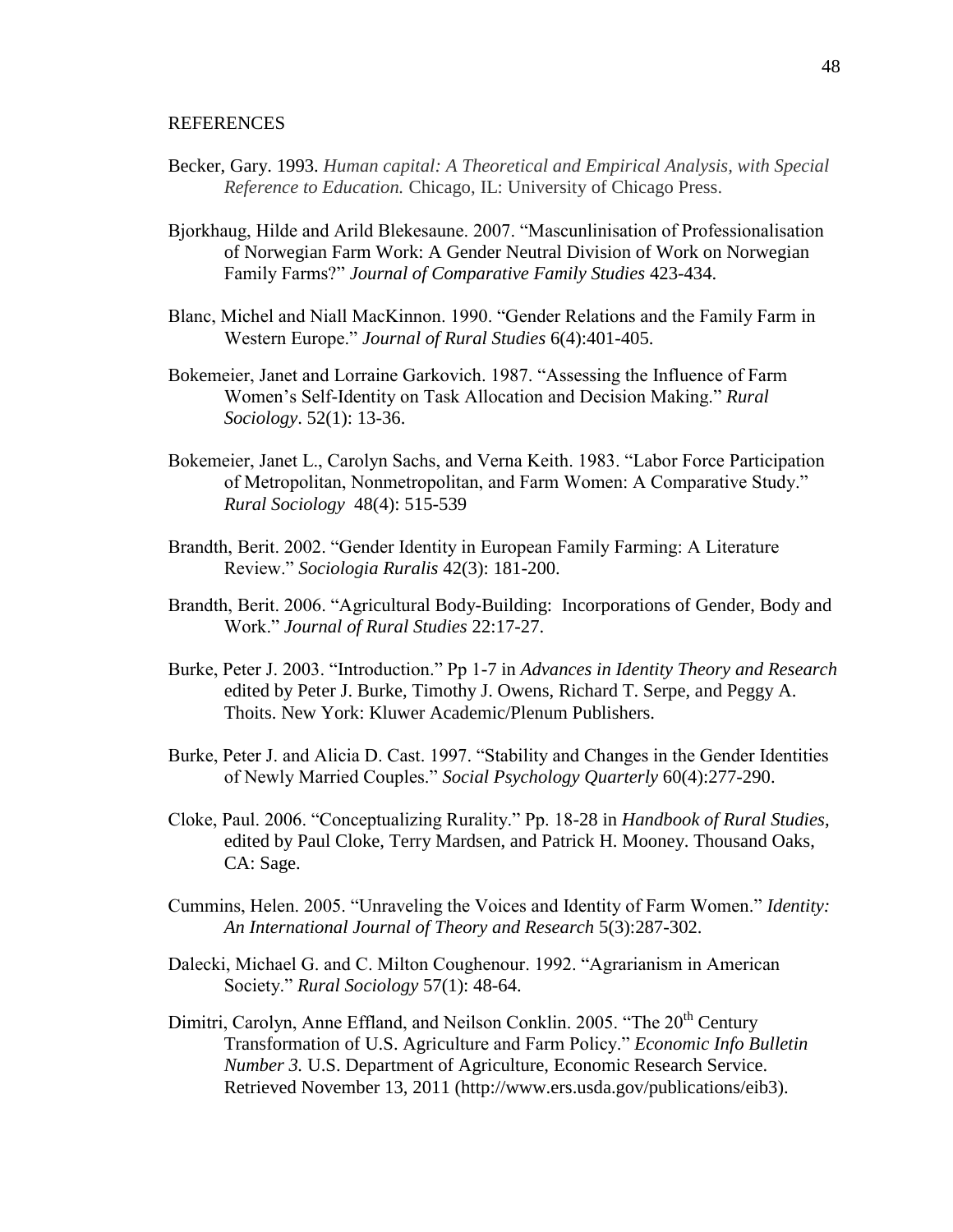## REFERENCES

Becker, Gary. 1993. *Human capital: A Theoretical and Empirical Analysis, with Special Reference to Education.* Chicago, IL: University of Chicago Press.

Bjorkhaug, Hilde and Arild Blekesaune. 2007. "Mascunlinisation of Professionalisation of Norwegian Farm Work: A Gender Neutral Division of Work on Norwegian Family Farms?" *Journal of Comparative Family Studies* 423-434.

Blanc, Michel and Niall MacKinnon. 1990. "Gender Relations and the Family Farm in Western Europe." *Journal of Rural Studies* 6(4):401-405.

Bokemeier, Janet and Lorraine Garkovich. 1987. "Assessing the Influence of Farm Women's Self-Identity on Task Allocation and Decision Making." *Rural Sociology*. 52(1): 13-36.

Bokemeier, Janet L., Carolyn Sachs, and Verna Keith. 1983. "Labor Force Participation of Metropolitan, Nonmetropolitan, and Farm Women: A Comparative Study." *Rural Sociology* 48(4): 515-539

Brandth, Berit. 2002. "Gender Identity in European Family Farming: A Literature Review." *Sociologia Ruralis* 42(3): 181-200.

Brandth, Berit. 2006. "Agricultural Body-Building: Incorporations of Gender, Body and Work." *Journal of Rural Studies* 22:17-27.

Burke, Peter J. 2003. "Introduction." Pp 1-7 in *Advances in Identity Theory and Research* edited by Peter J. Burke, Timothy J. Owens, Richard T. Serpe, and Peggy A. Thoits. New York: Kluwer Academic/Plenum Publishers.

Burke, Peter J. and Alicia D. Cast. 1997. "Stability and Changes in the Gender Identities of Newly Married Couples." *Social Psychology Quarterly* 60(4):277-290.

Cloke, Paul. 2006. "Conceptualizing Rurality." Pp. 18-28 in *Handbook of Rural Studies*, edited by Paul Cloke, Terry Mardsen, and Patrick H. Mooney. Thousand Oaks, CA: Sage.

Cummins, Helen. 2005. "Unraveling the Voices and Identity of Farm Women." *Identity: An International Journal of Theory and Research* 5(3):287-302.

Dalecki, Michael G. and C. Milton Coughenour. 1992. "Agrarianism in American Society." *Rural Sociology* 57(1): 48-64.

Dimitri, Carolyn, Anne Effland, and Neilson Conklin. 2005. "The 20th Century Transformation of U.S. Agriculture and Farm Policy." *Economic Info Bulletin Number 3.* U.S. Department of Agriculture, Economic Research Service. Retrieved November 13, 2011 (http://www.ers.usda.gov/publications/eib3).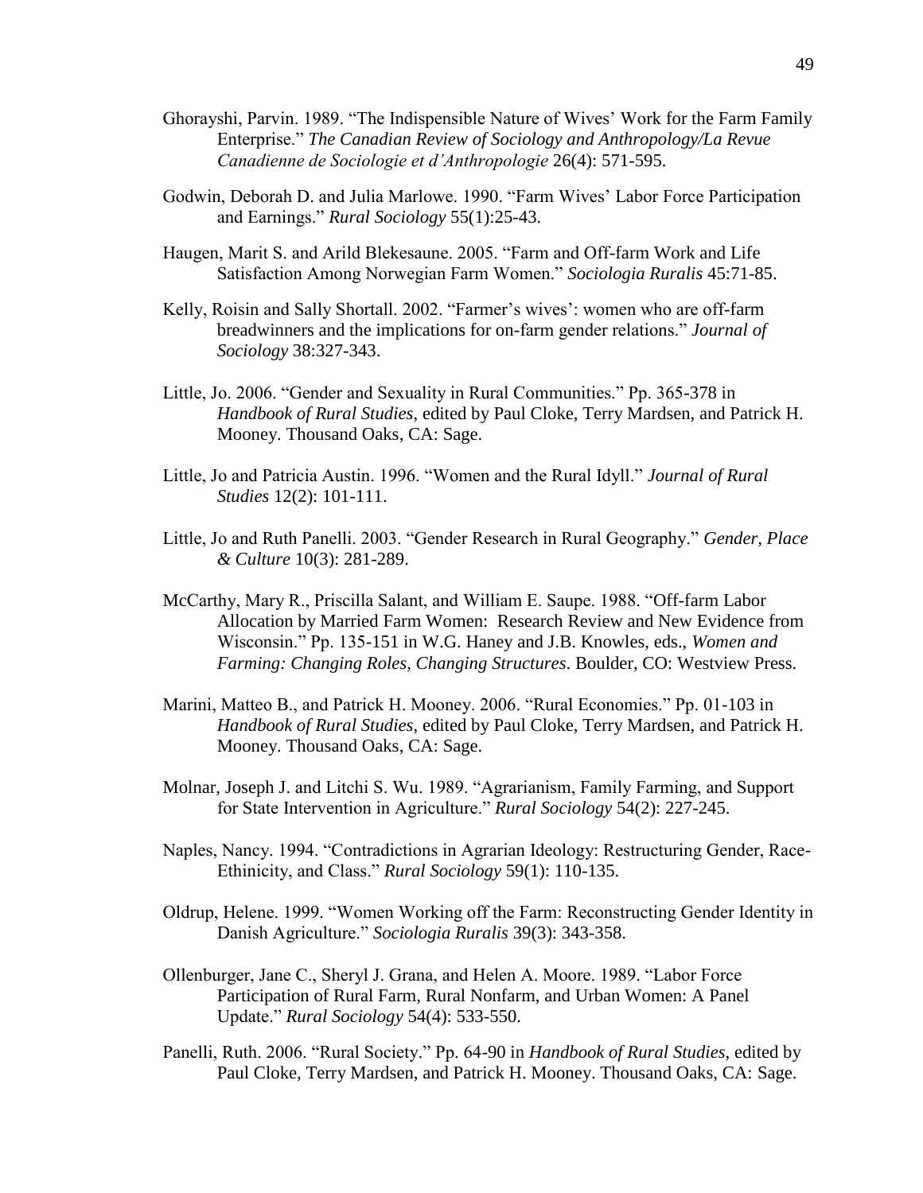Ghorayshi, Parvin. 1989. “The Indispensible Nature of Wives’ Work for the Farm Family Enterprise.” *The Canadian Review of Sociology and Anthropology/La Revue Canadienne de Sociologie et d’Anthropologie* 26(4): 571-595.

Godwin, Deborah D. and Julia Marlowe. 1990. “Farm Wives’ Labor Force Participation and Earnings.” *Rural Sociology* 55(1):25-43.

Haugen, Marit S. and Arild Blekesaune. 2005. “Farm and Off-farm Work and Life Satisfaction Among Norwegian Farm Women.” *Sociologia Ruralis* 45:71-85.

Kelly, Roisin and Sally Shortall. 2002. “Farmer’s wives’: women who are off-farm breadwinners and the implications for on-farm gender relations.” *Journal of Sociology* 38:327-343.

Little, Jo. 2006. “Gender and Sexuality in Rural Communities.” Pp. 365-378 in *Handbook of Rural Studies*, edited by Paul Cloke, Terry Mardsen, and Patrick H. Mooney. Thousand Oaks, CA: Sage.

Little, Jo and Patricia Austin. 1996. “Women and the Rural Idyll.” *Journal of Rural Studies* 12(2): 101-111.

Little, Jo and Ruth Panelli. 2003. “Gender Research in Rural Geography.” *Gender, Place & Culture* 10(3): 281-289.

McCarthy, Mary R., Priscilla Salant, and William E. Saupe. 1988. “Off-farm Labor Allocation by Married Farm Women: Research Review and New Evidence from Wisconsin.” Pp. 135-151 in W.G. Haney and J.B. Knowles, eds., *Women and Farming: Changing Roles, Changing Structures*. Boulder, CO: Westview Press.

Marini, Matteo B., and Patrick H. Mooney. 2006. “Rural Economies.” Pp. 01-103 in *Handbook of Rural Studies*, edited by Paul Cloke, Terry Mardsen, and Patrick H. Mooney. Thousand Oaks, CA: Sage.

Molnar, Joseph J. and Litchi S. Wu. 1989. “Agrarianism, Family Farming, and Support for State Intervention in Agriculture.” *Rural Sociology* 54(2): 227-245.

Naples, Nancy. 1994. “Contradictions in Agrarian Ideology: Restructuring Gender, Race-Ethinicity, and Class.” *Rural Sociology* 59(1): 110-135.

Oldrup, Helene. 1999. “Women Working off the Farm: Reconstructing Gender Identity in Danish Agriculture.” *Sociologia Ruralis* 39(3): 343-358.

Ollenburger, Jane C., Sheryl J. Grana, and Helen A. Moore. 1989. “Labor Force Participation of Rural Farm, Rural Nonfarm, and Urban Women: A Panel Update.” *Rural Sociology* 54(4): 533-550.

Panelli, Ruth. 2006. “Rural Society.” Pp. 64-90 in *Handbook of Rural Studies*, edited by Paul Cloke, Terry Mardsen, and Patrick H. Mooney. Thousand Oaks, CA: Sage.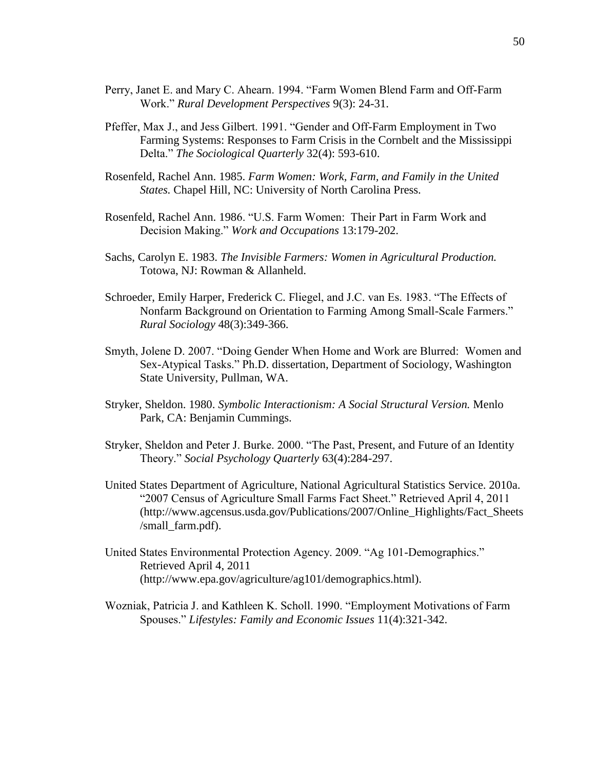Perry, Janet E. and Mary C. Ahearn. 1994. "Farm Women Blend Farm and Off-Farm Work." *Rural Development Perspectives* 9(3): 24-31.

Pfeffer, Max J., and Jess Gilbert. 1991. "Gender and Off-Farm Employment in Two Farming Systems: Responses to Farm Crisis in the Cornbelt and the Mississippi Delta." *The Sociological Quarterly* 32(4): 593-610.

Rosenfeld, Rachel Ann. 1985. *Farm Women: Work, Farm, and Family in the United States.* Chapel Hill, NC: University of North Carolina Press.

Rosenfeld, Rachel Ann. 1986. "U.S. Farm Women: Their Part in Farm Work and Decision Making." *Work and Occupations* 13:179-202.

Sachs, Carolyn E. 1983. *The Invisible Farmers: Women in Agricultural Production.* Totowa, NJ: Rowman & Allanheld.

Schroeder, Emily Harper, Frederick C. Fliegel, and J.C. van Es. 1983. "The Effects of Nonfarm Background on Orientation to Farming Among Small-Scale Farmers." *Rural Sociology* 48(3):349-366.

Smyth, Jolene D. 2007. "Doing Gender When Home and Work are Blurred: Women and Sex-Atypical Tasks." Ph.D. dissertation, Department of Sociology, Washington State University, Pullman, WA.

Stryker, Sheldon. 1980. *Symbolic Interactionism: A Social Structural Version.* Menlo Park, CA: Benjamin Cummings.

Stryker, Sheldon and Peter J. Burke. 2000. "The Past, Present, and Future of an Identity Theory." *Social Psychology Quarterly* 63(4):284-297.

United States Department of Agriculture, National Agricultural Statistics Service. 2010a. "2007 Census of Agriculture Small Farms Fact Sheet." Retrieved April 4, 2011 (http://www.agcensus.usda.gov/Publications/2007/Online_Highlights/Fact_Sheets/small_farm.pdf).

United States Environmental Protection Agency. 2009. "Ag 101-Demographics." Retrieved April 4, 2011 (http://www.epa.gov/agriculture/ag101/demographics.html).

Wozniak, Patricia J. and Kathleen K. Scholl. 1990. "Employment Motivations of Farm Spouses." *Lifestyles: Family and Economic Issues* 11(4):321-342.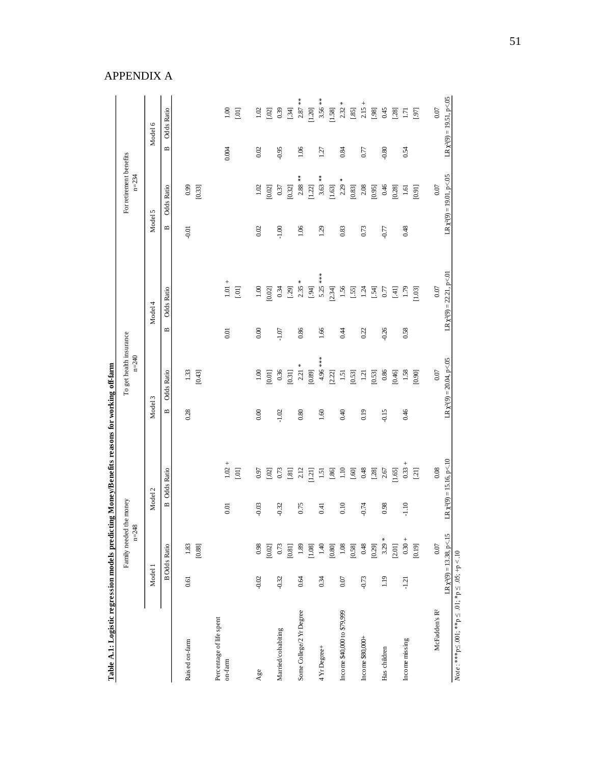# APPENDIX A

**Table A.1: Logistic regression models predicting Money/Benefits reasons for working off-farm**

| | Family needed the money n=248 | | | | To get health insurance n=240 | | | | For retirement benefits n=234 | | | |
|---|---|---|---|---|---|---|---|---|---|---|---|---|
| | Model 1 | | Model 2 | | Model 3 | | Model 4 | | Model 5 | | Model 6 | |
| | B | Odds Ratio | B | Odds Ratio | B | Odds Ratio | B | Odds Ratio | B | Odds Ratio | B | Odds Ratio |
| Raised on-farm | 0.61 | 1.83 | | | 0.28 | 1.33 | | | -0.01 | 0.99 | | |
| | | [0.88] | | | | [0.43] | | | | [0.33] | | |
| Percentage of life spent on-farm | | | 0.01 | 1.02 + | | | 0.01 | 1.01 + | | | 0.004 | 1.00 |
| | | | | [.01] | | | | [.01] | | | | [.01] |
| Age | -0.02 | 0.98 | -0.03 | 0.97 | 0.00 | 1.00 | 0.00 | 1.00 | 0.02 | 1.02 | 0.02 | 1.02 |
| | | [0.02] | | [.02] | | [0.01] | | [0.02] | | [0.02] | | [.02] |
| Married/cohabiting | -0.32 | 0.73 | -0.32 | 0.73 | -1.02 | 0.36 | -1.07 | 0.34 | -1.00 | 0.37 | -0.95 | 0.39 |
| | | [0.81] | | [.81] | | [0.31] | | [.29] | | [0.32] | | [.34] |
| Some College/2 Yr Degree | 0.64 | 1.89 | 0.75 | 2.12 | 0.80 | 2.21 * | 0.86 | 2.35 * | 1.06 | 2.88 ** | 1.06 | 2.87 ** |
| | | [1.08] | | [1.21] | | [0.89] | | [.94] | | [1.22] | | [1.20] |
| 4 Yr Degree+ | 0.34 | 1.40 | 0.41 | 1.51 | 1.60 | 4.96 *** | 1.66 | 5.25 *** | 1.29 | 3.63 ** | 1.27 | 3.56 ** |
| | | [0.80] | | [.86] | | [2.22] | | [2.34] | | [1.63] | | [1.58] |
| Income $40,000 to $79,999 | 0.07 | 1.08 | 0.10 | 1.10 | 0.40 | 1.51 | 0.44 | 1.56 | 0.83 | 2.29 * | 0.84 | 2.32 * |
| | | [0.58] | | [.60] | | [0.53] | | [.55] | | [0.83] | | [.85] |
| Income $80,000+ | -0.73 | 0.48 | -0.74 | 0.48 | 0.19 | 1.21 | 0.22 | 1.24 | 0.73 | 2.08 | 0.77 | 2.15 + |
| | | [0.29] | | [.28] | | [0.53] | | [.54] | | [0.95] | | [.98] |
| Has children | 1.19 | 3.29 * | 0.98 | 2.67 | -0.15 | 0.86 | -0.26 | 0.77 | -0.77 | 0.46 | -0.80 | 0.45 |
| | | [2.01] | | [1.65] | | [0.46] | | [.41] | | [0.28] | | [.28] |
| Income missing | -1.21 | 0.30 + | -1.10 | 0.33 + | 0.46 | 1.58 | 0.58 | 1.79 | 0.48 | 1.61 | 0.54 | 1.71 |
| | | [0.19] | | [.21] | | [0.90] | | [1.03] | | [0.91] | | [.97] |
| McFadden's $R^2$ | | 0.07 | | 0.08 | | 0.07 | | 0.07 | | 0.07 | | 0.07 |
| | LR $\chi^2(9)$ = 13.38, p<.15 | | LR $\chi^2(9)$ = 15.16, p<.10 | | LR $\chi^2(9)$ = 20.04, p<.05 | | LR $\chi^2(9)$ = 22.21, p<.01 | | LR $\chi^2(9)$ = 19.01, p<.05 | | LR $\chi^2(9)$ = 19.51, p<.05 | |

*Note*: ***p≤ .001; **p ≤ .01; *p ≤ .05; +p < .10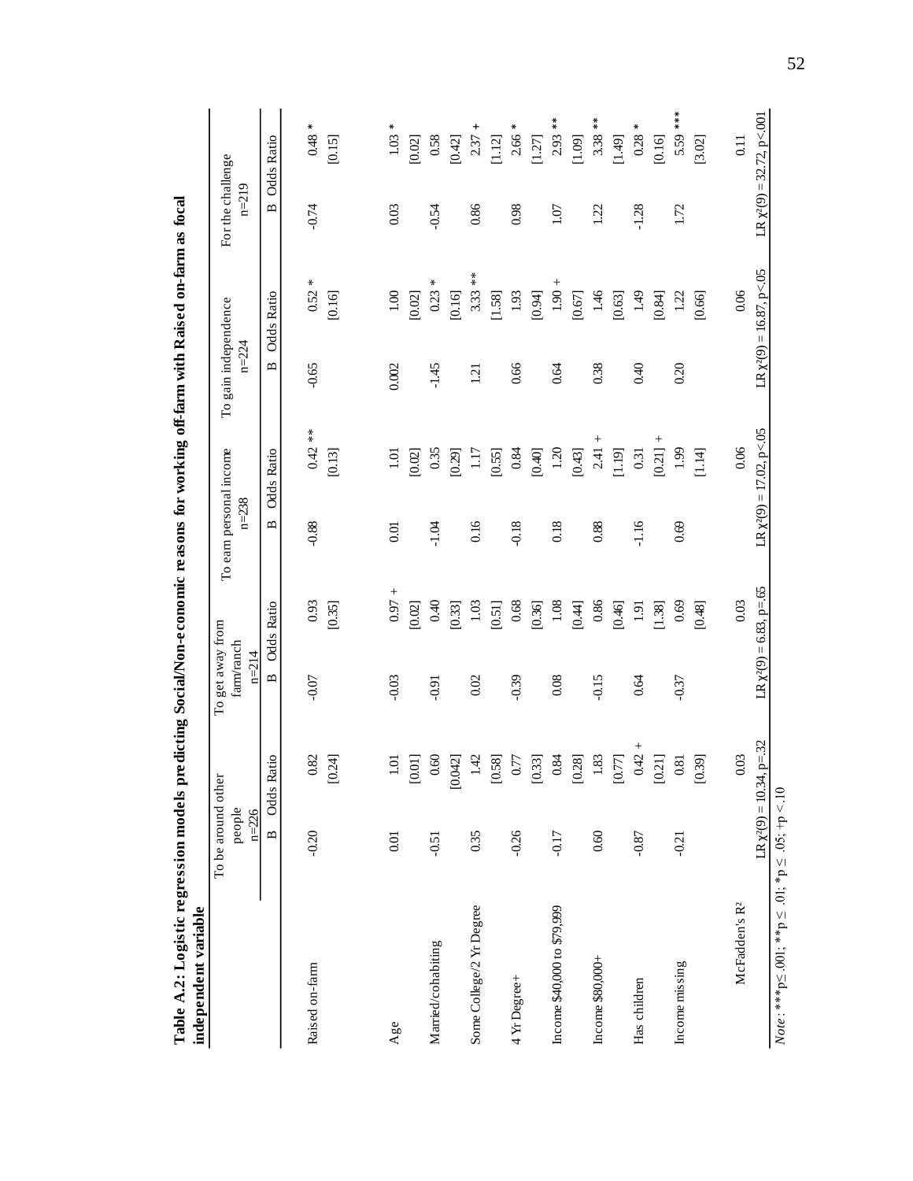**Table A.2: Logistic regression models predicting Social/Non-economic reasons for working off-farm with Raised on-farm as focal independent variable**

| | To be around other people n=226 | | To get away from farm/ranch n=214 | | To earn personal income n=238 | | To gain independence n=224 | | For the challenge n=219 | |
|---|---|---|---|---|---|---|---|---|---|---|
| | B | Odds Ratio | B | Odds Ratio | B | Odds Ratio | B | Odds Ratio | B | Odds Ratio |
| Raised on-farm | -0.20 | 0.82 | -0.07 | 0.93 | -0.88 | 0.42 ** | -0.65 | 0.52 * | -0.74 | 0.48 * |
| | | [0.24] | | [0.35] | | [0.13] | | [0.16] | | [0.15] |
| Age | 0.01 | 1.01 | -0.03 | 0.97 + | 0.01 | 1.01 | 0.002 | 1.00 | 0.03 | 1.03 * |
| | | [0.01] | | [0.02] | | [0.02] | | [0.02] | | [0.02] |
| Married/cohabiting | -0.51 | 0.60 | -0.91 | 0.40 | -1.04 | 0.35 | -1.45 | 0.23 * | -0.54 | 0.58 |
| | | [0.042] | | [0.33] | | [0.29] | | [0.16] | | [0.42] |
| Some College/2 Yr Degree | 0.35 | 1.42 | 0.02 | 1.03 | 0.16 | 1.17 | 1.21 | 3.33 ** | 0.86 | 2.37 + |
| | | [0.58] | | [0.51] | | [0.55] | | [1.58] | | [1.12] |
| 4 Yr Degree+ | -0.26 | 0.77 | -0.39 | 0.68 | -0.18 | 0.84 | 0.66 | 1.93 | 0.98 | 2.66 * |
| | | [0.33] | | [0.36] | | [0.40] | | [0.94] | | [1.27] |
| Income $40,000 to $79,999 | -0.17 | 0.84 | 0.08 | 1.08 | 0.18 | 1.20 | 0.64 | 1.90 + | 1.07 | 2.93 ** |
| | | [0.28] | | [0.44] | | [0.43] | | [0.67] | | [1.09] |
| Income $80,000+ | 0.60 | 1.83 | -0.15 | 0.86 | 0.88 | 2.41 + | 0.38 | 1.46 | 1.22 | 3.38 ** |
| | | [0.77] | | [0.46] | | [1.19] | | [0.63] | | [1.49] |
| Has children | -0.87 | 0.42 + | 0.64 | 1.91 | -1.16 | 0.31 | 0.40 | 1.49 | -1.28 | 0.28 * |
| | | [0.21] | | [1.38] | | [0.21] + | | [0.84] | | [0.16] |
| Income missing | -0.21 | 0.81 | -0.37 | 0.69 | 0.69 | 1.99 | 0.20 | 1.22 | 1.72 | 5.59 *** |
| | | [0.39] | | [0.48] | | [1.14] | | [0.66] | | [3.02] |
| McFadden's R² | | 0.03 | | 0.03 | | 0.06 | | 0.06 | | 0.11 |
| | LR $\chi^2(9)$ = 10.34, p=.32 | | LR $\chi^2(9)$ = 6.83, p=.65 | | LR $\chi^2(9)$ = 17.02, p<.05 | | LR $\chi^2(9)$ = 16.87, p<.05 | | LR $\chi^2(9)$ = 32.72, p<.001 | |

*Note*: ***p ≤ .001; **p ≤ .01; *p ≤ .05; +p < .10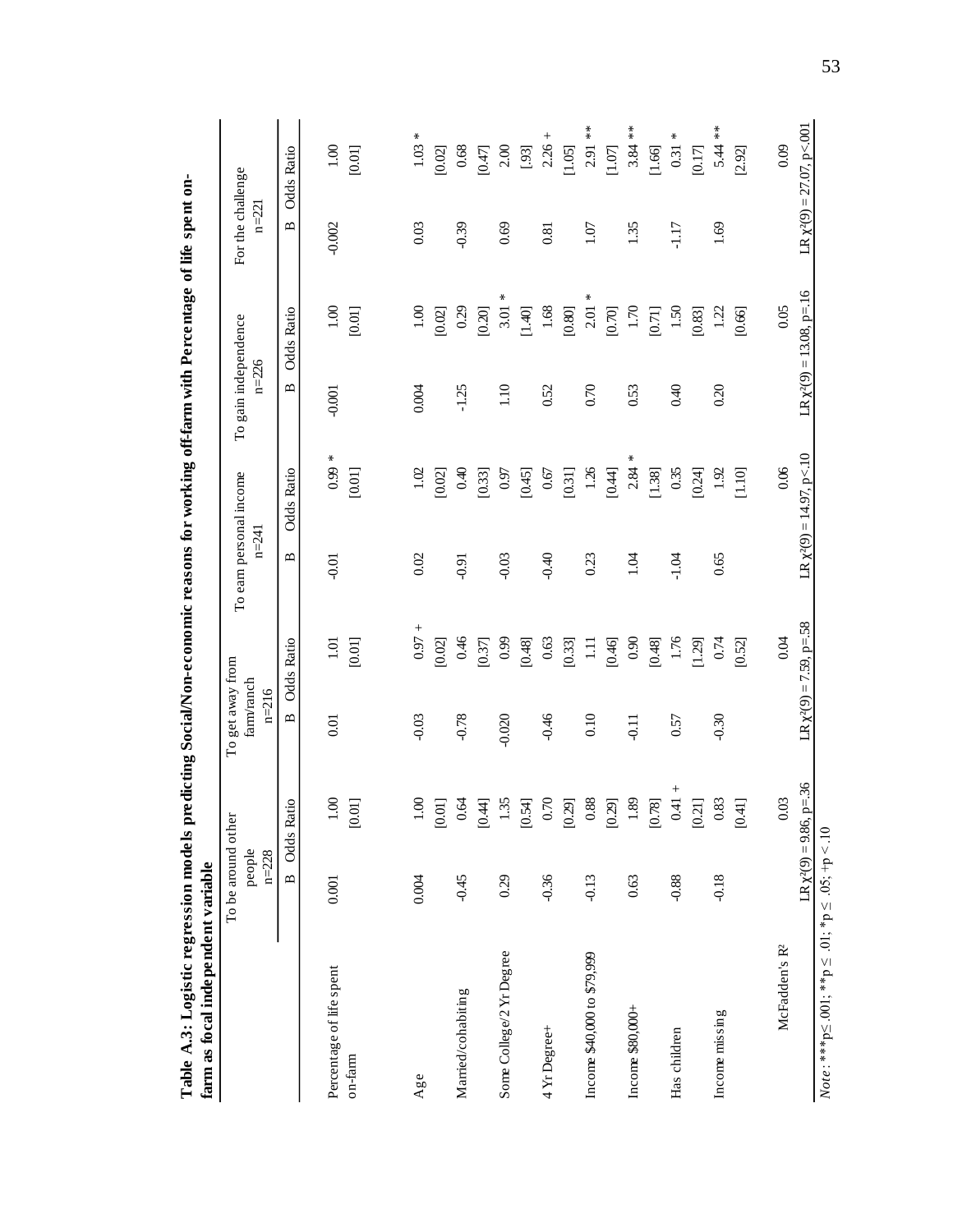**Table A.3: Logistic regression models predicting Social/Non-economic reasons for working off-farm with Percentage of life spent on-farm as focal independent variable**

| | To be around other people n=228 | | To get away from farm/ranch n=216 | | To earn personal income n=241 | | To gain independence n=226 | | For the challenge n=221 | |
|---|---|---|---|---|---|---|---|---|---|---|
| | B | Odds Ratio | B | Odds Ratio | B | Odds Ratio | B | Odds Ratio | B | Odds Ratio |
| Percentage of life spent on-farm | 0.001 | 1.00 | 0.01 | 1.01 | -0.01 | 0.99 * | -0.001 | 1.00 | -0.002 | 1.00 |
| | | [0.01] | | [0.01] | | [0.01] | | [0.01] | | [0.01] |
| Age | 0.004 | 1.00 | -0.03 | 0.97 + | 0.02 | 1.02 | 0.004 | 1.00 | 0.03 | 1.03 * |
| | | [0.01] | | [0.02] | | [0.02] | | [0.02] | | [0.02] |
| Married/cohabiting | -0.45 | 0.64 | -0.78 | 0.46 | -0.91 | 0.40 | -1.25 | 0.29 | -0.39 | 0.68 |
| | | [0.44] | | [0.37] | | [0.33] | | [0.20] | | [0.47] |
| Some College/2 Yr Degree | 0.29 | 1.35 | -0.020 | 0.99 | -0.03 | 0.97 | 1.10 | 3.01 * | 0.69 | 2.00 |
| | | [0.54] | | [0.48] | | [0.45] | | [1.40] | | [.93] |
| 4 Yr Degree+ | -0.36 | 0.70 | -0.46 | 0.63 | -0.40 | 0.67 | 0.52 | 1.68 | 0.81 | 2.26 + |
| | | [0.29] | | [0.33] | | [0.31] | | [0.80] | | [1.05] |
| Income $40,000 to $79,999 | -0.13 | 0.88 | 0.10 | 1.11 | 0.23 | 1.26 | 0.70 | 2.01 * | 1.07 | 2.91 ** |
| | | [0.29] | | [0.46] | | [0.44] | | [0.70] | | [1.07] |
| Income $80,000+ | 0.63 | 1.89 | -0.11 | 0.90 | 1.04 | 2.84 * | 0.53 | 1.70 | 1.35 | 3.84 ** |
| | | [0.78] | | [0.48] | | [1.38] | | [0.71] | | [1.66] |
| Has children | -0.88 | 0.41 + | 0.57 | 1.76 | -1.04 | 0.35 | 0.40 | 1.50 | -1.17 | 0.31 * |
| | | [0.21] | | [1.29] | | [0.24] | | [0.83] | | [0.17] |
| Income missing | -0.18 | 0.83 | -0.30 | 0.74 | 0.65 | 1.92 | 0.20 | 1.22 | 1.69 | 5.44 ** |
| | | [0.41] | | [0.52] | | [1.10] | | [0.66] | | [2.92] |
| McFadden's $R^2$ | | 0.03 | | 0.04 | | 0.06 | | 0.05 | | 0.09 |
| | LR $\chi^2(9)$ = 9.86, p=.36 | | LR $\chi^2(9)$ = 7.59, p=.58 | | LR $\chi^2(9)$ = 14.97, p<.10 | | LR $\chi^2(9)$ = 13.08, p=.16 | | LR $\chi^2(9)$ = 27.07, p<.001 | |

*Note*: ***p≤ .001; **p ≤ .01; *p ≤ .05; +p < .10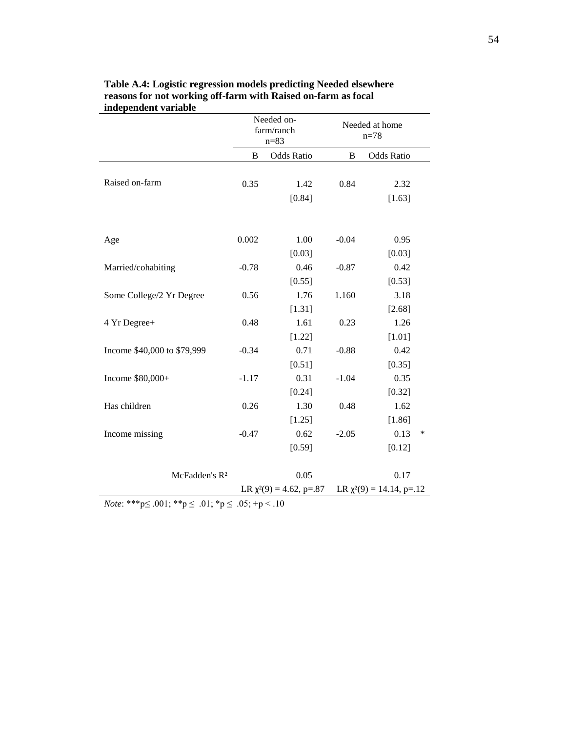**Table A.4: Logistic regression models predicting Needed elsewhere reasons for not working off-farm with Raised on-farm as focal independent variable**

| | Needed on-farm/ranch n=83 | | Needed at home n=78 | | |
|---|---|---|---|---|---|
| | B | Odds Ratio | B | Odds Ratio | |
| Raised on-farm | 0.35 | 1.42 | 0.84 | 2.32 | |
| | | [0.84] | | [1.63] | |
| Age | 0.002 | 1.00 | -0.04 | 0.95 | |
| | | [0.03] | | [0.03] | |
| Married/cohabiting | -0.78 | 0.46 | -0.87 | 0.42 | |
| | | [0.55] | | [0.53] | |
| Some College/2 Yr Degree | 0.56 | 1.76 | 1.160 | 3.18 | |
| | | [1.31] | | [2.68] | |
| 4 Yr Degree+ | 0.48 | 1.61 | 0.23 | 1.26 | |
| | | [1.22] | | [1.01] | |
| Income $40,000 to $79,999 | -0.34 | 0.71 | -0.88 | 0.42 | |
| | | [0.51] | | [0.35] | |
| Income $80,000+ | -1.17 | 0.31 | -1.04 | 0.35 | |
| | | [0.24] | | [0.32] | |
| Has children | 0.26 | 1.30 | 0.48 | 1.62 | |
| | | [1.25] | | [1.86] | |
| Income missing | -0.47 | 0.62 | -2.05 | 0.13 | * |
| | | [0.59] | | [0.12] | |
| McFadden's $R^2$ | | 0.05 | | 0.17 | |
| | LR $\chi^2(9) = 4.62$, p=.87 | | LR $\chi^2(9) = 14.14$, p=.12 | | |

*Note*: ***p≤ .001; **p ≤ .01; *p ≤ .05; +p < .10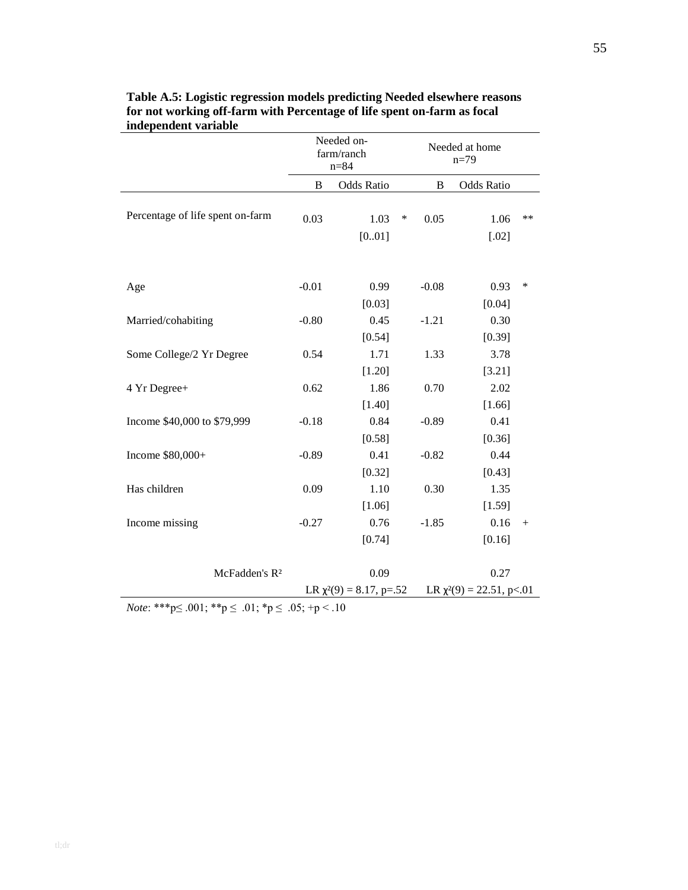**Table A.5: Logistic regression models predicting Needed elsewhere reasons for not working off-farm with Percentage of life spent on-farm as focal independent variable**

| | Needed on-farm/ranch n=84 | | | Needed at home n=79 | | |
|---|---|---|---|---|---|---|
| | B | Odds Ratio | | B | Odds Ratio | |
| Percentage of life spent on-farm | 0.03 | 1.03 | * | 0.05 | 1.06 | ** |
| | | [0..01] | | | [.02] | |
| Age | -0.01 | 0.99 | | -0.08 | 0.93 | * |
| | | [0.03] | | | [0.04] | |
| Married/cohabiting | -0.80 | 0.45 | | -1.21 | 0.30 | |
| | | [0.54] | | | [0.39] | |
| Some College/2 Yr Degree | 0.54 | 1.71 | | 1.33 | 3.78 | |
| | | [1.20] | | | [3.21] | |
| 4 Yr Degree+ | 0.62 | 1.86 | | 0.70 | 2.02 | |
| | | [1.40] | | | [1.66] | |
| Income $40,000 to $79,999 | -0.18 | 0.84 | | -0.89 | 0.41 | |
| | | [0.58] | | | [0.36] | |
| Income $80,000+ | -0.89 | 0.41 | | -0.82 | 0.44 | |
| | | [0.32] | | | [0.43] | |
| Has children | 0.09 | 1.10 | | 0.30 | 1.35 | |
| | | [1.06] | | | [1.59] | |
| Income missing | -0.27 | 0.76 | | -1.85 | 0.16 | + |
| | | [0.74] | | | [0.16] | |
| McFadden's $R^2$ | | 0.09 | | | 0.27 | |
| | LR $\chi^2(9) = 8.17$, p=.52 | | | LR $\chi^2(9) = 22.51$, p<.01 | | |

*Note*: ***p≤ .001; **p ≤ .01; *p ≤ .05; +p < .10